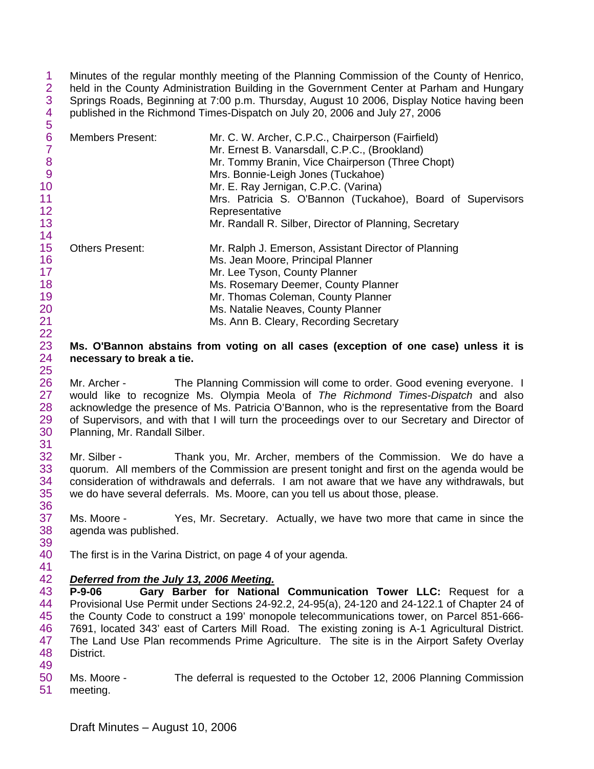Minutes of the regular monthly meeting of the Planning Commission of the County of Henrico, held in the County Administration Building in the Government Center at Parham and Hungary Springs Roads, Beginning at 7:00 p.m. Thursday, August 10 2006, Display Notice having been published in the Richmond Times-Dispatch on July 20, 2006 and July 27, 2006

| | |
|---|---|
| Members Present: | Mr. C. W. Archer, C.P.C., Chairperson (Fairfield) |
| | Mr. Ernest B. Vanarsdall, C.P.C., (Brookland) |
| | Mr. Tommy Branin, Vice Chairperson (Three Chopt) |
| | Mrs. Bonnie-Leigh Jones (Tuckahoe) |
| | Mr. E. Ray Jernigan, C.P.C. (Varina) |
| | Mrs. Patricia S. O'Bannon (Tuckahoe), Board of Supervisors Representative |
| | Mr. Randall R. Silber, Director of Planning, Secretary |
| Others Present: | Mr. Ralph J. Emerson, Assistant Director of Planning |
| | Ms. Jean Moore, Principal Planner |
| | Mr. Lee Tyson, County Planner |
| | Ms. Rosemary Deemer, County Planner |
| | Mr. Thomas Coleman, County Planner |
| | Ms. Natalie Neaves, County Planner |
| | Ms. Ann B. Cleary, Recording Secretary |

**Ms. O'Bannon abstains from voting on all cases (exception of one case) unless it is necessary to break a tie.**

Mr. Archer - The Planning Commission will come to order. Good evening everyone. I would like to recognize Ms. Olympia Meola of *The Richmond Times-Dispatch* and also acknowledge the presence of Ms. Patricia O'Bannon, who is the representative from the Board of Supervisors, and with that I will turn the proceedings over to our Secretary and Director of Planning, Mr. Randall Silber.

Mr. Silber - Thank you, Mr. Archer, members of the Commission. We do have a quorum. All members of the Commission are present tonight and first on the agenda would be consideration of withdrawals and deferrals. I am not aware that we have any withdrawals, but we do have several deferrals. Ms. Moore, can you tell us about those, please.

Ms. Moore - Yes, Mr. Secretary. Actually, we have two more that came in since the agenda was published.

The first is in the Varina District, on page 4 of your agenda.

***Deferred from the July 13, 2006 Meeting.***

**P-9-06 Gary Barber for National Communication Tower LLC:** Request for a Provisional Use Permit under Sections 24-92.2, 24-95(a), 24-120 and 24-122.1 of Chapter 24 of the County Code to construct a 199' monopole telecommunications tower, on Parcel 851-666-7691, located 343' east of Carters Mill Road. The existing zoning is A-1 Agricultural District. The Land Use Plan recommends Prime Agriculture. The site is in the Airport Safety Overlay District.

Ms. Moore - The deferral is requested to the October 12, 2006 Planning Commission meeting.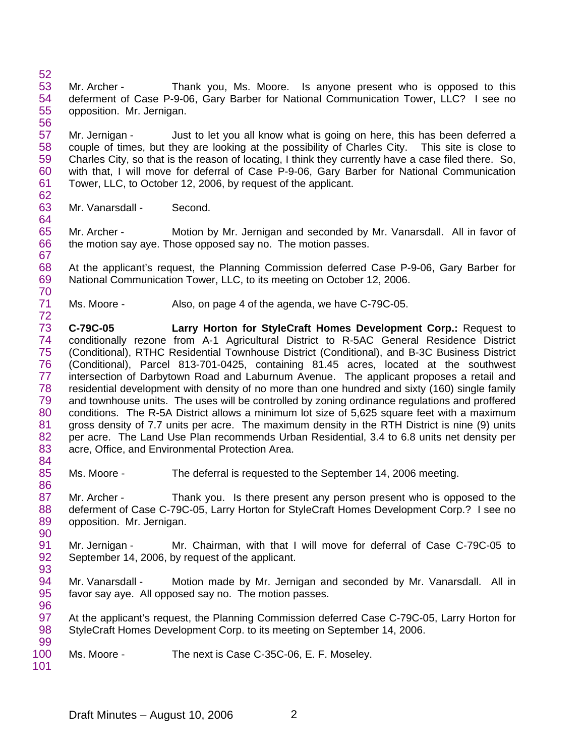Mr. Archer - Thank you, Ms. Moore. Is anyone present who is opposed to this deferment of Case P-9-06, Gary Barber for National Communication Tower, LLC? I see no opposition. Mr. Jernigan.

Mr. Jernigan - Just to let you all know what is going on here, this has been deferred a couple of times, but they are looking at the possibility of Charles City. This site is close to Charles City, so that is the reason of locating, I think they currently have a case filed there. So, with that, I will move for deferral of Case P-9-06, Gary Barber for National Communication Tower, LLC, to October 12, 2006, by request of the applicant.

Mr. Vanarsdall - Second.

Mr. Archer - Motion by Mr. Jernigan and seconded by Mr. Vanarsdall. All in favor of the motion say aye. Those opposed say no. The motion passes.

At the applicant's request, the Planning Commission deferred Case P-9-06, Gary Barber for National Communication Tower, LLC, to its meeting on October 12, 2006.

Ms. Moore - Also, on page 4 of the agenda, we have C-79C-05.

**C-79C-05 Larry Horton for StyleCraft Homes Development Corp.:** Request to conditionally rezone from A-1 Agricultural District to R-5AC General Residence District (Conditional), RTHC Residential Townhouse District (Conditional), and B-3C Business District (Conditional), Parcel 813-701-0425, containing 81.45 acres, located at the southwest intersection of Darbytown Road and Laburnum Avenue. The applicant proposes a retail and residential development with density of no more than one hundred and sixty (160) single family and townhouse units. The uses will be controlled by zoning ordinance regulations and proffered conditions. The R-5A District allows a minimum lot size of 5,625 square feet with a maximum gross density of 7.7 units per acre. The maximum density in the RTH District is nine (9) units per acre. The Land Use Plan recommends Urban Residential, 3.4 to 6.8 units net density per acre, Office, and Environmental Protection Area.

Ms. Moore - The deferral is requested to the September 14, 2006 meeting.

Mr. Archer - Thank you. Is there present any person present who is opposed to the deferment of Case C-79C-05, Larry Horton for StyleCraft Homes Development Corp.? I see no opposition. Mr. Jernigan.

Mr. Jernigan - Mr. Chairman, with that I will move for deferral of Case C-79C-05 to September 14, 2006, by request of the applicant.

Mr. Vanarsdall - Motion made by Mr. Jernigan and seconded by Mr. Vanarsdall. All in favor say aye. All opposed say no. The motion passes.

At the applicant's request, the Planning Commission deferred Case C-79C-05, Larry Horton for StyleCraft Homes Development Corp. to its meeting on September 14, 2006.

Ms. Moore - The next is Case C-35C-06, E. F. Moseley.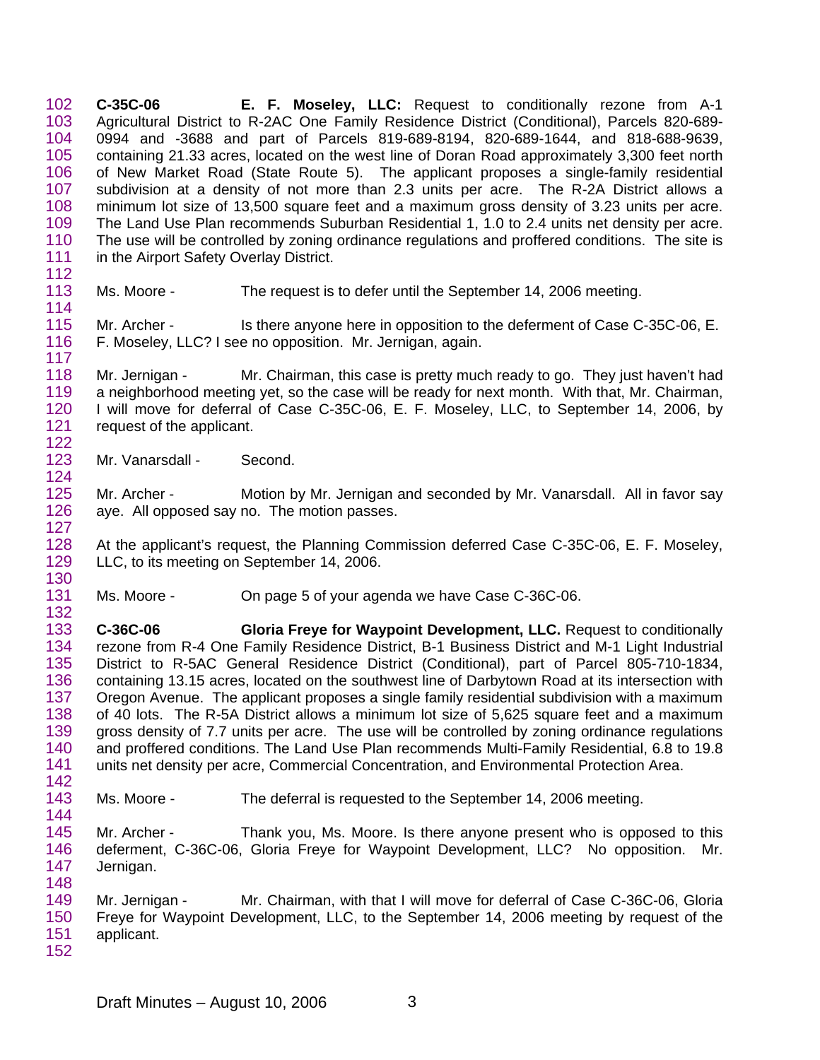**C-35C-06** **E. F. Moseley, LLC:** Request to conditionally rezone from A-1 Agricultural District to R-2AC One Family Residence District (Conditional), Parcels 820-689-0994 and -3688 and part of Parcels 819-689-8194, 820-689-1644, and 818-688-9639, containing 21.33 acres, located on the west line of Doran Road approximately 3,300 feet north of New Market Road (State Route 5). The applicant proposes a single-family residential subdivision at a density of not more than 2.3 units per acre. The R-2A District allows a minimum lot size of 13,500 square feet and a maximum gross density of 3.23 units per acre. The Land Use Plan recommends Suburban Residential 1, 1.0 to 2.4 units net density per acre. The use will be controlled by zoning ordinance regulations and proffered conditions. The site is in the Airport Safety Overlay District.

Ms. Moore - The request is to defer until the September 14, 2006 meeting.

Mr. Archer - Is there anyone here in opposition to the deferment of Case C-35C-06, E. F. Moseley, LLC? I see no opposition. Mr. Jernigan, again.

Mr. Jernigan - Mr. Chairman, this case is pretty much ready to go. They just haven't had a neighborhood meeting yet, so the case will be ready for next month. With that, Mr. Chairman, I will move for deferral of Case C-35C-06, E. F. Moseley, LLC, to September 14, 2006, by request of the applicant.

Mr. Vanarsdall - Second.

Mr. Archer - Motion by Mr. Jernigan and seconded by Mr. Vanarsdall. All in favor say aye. All opposed say no. The motion passes.

At the applicant's request, the Planning Commission deferred Case C-35C-06, E. F. Moseley, LLC, to its meeting on September 14, 2006.

Ms. Moore - On page 5 of your agenda we have Case C-36C-06.

**C-36C-06** **Gloria Freye for Waypoint Development, LLC.** Request to conditionally rezone from R-4 One Family Residence District, B-1 Business District and M-1 Light Industrial District to R-5AC General Residence District (Conditional), part of Parcel 805-710-1834, containing 13.15 acres, located on the southwest line of Darbytown Road at its intersection with Oregon Avenue. The applicant proposes a single family residential subdivision with a maximum of 40 lots. The R-5A District allows a minimum lot size of 5,625 square feet and a maximum gross density of 7.7 units per acre. The use will be controlled by zoning ordinance regulations and proffered conditions. The Land Use Plan recommends Multi-Family Residential, 6.8 to 19.8 units net density per acre, Commercial Concentration, and Environmental Protection Area.

Ms. Moore - The deferral is requested to the September 14, 2006 meeting.

Mr. Archer - Thank you, Ms. Moore. Is there anyone present who is opposed to this deferment, C-36C-06, Gloria Freye for Waypoint Development, LLC? No opposition. Mr. Jernigan.

Mr. Jernigan - Mr. Chairman, with that I will move for deferral of Case C-36C-06, Gloria Freye for Waypoint Development, LLC, to the September 14, 2006 meeting by request of the applicant.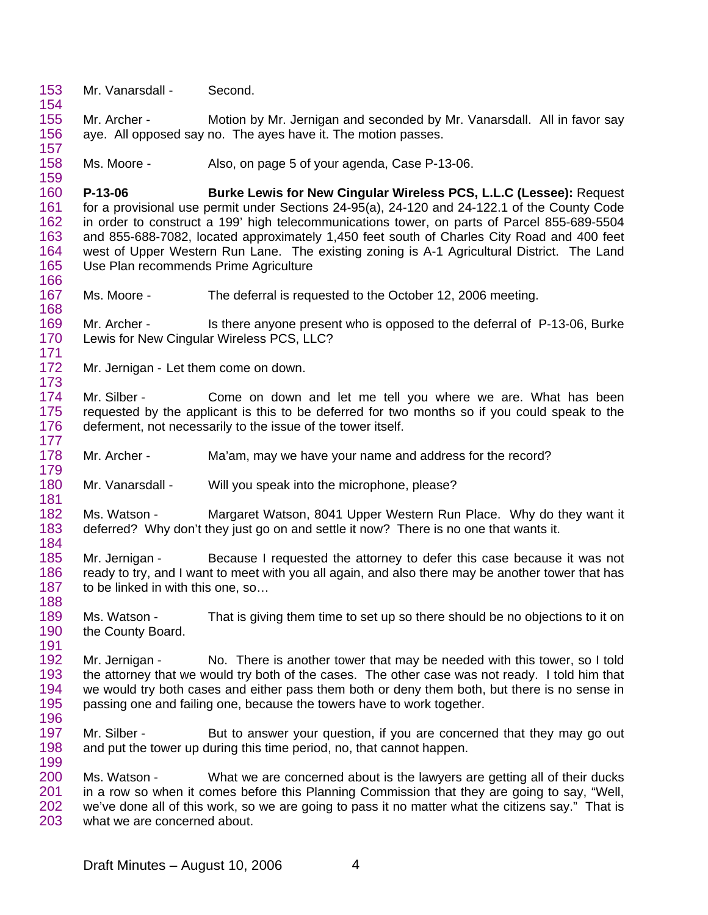Mr. Vanarsdall - Second.

Mr. Archer - Motion by Mr. Jernigan and seconded by Mr. Vanarsdall. All in favor say aye. All opposed say no. The ayes have it. The motion passes.

Ms. Moore - Also, on page 5 of your agenda, Case P-13-06.

**P-13-06 Burke Lewis for New Cingular Wireless PCS, L.L.C (Lessee):** Request for a provisional use permit under Sections 24-95(a), 24-120 and 24-122.1 of the County Code in order to construct a 199' high telecommunications tower, on parts of Parcel 855-689-5504 and 855-688-7082, located approximately 1,450 feet south of Charles City Road and 400 feet west of Upper Western Run Lane. The existing zoning is A-1 Agricultural District. The Land Use Plan recommends Prime Agriculture

Ms. Moore - The deferral is requested to the October 12, 2006 meeting.

Mr. Archer - Is there anyone present who is opposed to the deferral of P-13-06, Burke Lewis for New Cingular Wireless PCS, LLC?

Mr. Jernigan - Let them come on down.

Mr. Silber - Come on down and let me tell you where we are. What has been requested by the applicant is this to be deferred for two months so if you could speak to the deferment, not necessarily to the issue of the tower itself.

Mr. Archer - Ma'am, may we have your name and address for the record?

Mr. Vanarsdall - Will you speak into the microphone, please?

Ms. Watson - Margaret Watson, 8041 Upper Western Run Place. Why do they want it deferred? Why don't they just go on and settle it now? There is no one that wants it.

Mr. Jernigan - Because I requested the attorney to defer this case because it was not ready to try, and I want to meet with you all again, and also there may be another tower that has to be linked in with this one, so…

Ms. Watson - That is giving them time to set up so there should be no objections to it on the County Board.

Mr. Jernigan - No. There is another tower that may be needed with this tower, so I told the attorney that we would try both of the cases. The other case was not ready. I told him that we would try both cases and either pass them both or deny them both, but there is no sense in passing one and failing one, because the towers have to work together.

Mr. Silber - But to answer your question, if you are concerned that they may go out and put the tower up during this time period, no, that cannot happen.

Ms. Watson - What we are concerned about is the lawyers are getting all of their ducks in a row so when it comes before this Planning Commission that they are going to say, "Well, we've done all of this work, so we are going to pass it no matter what the citizens say." That is what we are concerned about.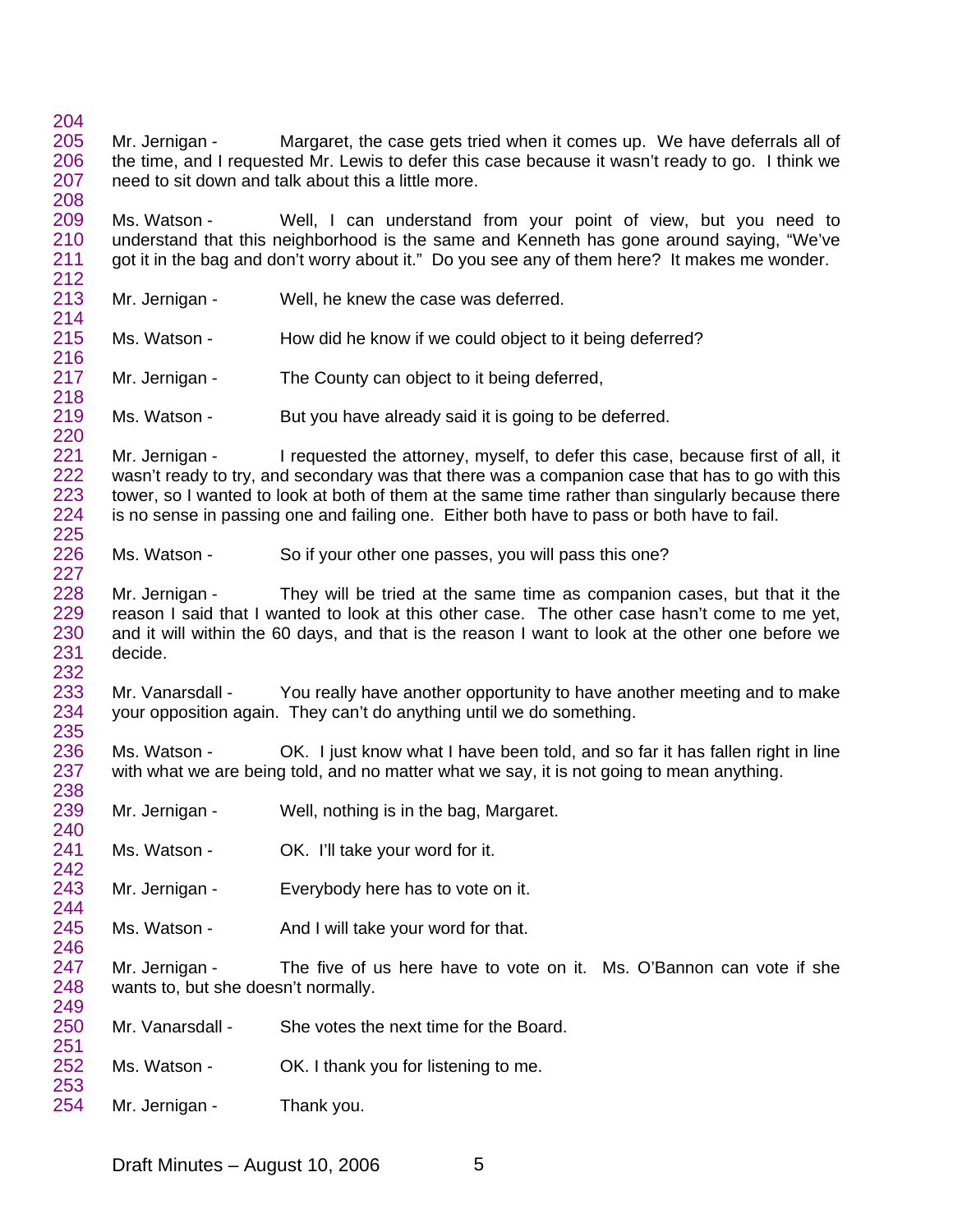Mr. Jernigan - Margaret, the case gets tried when it comes up. We have deferrals all of the time, and I requested Mr. Lewis to defer this case because it wasn't ready to go. I think we need to sit down and talk about this a little more.

Ms. Watson - Well, I can understand from your point of view, but you need to understand that this neighborhood is the same and Kenneth has gone around saying, "We've got it in the bag and don't worry about it." Do you see any of them here? It makes me wonder.

Mr. Jernigan - Well, he knew the case was deferred.

Ms. Watson - How did he know if we could object to it being deferred?

Mr. Jernigan - The County can object to it being deferred,

Ms. Watson - But you have already said it is going to be deferred.

Mr. Jernigan - I requested the attorney, myself, to defer this case, because first of all, it wasn't ready to try, and secondary was that there was a companion case that has to go with this tower, so I wanted to look at both of them at the same time rather than singularly because there is no sense in passing one and failing one. Either both have to pass or both have to fail.

Ms. Watson - So if your other one passes, you will pass this one?

Mr. Jernigan - They will be tried at the same time as companion cases, but that it the reason I said that I wanted to look at this other case. The other case hasn't come to me yet, and it will within the 60 days, and that is the reason I want to look at the other one before we decide.

Mr. Vanarsdall - You really have another opportunity to have another meeting and to make your opposition again. They can't do anything until we do something.

Ms. Watson - OK. I just know what I have been told, and so far it has fallen right in line with what we are being told, and no matter what we say, it is not going to mean anything.

Mr. Jernigan - Well, nothing is in the bag, Margaret.

Ms. Watson - OK. I'll take your word for it.

Mr. Jernigan - Everybody here has to vote on it.

Ms. Watson - And I will take your word for that.

Mr. Jernigan - The five of us here have to vote on it. Ms. O'Bannon can vote if she wants to, but she doesn't normally.

Mr. Vanarsdall - She votes the next time for the Board.

Ms. Watson - OK. I thank you for listening to me.

Mr. Jernigan - Thank you.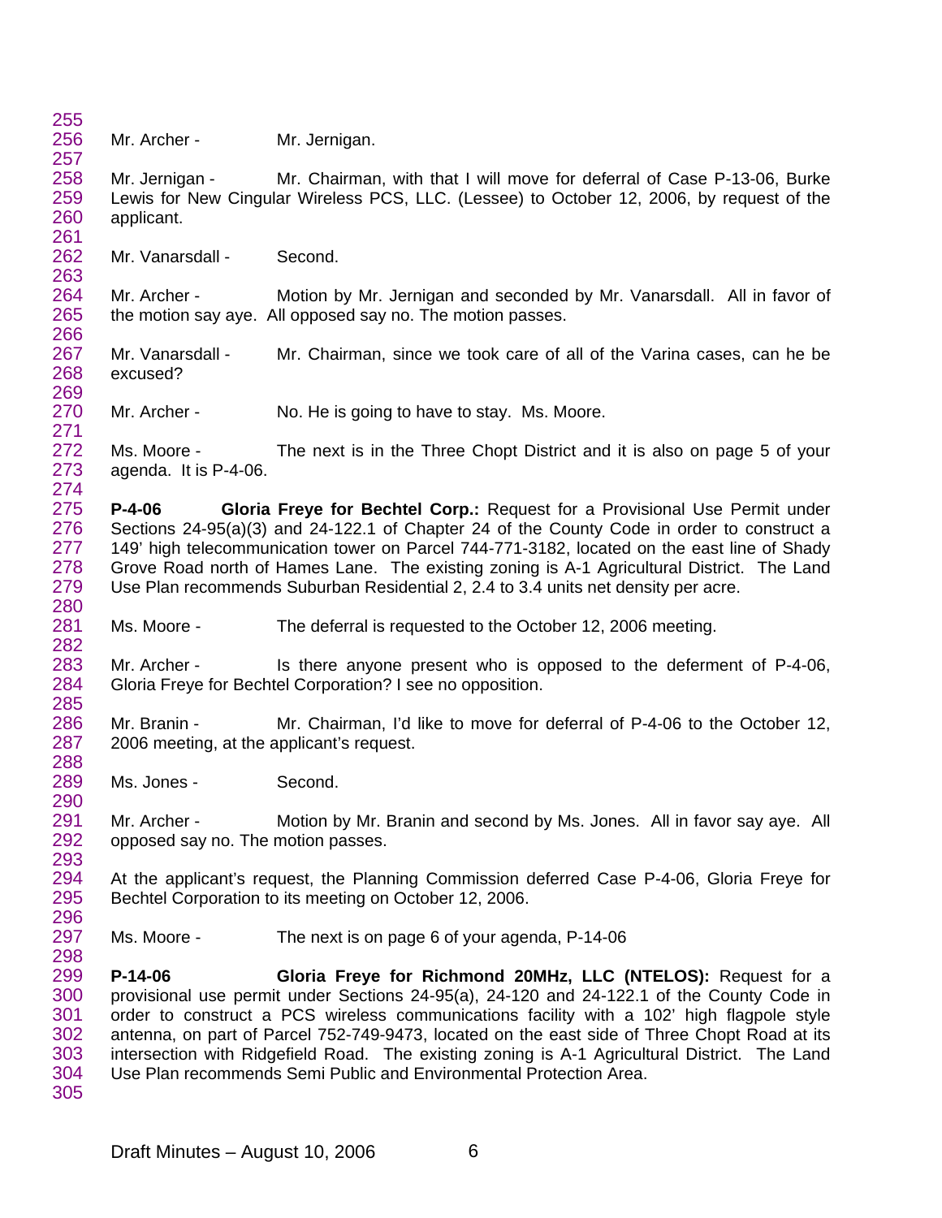Mr. Archer - Mr. Jernigan.

Mr. Jernigan - Mr. Chairman, with that I will move for deferral of Case P-13-06, Burke Lewis for New Cingular Wireless PCS, LLC. (Lessee) to October 12, 2006, by request of the applicant.

Mr. Vanarsdall - Second.

Mr. Archer - Motion by Mr. Jernigan and seconded by Mr. Vanarsdall. All in favor of the motion say aye. All opposed say no. The motion passes.

Mr. Vanarsdall - Mr. Chairman, since we took care of all of the Varina cases, can he be excused?

Mr. Archer - No. He is going to have to stay. Ms. Moore.

Ms. Moore - The next is in the Three Chopt District and it is also on page 5 of your agenda. It is P-4-06.

**P-4-06 Gloria Freye for Bechtel Corp.:** Request for a Provisional Use Permit under Sections 24-95(a)(3) and 24-122.1 of Chapter 24 of the County Code in order to construct a 149' high telecommunication tower on Parcel 744-771-3182, located on the east line of Shady Grove Road north of Hames Lane. The existing zoning is A-1 Agricultural District. The Land Use Plan recommends Suburban Residential 2, 2.4 to 3.4 units net density per acre.

Ms. Moore - The deferral is requested to the October 12, 2006 meeting.

Mr. Archer - Is there anyone present who is opposed to the deferment of P-4-06, Gloria Freye for Bechtel Corporation? I see no opposition.

Mr. Branin - Mr. Chairman, I'd like to move for deferral of P-4-06 to the October 12, 2006 meeting, at the applicant's request.

Ms. Jones - Second.

Mr. Archer - Motion by Mr. Branin and second by Ms. Jones. All in favor say aye. All opposed say no. The motion passes.

At the applicant's request, the Planning Commission deferred Case P-4-06, Gloria Freye for Bechtel Corporation to its meeting on October 12, 2006.

Ms. Moore - The next is on page 6 of your agenda, P-14-06

**P-14-06 Gloria Freye for Richmond 20MHz, LLC (NTELOS):** Request for a provisional use permit under Sections 24-95(a), 24-120 and 24-122.1 of the County Code in order to construct a PCS wireless communications facility with a 102' high flagpole style antenna, on part of Parcel 752-749-9473, located on the east side of Three Chopt Road at its intersection with Ridgefield Road. The existing zoning is A-1 Agricultural District. The Land Use Plan recommends Semi Public and Environmental Protection Area.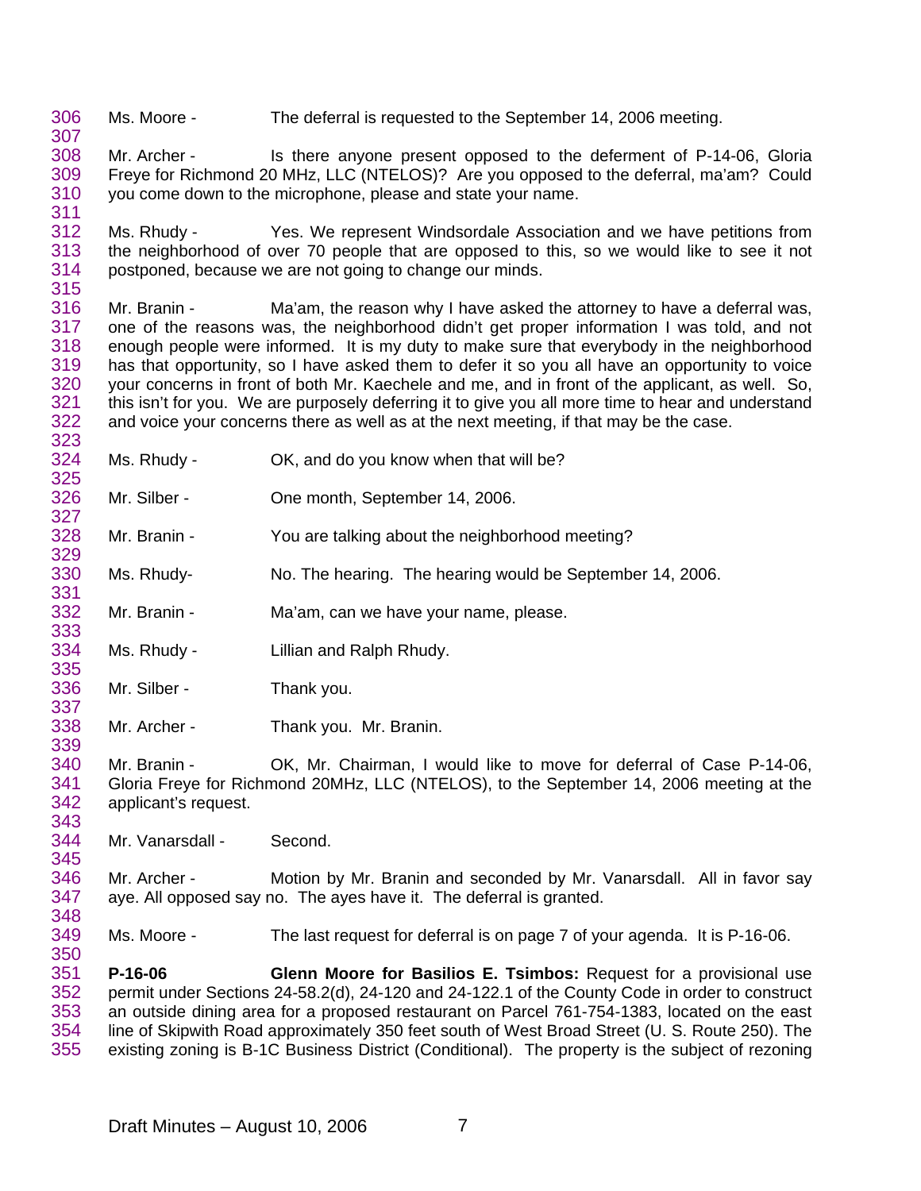Ms. Moore - The deferral is requested to the September 14, 2006 meeting.

Mr. Archer - Is there anyone present opposed to the deferment of P-14-06, Gloria Freye for Richmond 20 MHz, LLC (NTELOS)? Are you opposed to the deferral, ma'am? Could you come down to the microphone, please and state your name.

Ms. Rhudy - Yes. We represent Windsordale Association and we have petitions from the neighborhood of over 70 people that are opposed to this, so we would like to see it not postponed, because we are not going to change our minds.

Mr. Branin - Ma'am, the reason why I have asked the attorney to have a deferral was, one of the reasons was, the neighborhood didn't get proper information I was told, and not enough people were informed. It is my duty to make sure that everybody in the neighborhood has that opportunity, so I have asked them to defer it so you all have an opportunity to voice your concerns in front of both Mr. Kaechele and me, and in front of the applicant, as well. So, this isn't for you. We are purposely deferring it to give you all more time to hear and understand and voice your concerns there as well as at the next meeting, if that may be the case.

Ms. Rhudy - OK, and do you know when that will be?

Mr. Silber - One month, September 14, 2006.

Mr. Branin - You are talking about the neighborhood meeting?

Ms. Rhudy- No. The hearing. The hearing would be September 14, 2006.

Mr. Branin - Ma'am, can we have your name, please.

Ms. Rhudy - Lillian and Ralph Rhudy.

Mr. Silber - Thank you.

Mr. Archer - Thank you. Mr. Branin.

Mr. Branin - OK, Mr. Chairman, I would like to move for deferral of Case P-14-06, Gloria Freye for Richmond 20MHz, LLC (NTELOS), to the September 14, 2006 meeting at the applicant's request.

Mr. Vanarsdall - Second.

Mr. Archer - Motion by Mr. Branin and seconded by Mr. Vanarsdall. All in favor say aye. All opposed say no. The ayes have it. The deferral is granted.

Ms. Moore - The last request for deferral is on page 7 of your agenda. It is P-16-06.

**P-16-06** **Glenn Moore for Basilios E. Tsimbos:** Request for a provisional use permit under Sections 24-58.2(d), 24-120 and 24-122.1 of the County Code in order to construct an outside dining area for a proposed restaurant on Parcel 761-754-1383, located on the east line of Skipwith Road approximately 350 feet south of West Broad Street (U. S. Route 250). The existing zoning is B-1C Business District (Conditional). The property is the subject of rezoning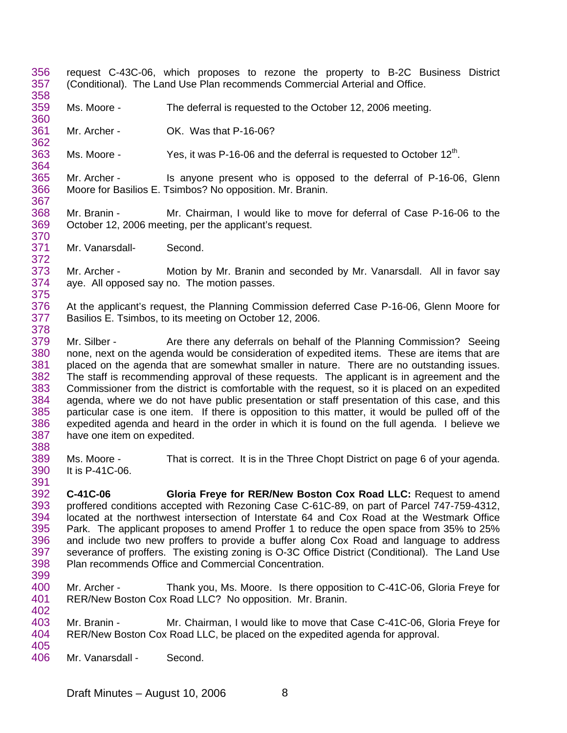request C-43C-06, which proposes to rezone the property to B-2C Business District (Conditional). The Land Use Plan recommends Commercial Arterial and Office.

Ms. Moore - The deferral is requested to the October 12, 2006 meeting.

Mr. Archer - OK. Was that P-16-06?

Ms. Moore - Yes, it was P-16-06 and the deferral is requested to October 12th.

Mr. Archer - Is anyone present who is opposed to the deferral of P-16-06, Glenn Moore for Basilios E. Tsimbos? No opposition. Mr. Branin.

Mr. Branin - Mr. Chairman, I would like to move for deferral of Case P-16-06 to the October 12, 2006 meeting, per the applicant's request.

Mr. Vanarsdall- Second.

Mr. Archer - Motion by Mr. Branin and seconded by Mr. Vanarsdall. All in favor say aye. All opposed say no. The motion passes.

At the applicant's request, the Planning Commission deferred Case P-16-06, Glenn Moore for Basilios E. Tsimbos, to its meeting on October 12, 2006.

Mr. Silber - Are there any deferrals on behalf of the Planning Commission? Seeing none, next on the agenda would be consideration of expedited items. These are items that are placed on the agenda that are somewhat smaller in nature. There are no outstanding issues. The staff is recommending approval of these requests. The applicant is in agreement and the Commissioner from the district is comfortable with the request, so it is placed on an expedited agenda, where we do not have public presentation or staff presentation of this case, and this particular case is one item. If there is opposition to this matter, it would be pulled off of the expedited agenda and heard in the order in which it is found on the full agenda. I believe we have one item on expedited.

Ms. Moore - That is correct. It is in the Three Chopt District on page 6 of your agenda. It is P-41C-06.

**C-41C-06** **Gloria Freye for RER/New Boston Cox Road LLC:** Request to amend proffered conditions accepted with Rezoning Case C-61C-89, on part of Parcel 747-759-4312, located at the northwest intersection of Interstate 64 and Cox Road at the Westmark Office Park. The applicant proposes to amend Proffer 1 to reduce the open space from 35% to 25% and include two new proffers to provide a buffer along Cox Road and language to address severance of proffers. The existing zoning is O-3C Office District (Conditional). The Land Use Plan recommends Office and Commercial Concentration.

Mr. Archer - Thank you, Ms. Moore. Is there opposition to C-41C-06, Gloria Freye for RER/New Boston Cox Road LLC? No opposition. Mr. Branin.

Mr. Branin - Mr. Chairman, I would like to move that Case C-41C-06, Gloria Freye for RER/New Boston Cox Road LLC, be placed on the expedited agenda for approval.

Mr. Vanarsdall - Second.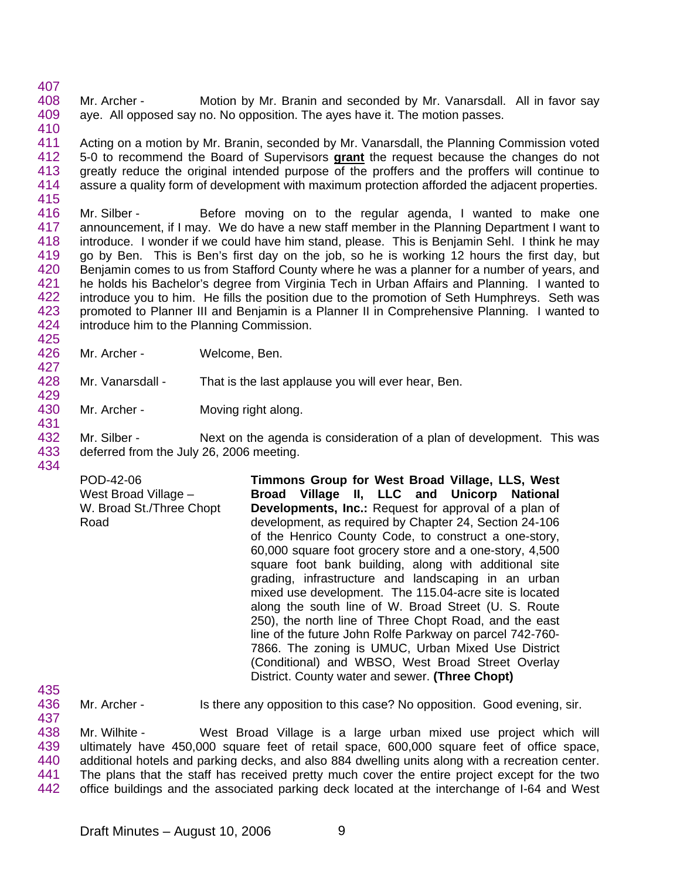Mr. Archer - Motion by Mr. Branin and seconded by Mr. Vanarsdall. All in favor say aye. All opposed say no. No opposition. The ayes have it. The motion passes.

Acting on a motion by Mr. Branin, seconded by Mr. Vanarsdall, the Planning Commission voted 5-0 to recommend the Board of Supervisors **grant** the request because the changes do not greatly reduce the original intended purpose of the proffers and the proffers will continue to assure a quality form of development with maximum protection afforded the adjacent properties.

Mr. Silber - Before moving on to the regular agenda, I wanted to make one announcement, if I may. We do have a new staff member in the Planning Department I want to introduce. I wonder if we could have him stand, please. This is Benjamin Sehl. I think he may go by Ben. This is Ben's first day on the job, so he is working 12 hours the first day, but Benjamin comes to us from Stafford County where he was a planner for a number of years, and he holds his Bachelor's degree from Virginia Tech in Urban Affairs and Planning. I wanted to introduce you to him. He fills the position due to the promotion of Seth Humphreys. Seth was promoted to Planner III and Benjamin is a Planner II in Comprehensive Planning. I wanted to introduce him to the Planning Commission.

Mr. Archer - Welcome, Ben.

Mr. Vanarsdall - That is the last applause you will ever hear, Ben.

Mr. Archer - Moving right along.

Mr. Silber - Next on the agenda is consideration of a plan of development. This was deferred from the July 26, 2006 meeting.

POD-42-06
West Broad Village –
W. Broad St./Three Chopt Road

**Timmons Group for West Broad Village, LLS, West Broad Village II, LLC and Unicorp National Developments, Inc.:** Request for approval of a plan of development, as required by Chapter 24, Section 24-106 of the Henrico County Code, to construct a one-story, 60,000 square foot grocery store and a one-story, 4,500 square foot bank building, along with additional site grading, infrastructure and landscaping in an urban mixed use development. The 115.04-acre site is located along the south line of W. Broad Street (U. S. Route 250), the north line of Three Chopt Road, and the east line of the future John Rolfe Parkway on parcel 742-760-7866. The zoning is UMUC, Urban Mixed Use District (Conditional) and WBSO, West Broad Street Overlay District. County water and sewer. **(Three Chopt)**

Mr. Archer - Is there any opposition to this case? No opposition. Good evening, sir.

Mr. Wilhite - West Broad Village is a large urban mixed use project which will ultimately have 450,000 square feet of retail space, 600,000 square feet of office space, additional hotels and parking decks, and also 884 dwelling units along with a recreation center. The plans that the staff has received pretty much cover the entire project except for the two office buildings and the associated parking deck located at the interchange of I-64 and West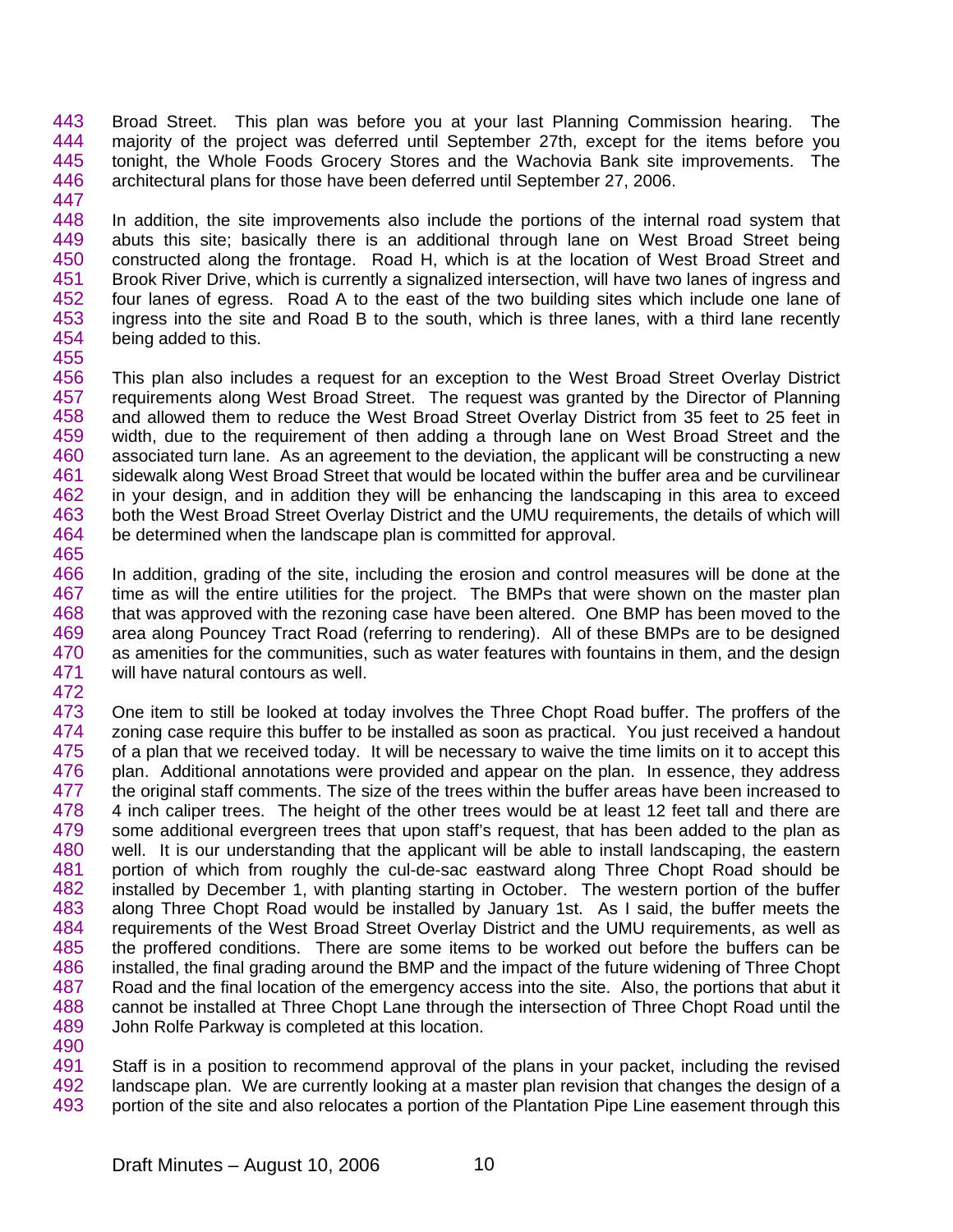Broad Street. This plan was before you at your last Planning Commission hearing. The majority of the project was deferred until September 27th, except for the items before you tonight, the Whole Foods Grocery Stores and the Wachovia Bank site improvements. The architectural plans for those have been deferred until September 27, 2006.

In addition, the site improvements also include the portions of the internal road system that abuts this site; basically there is an additional through lane on West Broad Street being constructed along the frontage. Road H, which is at the location of West Broad Street and Brook River Drive, which is currently a signalized intersection, will have two lanes of ingress and four lanes of egress. Road A to the east of the two building sites which include one lane of ingress into the site and Road B to the south, which is three lanes, with a third lane recently being added to this.

This plan also includes a request for an exception to the West Broad Street Overlay District requirements along West Broad Street. The request was granted by the Director of Planning and allowed them to reduce the West Broad Street Overlay District from 35 feet to 25 feet in width, due to the requirement of then adding a through lane on West Broad Street and the associated turn lane. As an agreement to the deviation, the applicant will be constructing a new sidewalk along West Broad Street that would be located within the buffer area and be curvilinear in your design, and in addition they will be enhancing the landscaping in this area to exceed both the West Broad Street Overlay District and the UMU requirements, the details of which will be determined when the landscape plan is committed for approval.

In addition, grading of the site, including the erosion and control measures will be done at the time as will the entire utilities for the project. The BMPs that were shown on the master plan that was approved with the rezoning case have been altered. One BMP has been moved to the area along Pouncey Tract Road (referring to rendering). All of these BMPs are to be designed as amenities for the communities, such as water features with fountains in them, and the design will have natural contours as well.

One item to still be looked at today involves the Three Chopt Road buffer. The proffers of the zoning case require this buffer to be installed as soon as practical. You just received a handout of a plan that we received today. It will be necessary to waive the time limits on it to accept this plan. Additional annotations were provided and appear on the plan. In essence, they address the original staff comments. The size of the trees within the buffer areas have been increased to 4 inch caliper trees. The height of the other trees would be at least 12 feet tall and there are some additional evergreen trees that upon staff's request, that has been added to the plan as well. It is our understanding that the applicant will be able to install landscaping, the eastern portion of which from roughly the cul-de-sac eastward along Three Chopt Road should be installed by December 1, with planting starting in October. The western portion of the buffer along Three Chopt Road would be installed by January 1st. As I said, the buffer meets the requirements of the West Broad Street Overlay District and the UMU requirements, as well as the proffered conditions. There are some items to be worked out before the buffers can be installed, the final grading around the BMP and the impact of the future widening of Three Chopt Road and the final location of the emergency access into the site. Also, the portions that abut it cannot be installed at Three Chopt Lane through the intersection of Three Chopt Road until the John Rolfe Parkway is completed at this location.

Staff is in a position to recommend approval of the plans in your packet, including the revised landscape plan. We are currently looking at a master plan revision that changes the design of a portion of the site and also relocates a portion of the Plantation Pipe Line easement through this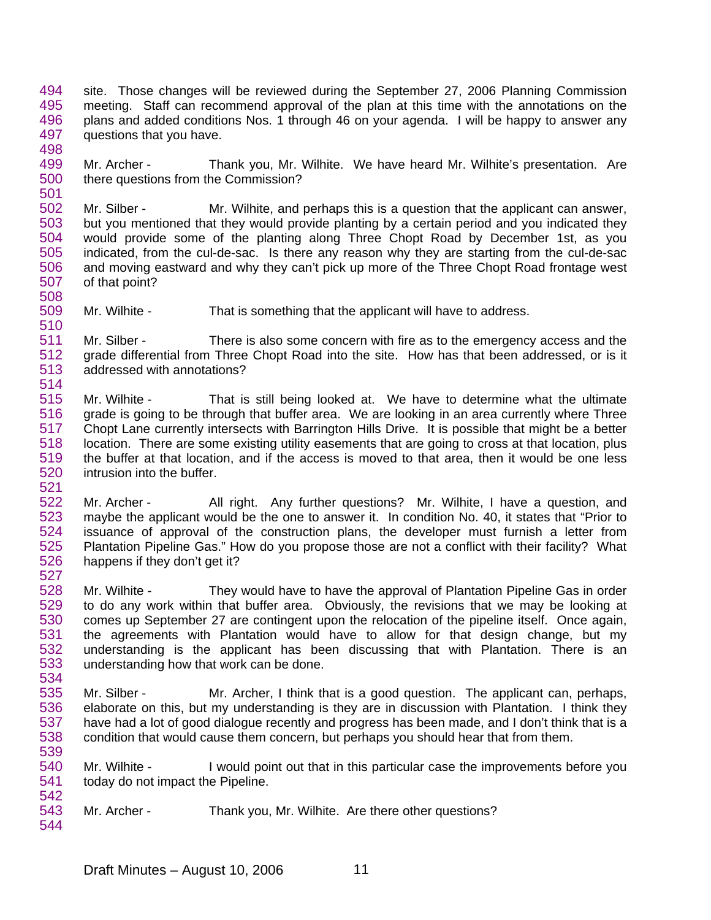site. Those changes will be reviewed during the September 27, 2006 Planning Commission meeting. Staff can recommend approval of the plan at this time with the annotations on the plans and added conditions Nos. 1 through 46 on your agenda. I will be happy to answer any questions that you have.

Mr. Archer - Thank you, Mr. Wilhite. We have heard Mr. Wilhite's presentation. Are there questions from the Commission?

Mr. Silber - Mr. Wilhite, and perhaps this is a question that the applicant can answer, but you mentioned that they would provide planting by a certain period and you indicated they would provide some of the planting along Three Chopt Road by December 1st, as you indicated, from the cul-de-sac. Is there any reason why they are starting from the cul-de-sac and moving eastward and why they can't pick up more of the Three Chopt Road frontage west of that point?

Mr. Wilhite - That is something that the applicant will have to address.

Mr. Silber - There is also some concern with fire as to the emergency access and the grade differential from Three Chopt Road into the site. How has that been addressed, or is it addressed with annotations?

Mr. Wilhite - That is still being looked at. We have to determine what the ultimate grade is going to be through that buffer area. We are looking in an area currently where Three Chopt Lane currently intersects with Barrington Hills Drive. It is possible that might be a better location. There are some existing utility easements that are going to cross at that location, plus the buffer at that location, and if the access is moved to that area, then it would be one less intrusion into the buffer.

Mr. Archer - All right. Any further questions? Mr. Wilhite, I have a question, and maybe the applicant would be the one to answer it. In condition No. 40, it states that "Prior to issuance of approval of the construction plans, the developer must furnish a letter from Plantation Pipeline Gas." How do you propose those are not a conflict with their facility? What happens if they don't get it?

Mr. Wilhite - They would have to have the approval of Plantation Pipeline Gas in order to do any work within that buffer area. Obviously, the revisions that we may be looking at comes up September 27 are contingent upon the relocation of the pipeline itself. Once again, the agreements with Plantation would have to allow for that design change, but my understanding is the applicant has been discussing that with Plantation. There is an understanding how that work can be done.

Mr. Silber - Mr. Archer, I think that is a good question. The applicant can, perhaps, elaborate on this, but my understanding is they are in discussion with Plantation. I think they have had a lot of good dialogue recently and progress has been made, and I don't think that is a condition that would cause them concern, but perhaps you should hear that from them.

Mr. Wilhite - I would point out that in this particular case the improvements before you today do not impact the Pipeline.

Mr. Archer - Thank you, Mr. Wilhite. Are there other questions?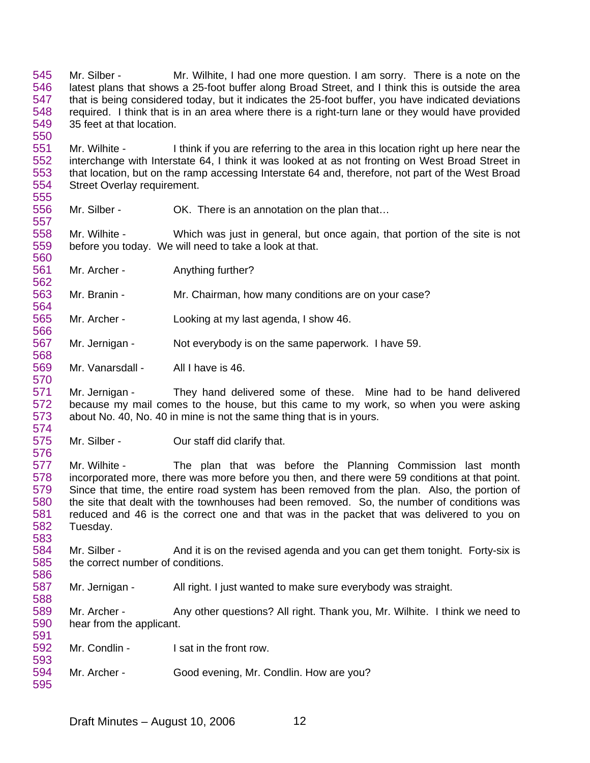Mr. Silber - Mr. Wilhite, I had one more question. I am sorry. There is a note on the latest plans that shows a 25-foot buffer along Broad Street, and I think this is outside the area that is being considered today, but it indicates the 25-foot buffer, you have indicated deviations required. I think that is in an area where there is a right-turn lane or they would have provided 35 feet at that location.

Mr. Wilhite - I think if you are referring to the area in this location right up here near the interchange with Interstate 64, I think it was looked at as not fronting on West Broad Street in that location, but on the ramp accessing Interstate 64 and, therefore, not part of the West Broad Street Overlay requirement.

Mr. Silber - OK. There is an annotation on the plan that…

Mr. Wilhite - Which was just in general, but once again, that portion of the site is not before you today. We will need to take a look at that.

Mr. Archer - Anything further?

Mr. Branin - Mr. Chairman, how many conditions are on your case?

Mr. Archer - Looking at my last agenda, I show 46.

Mr. Jernigan - Not everybody is on the same paperwork. I have 59.

Mr. Vanarsdall - All I have is 46.

Mr. Jernigan - They hand delivered some of these. Mine had to be hand delivered because my mail comes to the house, but this came to my work, so when you were asking about No. 40, No. 40 in mine is not the same thing that is in yours.

Mr. Silber - Our staff did clarify that.

Mr. Wilhite - The plan that was before the Planning Commission last month incorporated more, there was more before you then, and there were 59 conditions at that point. Since that time, the entire road system has been removed from the plan. Also, the portion of the site that dealt with the townhouses had been removed. So, the number of conditions was reduced and 46 is the correct one and that was in the packet that was delivered to you on Tuesday.

Mr. Silber - And it is on the revised agenda and you can get them tonight. Forty-six is the correct number of conditions.

Mr. Jernigan - All right. I just wanted to make sure everybody was straight.

Mr. Archer - Any other questions? All right. Thank you, Mr. Wilhite. I think we need to hear from the applicant.

Mr. Condlin - I sat in the front row.

Mr. Archer - Good evening, Mr. Condlin. How are you?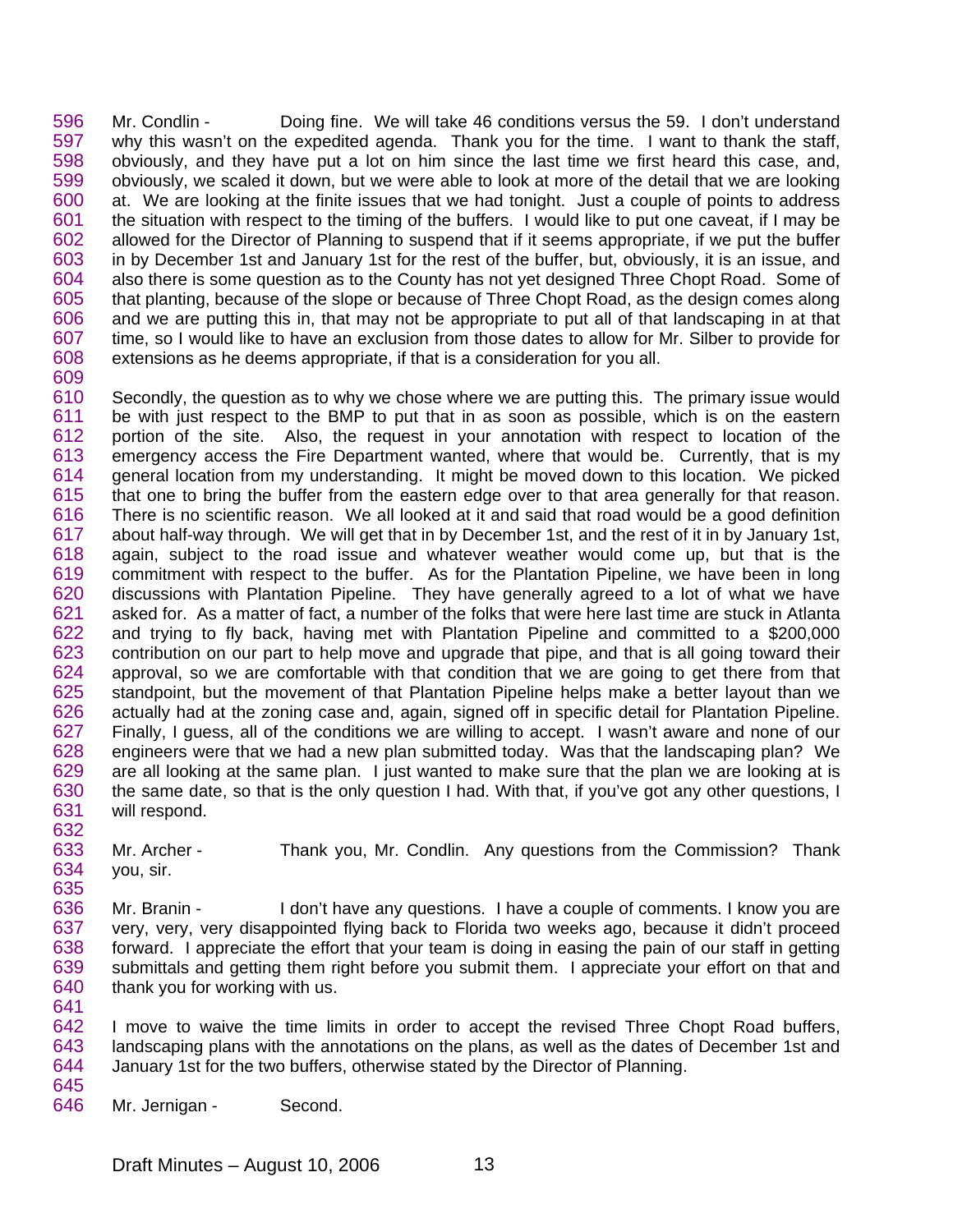Mr. Condlin - Doing fine. We will take 46 conditions versus the 59. I don't understand why this wasn't on the expedited agenda. Thank you for the time. I want to thank the staff, obviously, and they have put a lot on him since the last time we first heard this case, and, obviously, we scaled it down, but we were able to look at more of the detail that we are looking at. We are looking at the finite issues that we had tonight. Just a couple of points to address the situation with respect to the timing of the buffers. I would like to put one caveat, if I may be allowed for the Director of Planning to suspend that if it seems appropriate, if we put the buffer in by December 1st and January 1st for the rest of the buffer, but, obviously, it is an issue, and also there is some question as to the County has not yet designed Three Chopt Road. Some of that planting, because of the slope or because of Three Chopt Road, as the design comes along and we are putting this in, that may not be appropriate to put all of that landscaping in at that time, so I would like to have an exclusion from those dates to allow for Mr. Silber to provide for extensions as he deems appropriate, if that is a consideration for you all.

Secondly, the question as to why we chose where we are putting this. The primary issue would be with just respect to the BMP to put that in as soon as possible, which is on the eastern portion of the site. Also, the request in your annotation with respect to location of the emergency access the Fire Department wanted, where that would be. Currently, that is my general location from my understanding. It might be moved down to this location. We picked that one to bring the buffer from the eastern edge over to that area generally for that reason. There is no scientific reason. We all looked at it and said that road would be a good definition about half-way through. We will get that in by December 1st, and the rest of it in by January 1st, again, subject to the road issue and whatever weather would come up, but that is the commitment with respect to the buffer. As for the Plantation Pipeline, we have been in long discussions with Plantation Pipeline. They have generally agreed to a lot of what we have asked for. As a matter of fact, a number of the folks that were here last time are stuck in Atlanta and trying to fly back, having met with Plantation Pipeline and committed to a $200,000 contribution on our part to help move and upgrade that pipe, and that is all going toward their approval, so we are comfortable with that condition that we are going to get there from that standpoint, but the movement of that Plantation Pipeline helps make a better layout than we actually had at the zoning case and, again, signed off in specific detail for Plantation Pipeline. Finally, I guess, all of the conditions we are willing to accept. I wasn't aware and none of our engineers were that we had a new plan submitted today. Was that the landscaping plan? We are all looking at the same plan. I just wanted to make sure that the plan we are looking at is the same date, so that is the only question I had. With that, if you've got any other questions, I will respond.

Mr. Archer - Thank you, Mr. Condlin. Any questions from the Commission? Thank you, sir.

Mr. Branin - I don't have any questions. I have a couple of comments. I know you are very, very, very disappointed flying back to Florida two weeks ago, because it didn't proceed forward. I appreciate the effort that your team is doing in easing the pain of our staff in getting submittals and getting them right before you submit them. I appreciate your effort on that and thank you for working with us.

I move to waive the time limits in order to accept the revised Three Chopt Road buffers, landscaping plans with the annotations on the plans, as well as the dates of December 1st and January 1st for the two buffers, otherwise stated by the Director of Planning.

Mr. Jernigan - Second.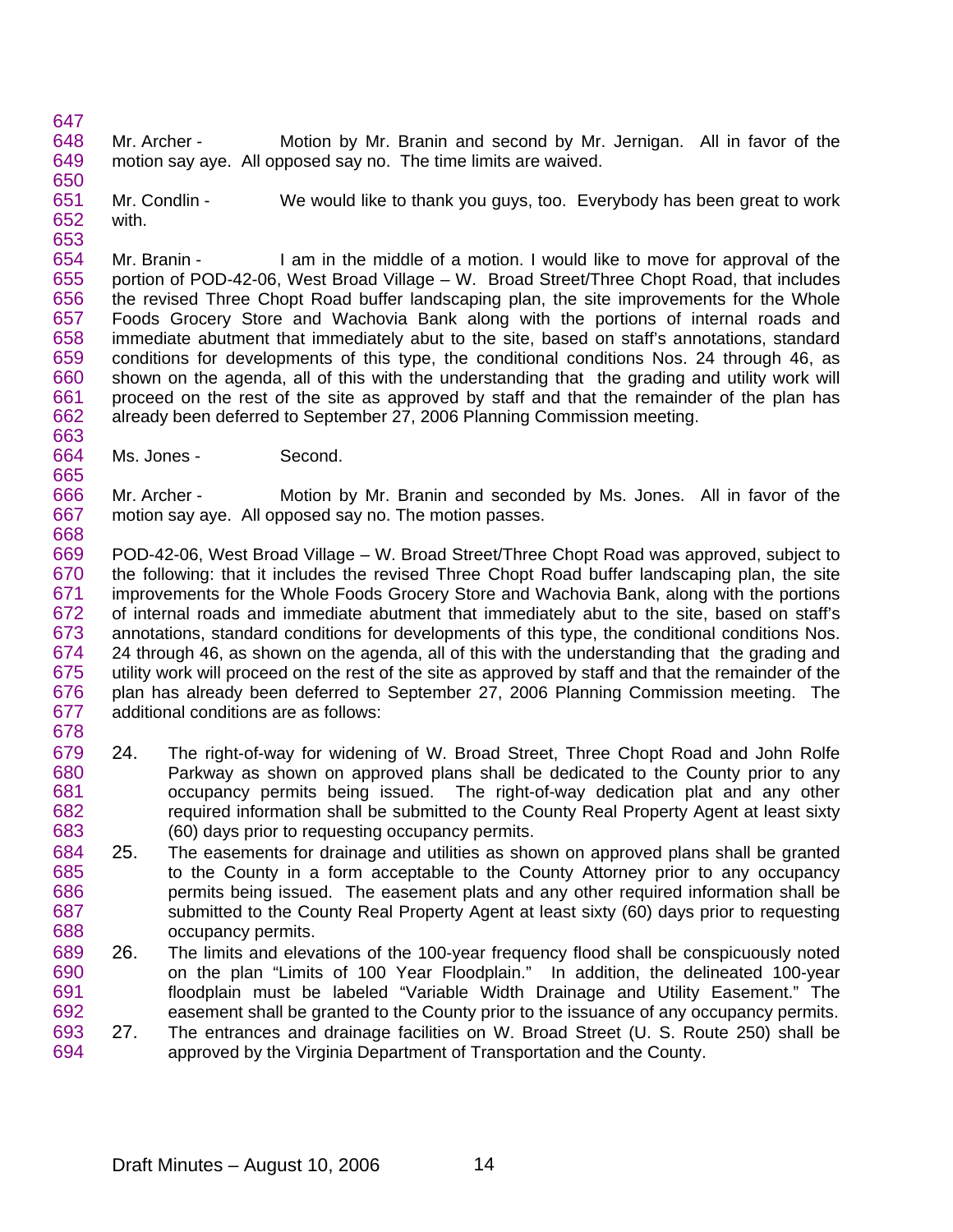Mr. Archer - Motion by Mr. Branin and second by Mr. Jernigan. All in favor of the motion say aye. All opposed say no. The time limits are waived.

Mr. Condlin - We would like to thank you guys, too. Everybody has been great to work with.

Mr. Branin - I am in the middle of a motion. I would like to move for approval of the portion of POD-42-06, West Broad Village – W. Broad Street/Three Chopt Road, that includes the revised Three Chopt Road buffer landscaping plan, the site improvements for the Whole Foods Grocery Store and Wachovia Bank along with the portions of internal roads and immediate abutment that immediately abut to the site, based on staff's annotations, standard conditions for developments of this type, the conditional conditions Nos. 24 through 46, as shown on the agenda, all of this with the understanding that the grading and utility work will proceed on the rest of the site as approved by staff and that the remainder of the plan has already been deferred to September 27, 2006 Planning Commission meeting.

Ms. Jones - Second.

Mr. Archer - Motion by Mr. Branin and seconded by Ms. Jones. All in favor of the motion say aye. All opposed say no. The motion passes.

POD-42-06, West Broad Village – W. Broad Street/Three Chopt Road was approved, subject to the following: that it includes the revised Three Chopt Road buffer landscaping plan, the site improvements for the Whole Foods Grocery Store and Wachovia Bank, along with the portions of internal roads and immediate abutment that immediately abut to the site, based on staff's annotations, standard conditions for developments of this type, the conditional conditions Nos. 24 through 46, as shown on the agenda, all of this with the understanding that the grading and utility work will proceed on the rest of the site as approved by staff and that the remainder of the plan has already been deferred to September 27, 2006 Planning Commission meeting. The additional conditions are as follows:

24. The right-of-way for widening of W. Broad Street, Three Chopt Road and John Rolfe Parkway as shown on approved plans shall be dedicated to the County prior to any occupancy permits being issued. The right-of-way dedication plat and any other required information shall be submitted to the County Real Property Agent at least sixty (60) days prior to requesting occupancy permits.
25. The easements for drainage and utilities as shown on approved plans shall be granted to the County in a form acceptable to the County Attorney prior to any occupancy permits being issued. The easement plats and any other required information shall be submitted to the County Real Property Agent at least sixty (60) days prior to requesting occupancy permits.
26. The limits and elevations of the 100-year frequency flood shall be conspicuously noted on the plan "Limits of 100 Year Floodplain." In addition, the delineated 100-year floodplain must be labeled "Variable Width Drainage and Utility Easement." The easement shall be granted to the County prior to the issuance of any occupancy permits.
27. The entrances and drainage facilities on W. Broad Street (U. S. Route 250) shall be approved by the Virginia Department of Transportation and the County.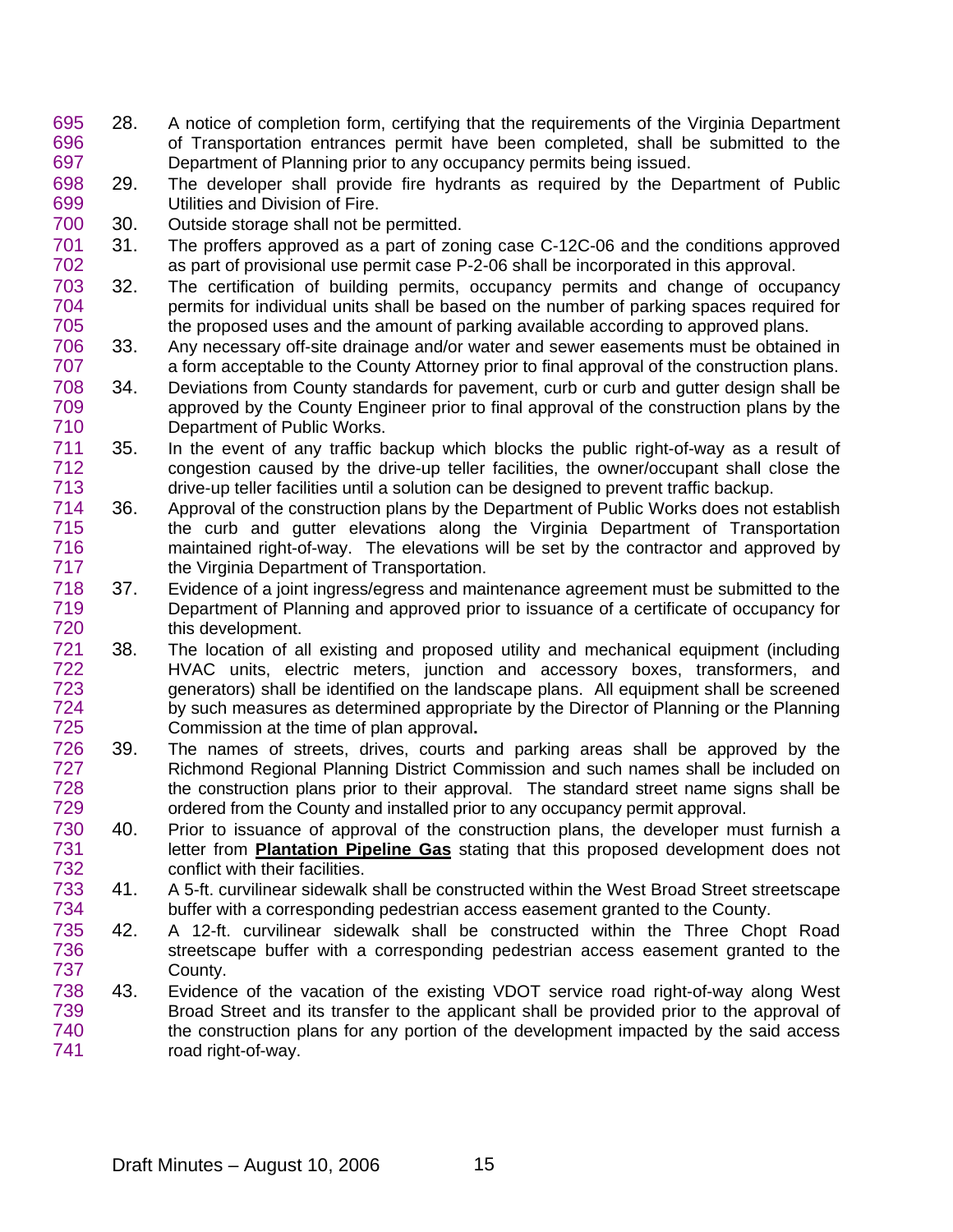28. A notice of completion form, certifying that the requirements of the Virginia Department of Transportation entrances permit have been completed, shall be submitted to the Department of Planning prior to any occupancy permits being issued.
29. The developer shall provide fire hydrants as required by the Department of Public Utilities and Division of Fire.
30. Outside storage shall not be permitted.
31. The proffers approved as a part of zoning case C-12C-06 and the conditions approved as part of provisional use permit case P-2-06 shall be incorporated in this approval.
32. The certification of building permits, occupancy permits and change of occupancy permits for individual units shall be based on the number of parking spaces required for the proposed uses and the amount of parking available according to approved plans.
33. Any necessary off-site drainage and/or water and sewer easements must be obtained in a form acceptable to the County Attorney prior to final approval of the construction plans.
34. Deviations from County standards for pavement, curb or curb and gutter design shall be approved by the County Engineer prior to final approval of the construction plans by the Department of Public Works.
35. In the event of any traffic backup which blocks the public right-of-way as a result of congestion caused by the drive-up teller facilities, the owner/occupant shall close the drive-up teller facilities until a solution can be designed to prevent traffic backup.
36. Approval of the construction plans by the Department of Public Works does not establish the curb and gutter elevations along the Virginia Department of Transportation maintained right-of-way. The elevations will be set by the contractor and approved by the Virginia Department of Transportation.
37. Evidence of a joint ingress/egress and maintenance agreement must be submitted to the Department of Planning and approved prior to issuance of a certificate of occupancy for this development.
38. The location of all existing and proposed utility and mechanical equipment (including HVAC units, electric meters, junction and accessory boxes, transformers, and generators) shall be identified on the landscape plans. All equipment shall be screened by such measures as determined appropriate by the Director of Planning or the Planning Commission at the time of plan approval.
39. The names of streets, drives, courts and parking areas shall be approved by the Richmond Regional Planning District Commission and such names shall be included on the construction plans prior to their approval. The standard street name signs shall be ordered from the County and installed prior to any occupancy permit approval.
40. Prior to issuance of approval of the construction plans, the developer must furnish a letter from **Plantation Pipeline Gas** stating that this proposed development does not conflict with their facilities.
41. A 5-ft. curvilinear sidewalk shall be constructed within the West Broad Street streetscape buffer with a corresponding pedestrian access easement granted to the County.
42. A 12-ft. curvilinear sidewalk shall be constructed within the Three Chopt Road streetscape buffer with a corresponding pedestrian access easement granted to the County.
43. Evidence of the vacation of the existing VDOT service road right-of-way along West Broad Street and its transfer to the applicant shall be provided prior to the approval of the construction plans for any portion of the development impacted by the said access road right-of-way.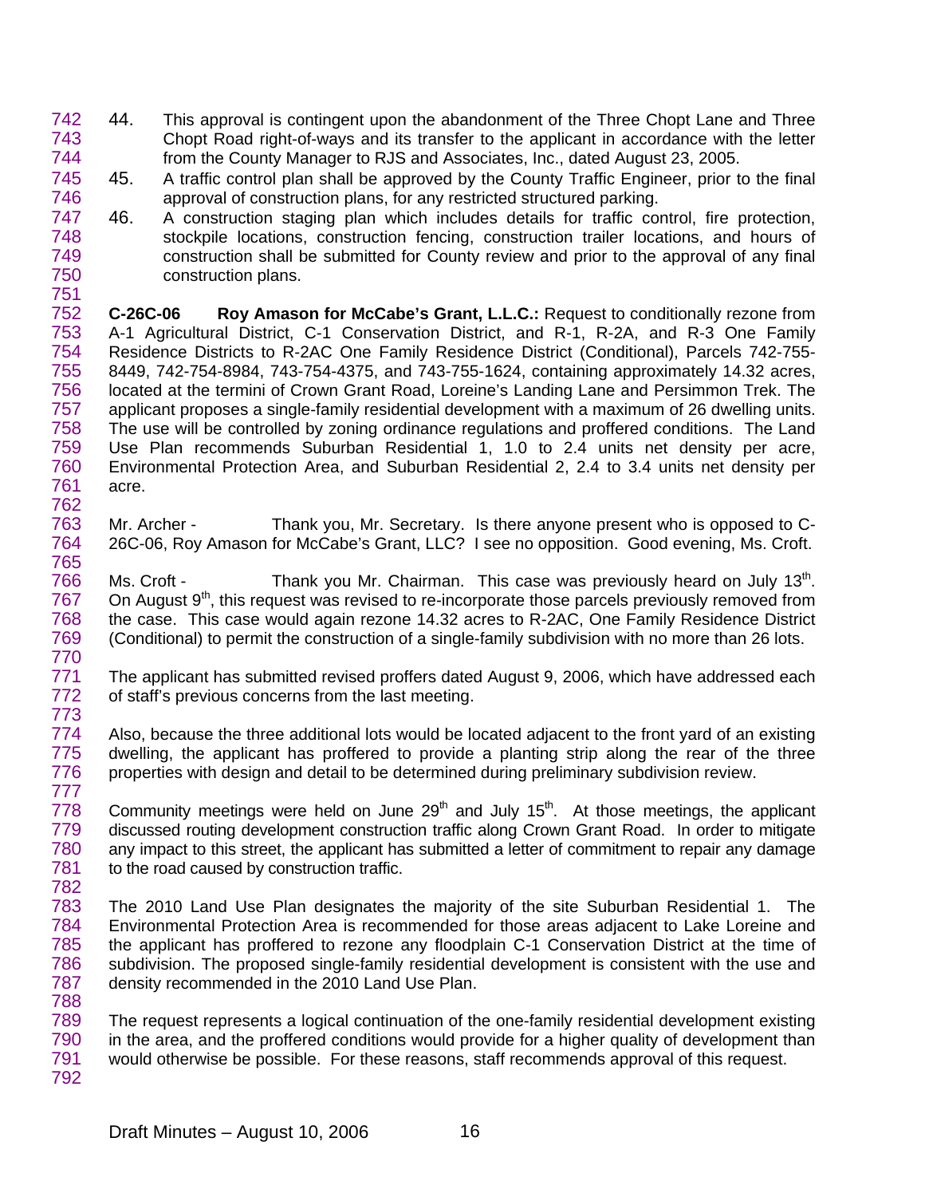44. This approval is contingent upon the abandonment of the Three Chopt Lane and Three Chopt Road right-of-ways and its transfer to the applicant in accordance with the letter from the County Manager to RJS and Associates, Inc., dated August 23, 2005.
45. A traffic control plan shall be approved by the County Traffic Engineer, prior to the final approval of construction plans, for any restricted structured parking.
46. A construction staging plan which includes details for traffic control, fire protection, stockpile locations, construction fencing, construction trailer locations, and hours of construction shall be submitted for County review and prior to the approval of any final construction plans.

**C-26C-06 Roy Amason for McCabe's Grant, L.L.C.:** Request to conditionally rezone from A-1 Agricultural District, C-1 Conservation District, and R-1, R-2A, and R-3 One Family Residence Districts to R-2AC One Family Residence District (Conditional), Parcels 742-755-8449, 742-754-8984, 743-754-4375, and 743-755-1624, containing approximately 14.32 acres, located at the termini of Crown Grant Road, Loreine's Landing Lane and Persimmon Trek. The applicant proposes a single-family residential development with a maximum of 26 dwelling units. The use will be controlled by zoning ordinance regulations and proffered conditions. The Land Use Plan recommends Suburban Residential 1, 1.0 to 2.4 units net density per acre, Environmental Protection Area, and Suburban Residential 2, 2.4 to 3.4 units net density per acre.

Mr. Archer - Thank you, Mr. Secretary. Is there anyone present who is opposed to C-26C-06, Roy Amason for McCabe's Grant, LLC? I see no opposition. Good evening, Ms. Croft.

Ms. Croft - Thank you Mr. Chairman. This case was previously heard on July 13th. On August 9th, this request was revised to re-incorporate those parcels previously removed from the case. This case would again rezone 14.32 acres to R-2AC, One Family Residence District (Conditional) to permit the construction of a single-family subdivision with no more than 26 lots.

The applicant has submitted revised proffers dated August 9, 2006, which have addressed each of staff's previous concerns from the last meeting.

Also, because the three additional lots would be located adjacent to the front yard of an existing dwelling, the applicant has proffered to provide a planting strip along the rear of the three properties with design and detail to be determined during preliminary subdivision review.

Community meetings were held on June 29th and July 15th. At those meetings, the applicant discussed routing development construction traffic along Crown Grant Road. In order to mitigate any impact to this street, the applicant has submitted a letter of commitment to repair any damage to the road caused by construction traffic.

The 2010 Land Use Plan designates the majority of the site Suburban Residential 1. The Environmental Protection Area is recommended for those areas adjacent to Lake Loreine and the applicant has proffered to rezone any floodplain C-1 Conservation District at the time of subdivision. The proposed single-family residential development is consistent with the use and density recommended in the 2010 Land Use Plan.

The request represents a logical continuation of the one-family residential development existing in the area, and the proffered conditions would provide for a higher quality of development than would otherwise be possible. For these reasons, staff recommends approval of this request.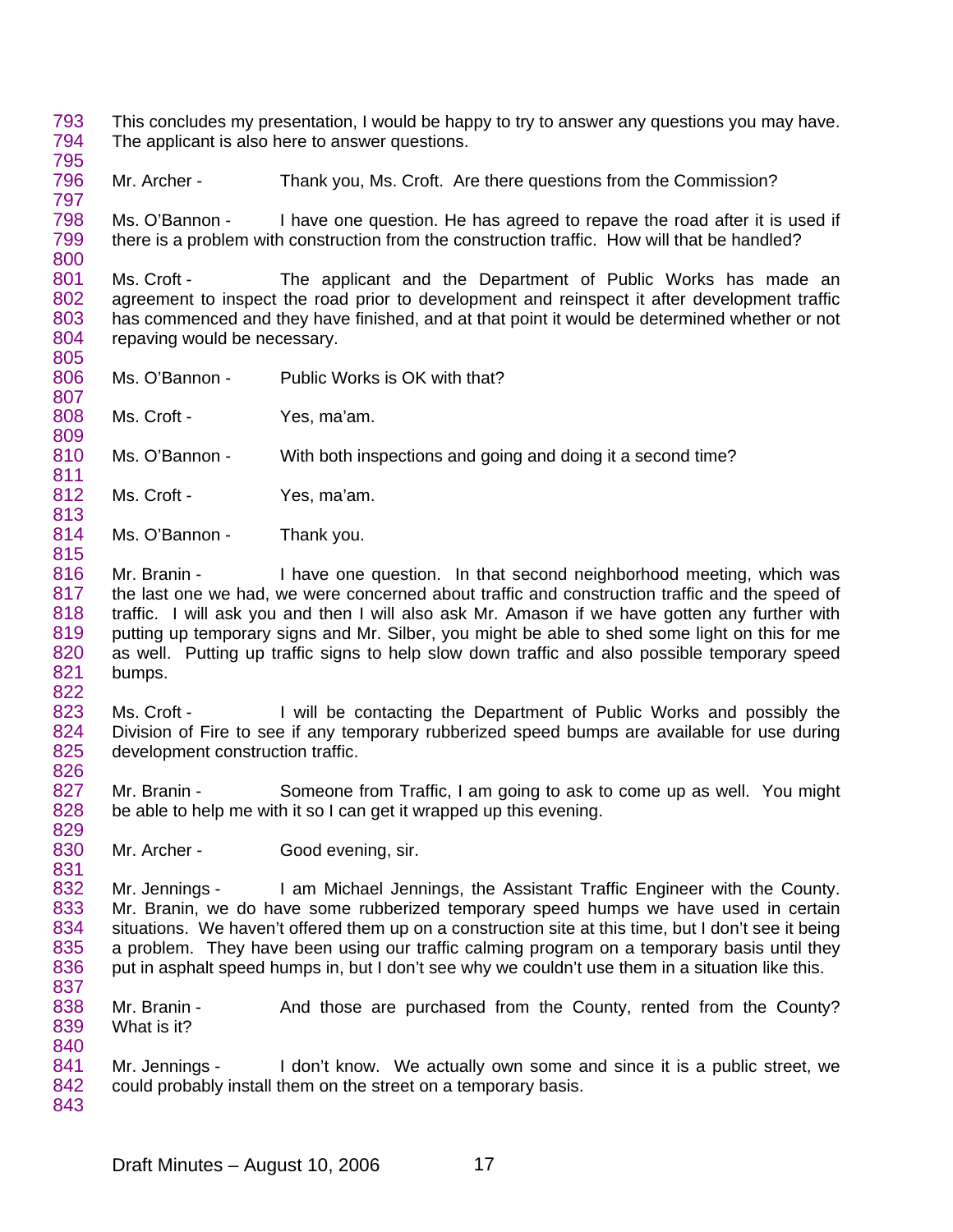This concludes my presentation, I would be happy to try to answer any questions you may have. The applicant is also here to answer questions.

Mr. Archer - Thank you, Ms. Croft. Are there questions from the Commission?

Ms. O'Bannon - I have one question. He has agreed to repave the road after it is used if there is a problem with construction from the construction traffic. How will that be handled?

Ms. Croft - The applicant and the Department of Public Works has made an agreement to inspect the road prior to development and reinspect it after development traffic has commenced and they have finished, and at that point it would be determined whether or not repaving would be necessary.

Ms. O'Bannon - Public Works is OK with that?

Ms. Croft - Yes, ma'am.

Ms. O'Bannon - With both inspections and going and doing it a second time?

Ms. Croft - Yes, ma'am.

Ms. O'Bannon - Thank you.

Mr. Branin - I have one question. In that second neighborhood meeting, which was the last one we had, we were concerned about traffic and construction traffic and the speed of traffic. I will ask you and then I will also ask Mr. Amason if we have gotten any further with putting up temporary signs and Mr. Silber, you might be able to shed some light on this for me as well. Putting up traffic signs to help slow down traffic and also possible temporary speed bumps.

Ms. Croft - I will be contacting the Department of Public Works and possibly the Division of Fire to see if any temporary rubberized speed bumps are available for use during development construction traffic.

Mr. Branin - Someone from Traffic, I am going to ask to come up as well. You might be able to help me with it so I can get it wrapped up this evening.

Mr. Archer - Good evening, sir.

Mr. Jennings - I am Michael Jennings, the Assistant Traffic Engineer with the County. Mr. Branin, we do have some rubberized temporary speed humps we have used in certain situations. We haven't offered them up on a construction site at this time, but I don't see it being a problem. They have been using our traffic calming program on a temporary basis until they put in asphalt speed humps in, but I don't see why we couldn't use them in a situation like this.

Mr. Branin - And those are purchased from the County, rented from the County? What is it?

Mr. Jennings - I don't know. We actually own some and since it is a public street, we could probably install them on the street on a temporary basis.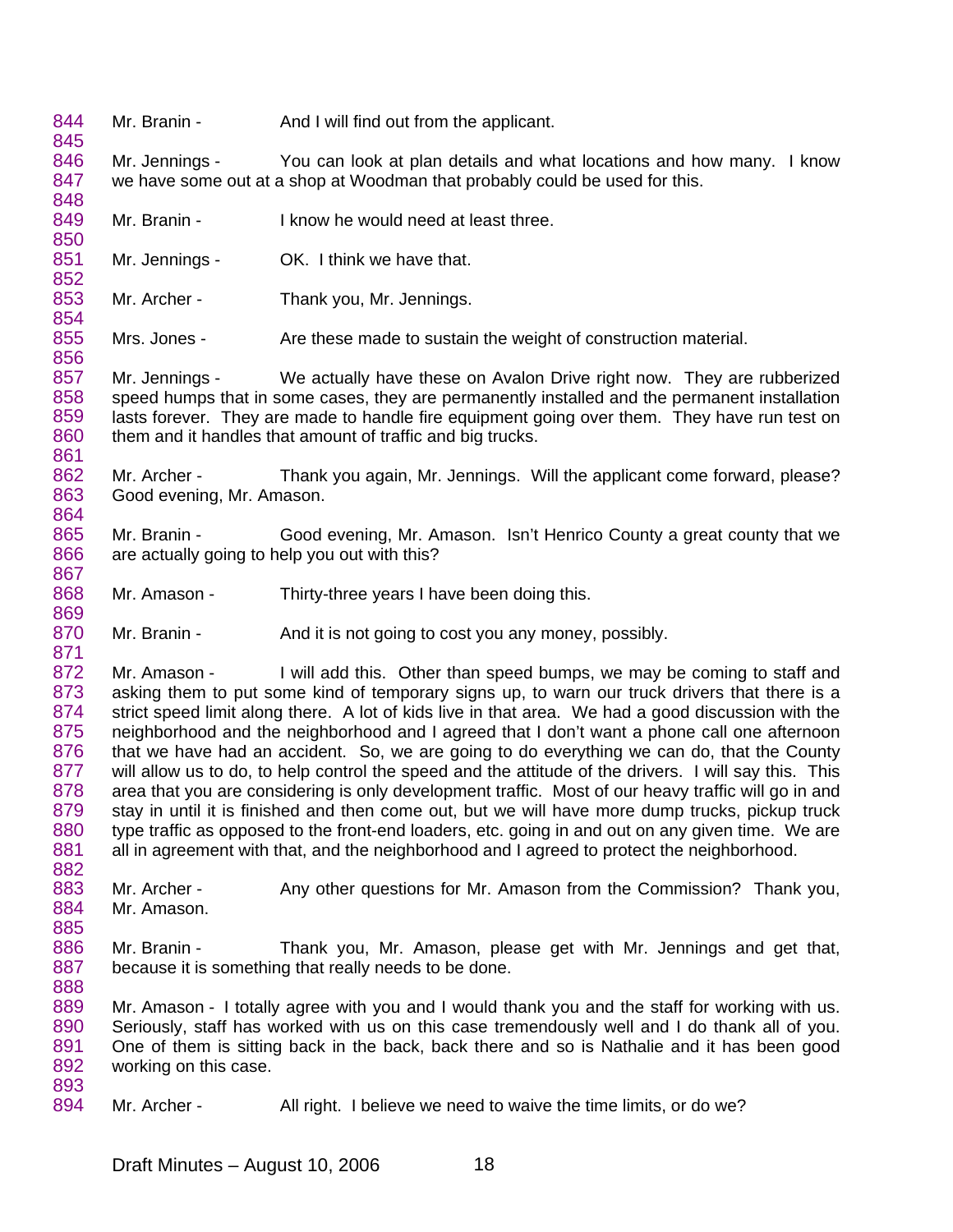844 Mr. Branin - And I will find out from the applicant.
845
846 Mr. Jennings - You can look at plan details and what locations and how many. I know
847 we have some out at a shop at Woodman that probably could be used for this.
848
849 Mr. Branin - I know he would need at least three.
850
851 Mr. Jennings - OK. I think we have that.
852
853 Mr. Archer - Thank you, Mr. Jennings.
854
855 Mrs. Jones - Are these made to sustain the weight of construction material.
856
857 Mr. Jennings - We actually have these on Avalon Drive right now. They are rubberized
858 speed humps that in some cases, they are permanently installed and the permanent installation
859 lasts forever. They are made to handle fire equipment going over them. They have run test on
860 them and it handles that amount of traffic and big trucks.
861
862 Mr. Archer - Thank you again, Mr. Jennings. Will the applicant come forward, please?
863 Good evening, Mr. Amason.
864
865 Mr. Branin - Good evening, Mr. Amason. Isn't Henrico County a great county that we
866 are actually going to help you out with this?
867
868 Mr. Amason - Thirty-three years I have been doing this.
869
870 Mr. Branin - And it is not going to cost you any money, possibly.
871
872 Mr. Amason - I will add this. Other than speed bumps, we may be coming to staff and
873 asking them to put some kind of temporary signs up, to warn our truck drivers that there is a
874 strict speed limit along there. A lot of kids live in that area. We had a good discussion with the
875 neighborhood and the neighborhood and I agreed that I don't want a phone call one afternoon
876 that we have had an accident. So, we are going to do everything we can do, that the County
877 will allow us to do, to help control the speed and the attitude of the drivers. I will say this. This
878 area that you are considering is only development traffic. Most of our heavy traffic will go in and
879 stay in until it is finished and then come out, but we will have more dump trucks, pickup truck
880 type traffic as opposed to the front-end loaders, etc. going in and out on any given time. We are
881 all in agreement with that, and the neighborhood and I agreed to protect the neighborhood.
882
883 Mr. Archer - Any other questions for Mr. Amason from the Commission? Thank you,
884 Mr. Amason.
885
886 Mr. Branin - Thank you, Mr. Amason, please get with Mr. Jennings and get that,
887 because it is something that really needs to be done.
888
889 Mr. Amason - I totally agree with you and I would thank you and the staff for working with us.
890 Seriously, staff has worked with us on this case tremendously well and I do thank all of you.
891 One of them is sitting back in the back, back there and so is Nathalie and it has been good
892 working on this case.
893
894 Mr. Archer - All right. I believe we need to waive the time limits, or do we?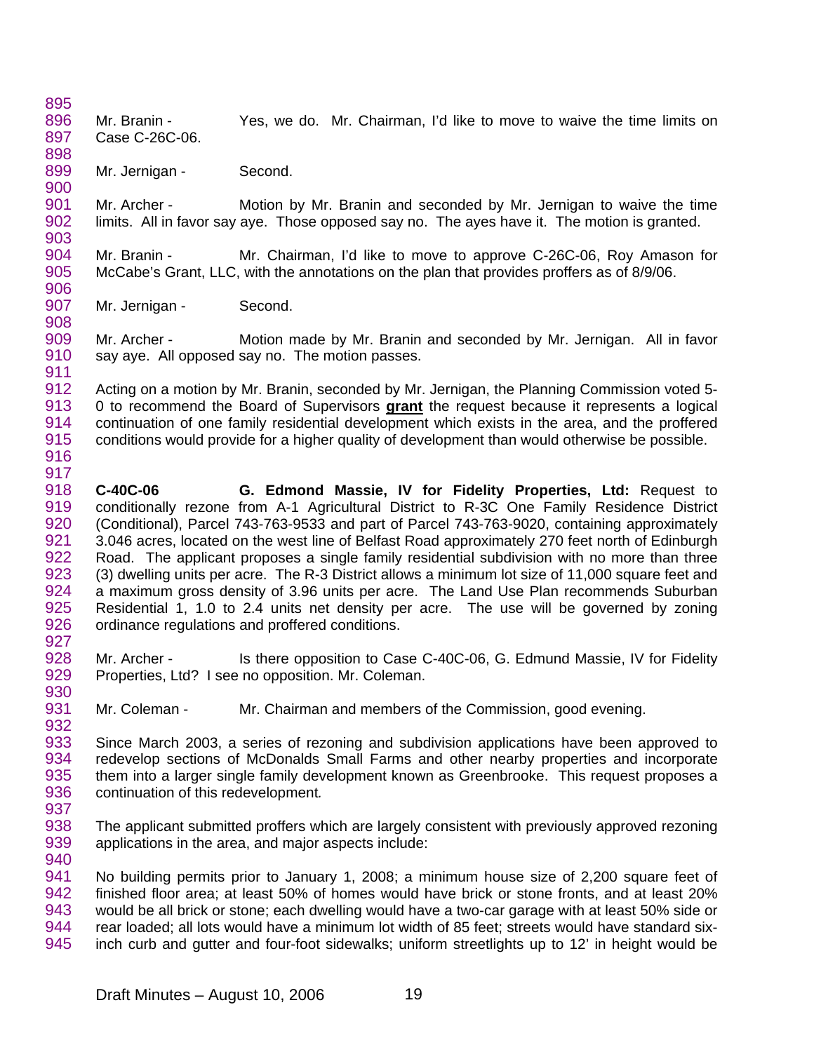Mr. Branin - Yes, we do. Mr. Chairman, I'd like to move to waive the time limits on Case C-26C-06.

Mr. Jernigan - Second.

Mr. Archer - Motion by Mr. Branin and seconded by Mr. Jernigan to waive the time limits. All in favor say aye. Those opposed say no. The ayes have it. The motion is granted.

Mr. Branin - Mr. Chairman, I'd like to move to approve C-26C-06, Roy Amason for McCabe's Grant, LLC, with the annotations on the plan that provides proffers as of 8/9/06.

Mr. Jernigan - Second.

Mr. Archer - Motion made by Mr. Branin and seconded by Mr. Jernigan. All in favor say aye. All opposed say no. The motion passes.

Acting on a motion by Mr. Branin, seconded by Mr. Jernigan, the Planning Commission voted 5-0 to recommend the Board of Supervisors **grant** the request because it represents a logical continuation of one family residential development which exists in the area, and the proffered conditions would provide for a higher quality of development than would otherwise be possible.

**C-40C-06 G. Edmond Massie, IV for Fidelity Properties, Ltd:** Request to conditionally rezone from A-1 Agricultural District to R-3C One Family Residence District (Conditional), Parcel 743-763-9533 and part of Parcel 743-763-9020, containing approximately 3.046 acres, located on the west line of Belfast Road approximately 270 feet north of Edinburgh Road. The applicant proposes a single family residential subdivision with no more than three (3) dwelling units per acre. The R-3 District allows a minimum lot size of 11,000 square feet and a maximum gross density of 3.96 units per acre. The Land Use Plan recommends Suburban Residential 1, 1.0 to 2.4 units net density per acre. The use will be governed by zoning ordinance regulations and proffered conditions.

Mr. Archer - Is there opposition to Case C-40C-06, G. Edmund Massie, IV for Fidelity Properties, Ltd? I see no opposition. Mr. Coleman.

Mr. Coleman - Mr. Chairman and members of the Commission, good evening.

Since March 2003, a series of rezoning and subdivision applications have been approved to redevelop sections of McDonalds Small Farms and other nearby properties and incorporate them into a larger single family development known as Greenbrooke. This request proposes a continuation of this redevelopment.

The applicant submitted proffers which are largely consistent with previously approved rezoning applications in the area, and major aspects include:

No building permits prior to January 1, 2008; a minimum house size of 2,200 square feet of finished floor area; at least 50% of homes would have brick or stone fronts, and at least 20% would be all brick or stone; each dwelling would have a two-car garage with at least 50% side or rear loaded; all lots would have a minimum lot width of 85 feet; streets would have standard six-inch curb and gutter and four-foot sidewalks; uniform streetlights up to 12' in height would be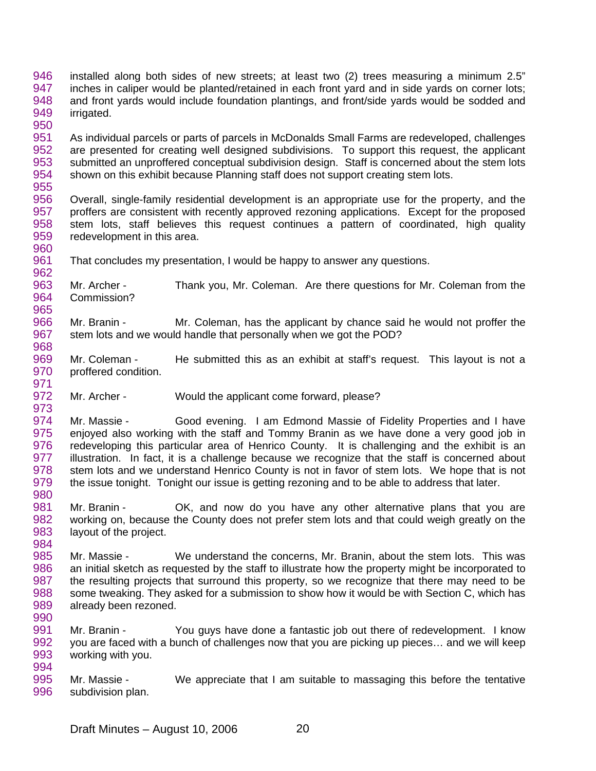installed along both sides of new streets; at least two (2) trees measuring a minimum 2.5" inches in caliper would be planted/retained in each front yard and in side yards on corner lots; and front yards would include foundation plantings, and front/side yards would be sodded and irrigated.

As individual parcels or parts of parcels in McDonalds Small Farms are redeveloped, challenges are presented for creating well designed subdivisions. To support this request, the applicant submitted an unproffered conceptual subdivision design. Staff is concerned about the stem lots shown on this exhibit because Planning staff does not support creating stem lots.

Overall, single-family residential development is an appropriate use for the property, and the proffers are consistent with recently approved rezoning applications. Except for the proposed stem lots, staff believes this request continues a pattern of coordinated, high quality redevelopment in this area.

That concludes my presentation, I would be happy to answer any questions.

Mr. Archer - Thank you, Mr. Coleman. Are there questions for Mr. Coleman from the Commission?

Mr. Branin - Mr. Coleman, has the applicant by chance said he would not proffer the stem lots and we would handle that personally when we got the POD?

Mr. Coleman - He submitted this as an exhibit at staff's request. This layout is not a proffered condition.

Mr. Archer - Would the applicant come forward, please?

Mr. Massie - Good evening. I am Edmond Massie of Fidelity Properties and I have enjoyed also working with the staff and Tommy Branin as we have done a very good job in redeveloping this particular area of Henrico County. It is challenging and the exhibit is an illustration. In fact, it is a challenge because we recognize that the staff is concerned about stem lots and we understand Henrico County is not in favor of stem lots. We hope that is not the issue tonight. Tonight our issue is getting rezoning and to be able to address that later.

Mr. Branin - OK, and now do you have any other alternative plans that you are working on, because the County does not prefer stem lots and that could weigh greatly on the layout of the project.

Mr. Massie - We understand the concerns, Mr. Branin, about the stem lots. This was an initial sketch as requested by the staff to illustrate how the property might be incorporated to the resulting projects that surround this property, so we recognize that there may need to be some tweaking. They asked for a submission to show how it would be with Section C, which has already been rezoned.

Mr. Branin - You guys have done a fantastic job out there of redevelopment. I know you are faced with a bunch of challenges now that you are picking up pieces… and we will keep working with you.

Mr. Massie - We appreciate that I am suitable to massaging this before the tentative subdivision plan.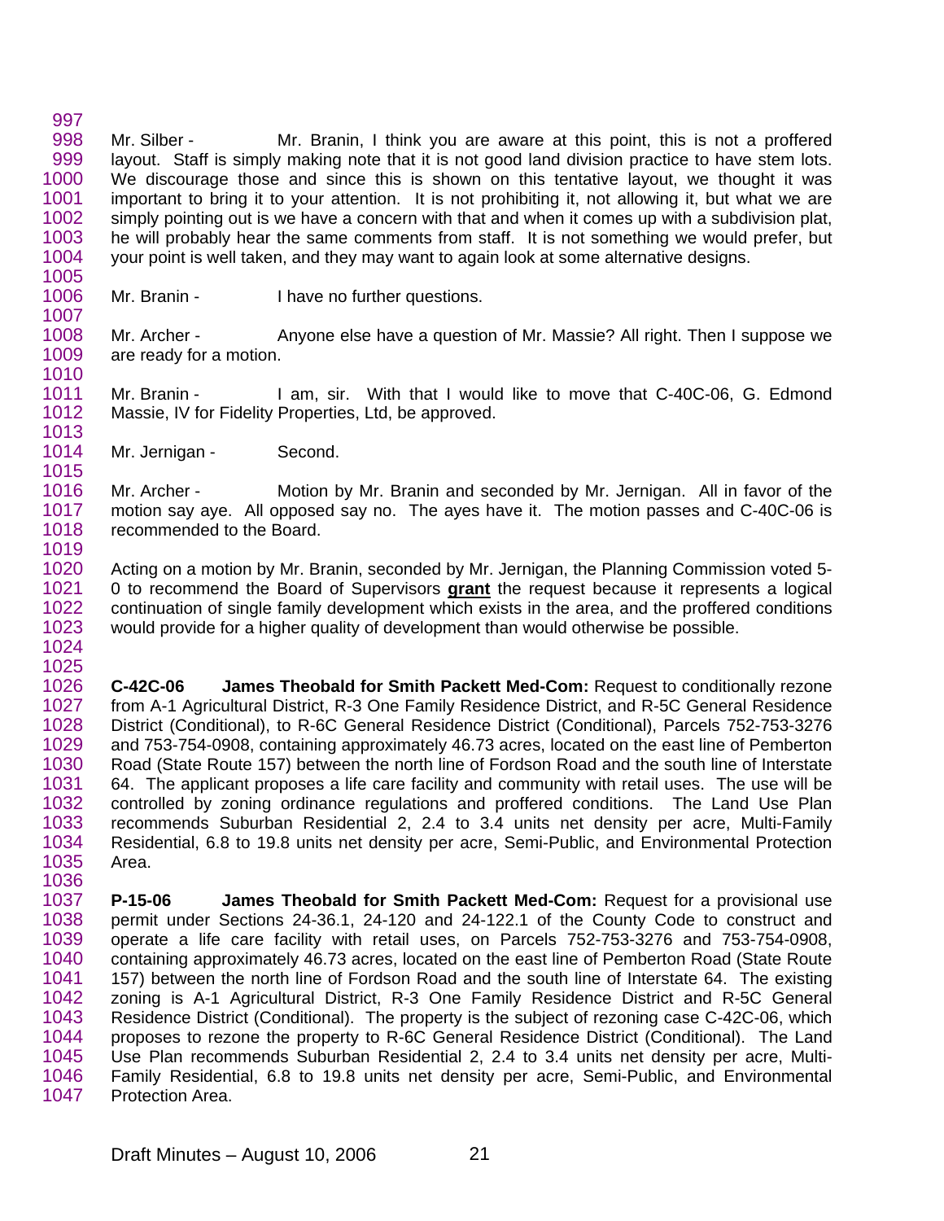Mr. Silber - Mr. Branin, I think you are aware at this point, this is not a proffered layout. Staff is simply making note that it is not good land division practice to have stem lots. We discourage those and since this is shown on this tentative layout, we thought it was important to bring it to your attention. It is not prohibiting it, not allowing it, but what we are simply pointing out is we have a concern with that and when it comes up with a subdivision plat, he will probably hear the same comments from staff. It is not something we would prefer, but your point is well taken, and they may want to again look at some alternative designs.

Mr. Branin - I have no further questions.

Mr. Archer - Anyone else have a question of Mr. Massie? All right. Then I suppose we are ready for a motion.

Mr. Branin - I am, sir. With that I would like to move that C-40C-06, G. Edmond Massie, IV for Fidelity Properties, Ltd, be approved.

Mr. Jernigan - Second.

Mr. Archer - Motion by Mr. Branin and seconded by Mr. Jernigan. All in favor of the motion say aye. All opposed say no. The ayes have it. The motion passes and C-40C-06 is recommended to the Board.

Acting on a motion by Mr. Branin, seconded by Mr. Jernigan, the Planning Commission voted 5-0 to recommend the Board of Supervisors **grant** the request because it represents a logical continuation of single family development which exists in the area, and the proffered conditions would provide for a higher quality of development than would otherwise be possible.

**C-42C-06 James Theobald for Smith Packett Med-Com:** Request to conditionally rezone from A-1 Agricultural District, R-3 One Family Residence District, and R-5C General Residence District (Conditional), to R-6C General Residence District (Conditional), Parcels 752-753-3276 and 753-754-0908, containing approximately 46.73 acres, located on the east line of Pemberton Road (State Route 157) between the north line of Fordson Road and the south line of Interstate 64. The applicant proposes a life care facility and community with retail uses. The use will be controlled by zoning ordinance regulations and proffered conditions. The Land Use Plan recommends Suburban Residential 2, 2.4 to 3.4 units net density per acre, Multi-Family Residential, 6.8 to 19.8 units net density per acre, Semi-Public, and Environmental Protection Area.

**P-15-06 James Theobald for Smith Packett Med-Com:** Request for a provisional use permit under Sections 24-36.1, 24-120 and 24-122.1 of the County Code to construct and operate a life care facility with retail uses, on Parcels 752-753-3276 and 753-754-0908, containing approximately 46.73 acres, located on the east line of Pemberton Road (State Route 157) between the north line of Fordson Road and the south line of Interstate 64. The existing zoning is A-1 Agricultural District, R-3 One Family Residence District and R-5C General Residence District (Conditional). The property is the subject of rezoning case C-42C-06, which proposes to rezone the property to R-6C General Residence District (Conditional). The Land Use Plan recommends Suburban Residential 2, 2.4 to 3.4 units net density per acre, Multi-Family Residential, 6.8 to 19.8 units net density per acre, Semi-Public, and Environmental Protection Area.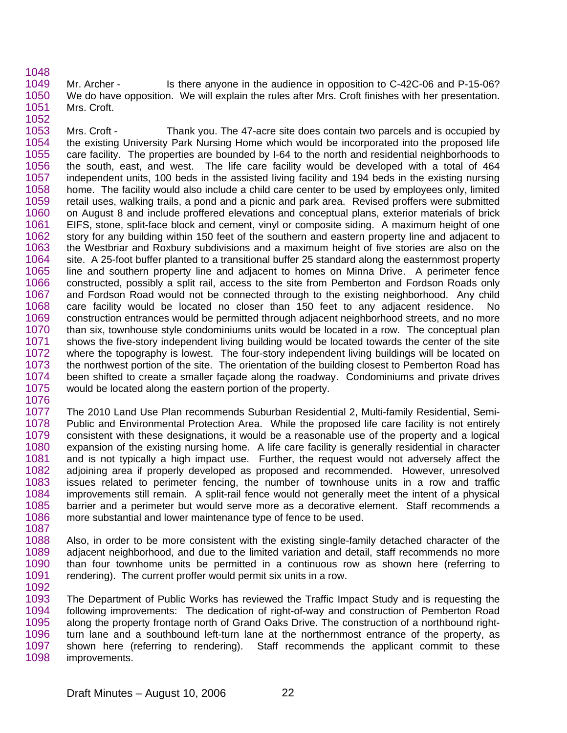Mr. Archer - Is there anyone in the audience in opposition to C-42C-06 and P-15-06? We do have opposition. We will explain the rules after Mrs. Croft finishes with her presentation. Mrs. Croft.

Mrs. Croft - Thank you. The 47-acre site does contain two parcels and is occupied by the existing University Park Nursing Home which would be incorporated into the proposed life care facility. The properties are bounded by I-64 to the north and residential neighborhoods to the south, east, and west. The life care facility would be developed with a total of 464 independent units, 100 beds in the assisted living facility and 194 beds in the existing nursing home. The facility would also include a child care center to be used by employees only, limited retail uses, walking trails, a pond and a picnic and park area. Revised proffers were submitted on August 8 and include proffered elevations and conceptual plans, exterior materials of brick EIFS, stone, split-face block and cement, vinyl or composite siding. A maximum height of one story for any building within 150 feet of the southern and eastern property line and adjacent to the Westbriar and Roxbury subdivisions and a maximum height of five stories are also on the site. A 25-foot buffer planted to a transitional buffer 25 standard along the easternmost property line and southern property line and adjacent to homes on Minna Drive. A perimeter fence constructed, possibly a split rail, access to the site from Pemberton and Fordson Roads only and Fordson Road would not be connected through to the existing neighborhood. Any child care facility would be located no closer than 150 feet to any adjacent residence. No construction entrances would be permitted through adjacent neighborhood streets, and no more than six, townhouse style condominiums units would be located in a row. The conceptual plan shows the five-story independent living building would be located towards the center of the site where the topography is lowest. The four-story independent living buildings will be located on the northwest portion of the site. The orientation of the building closest to Pemberton Road has been shifted to create a smaller façade along the roadway. Condominiums and private drives would be located along the eastern portion of the property.

The 2010 Land Use Plan recommends Suburban Residential 2, Multi-family Residential, Semi-Public and Environmental Protection Area. While the proposed life care facility is not entirely consistent with these designations, it would be a reasonable use of the property and a logical expansion of the existing nursing home. A life care facility is generally residential in character and is not typically a high impact use. Further, the request would not adversely affect the adjoining area if properly developed as proposed and recommended. However, unresolved issues related to perimeter fencing, the number of townhouse units in a row and traffic improvements still remain. A split-rail fence would not generally meet the intent of a physical barrier and a perimeter but would serve more as a decorative element. Staff recommends a more substantial and lower maintenance type of fence to be used.

Also, in order to be more consistent with the existing single-family detached character of the adjacent neighborhood, and due to the limited variation and detail, staff recommends no more than four townhome units be permitted in a continuous row as shown here (referring to rendering). The current proffer would permit six units in a row.

The Department of Public Works has reviewed the Traffic Impact Study and is requesting the following improvements: The dedication of right-of-way and construction of Pemberton Road along the property frontage north of Grand Oaks Drive. The construction of a northbound right-turn lane and a southbound left-turn lane at the northernmost entrance of the property, as shown here (referring to rendering). Staff recommends the applicant commit to these improvements.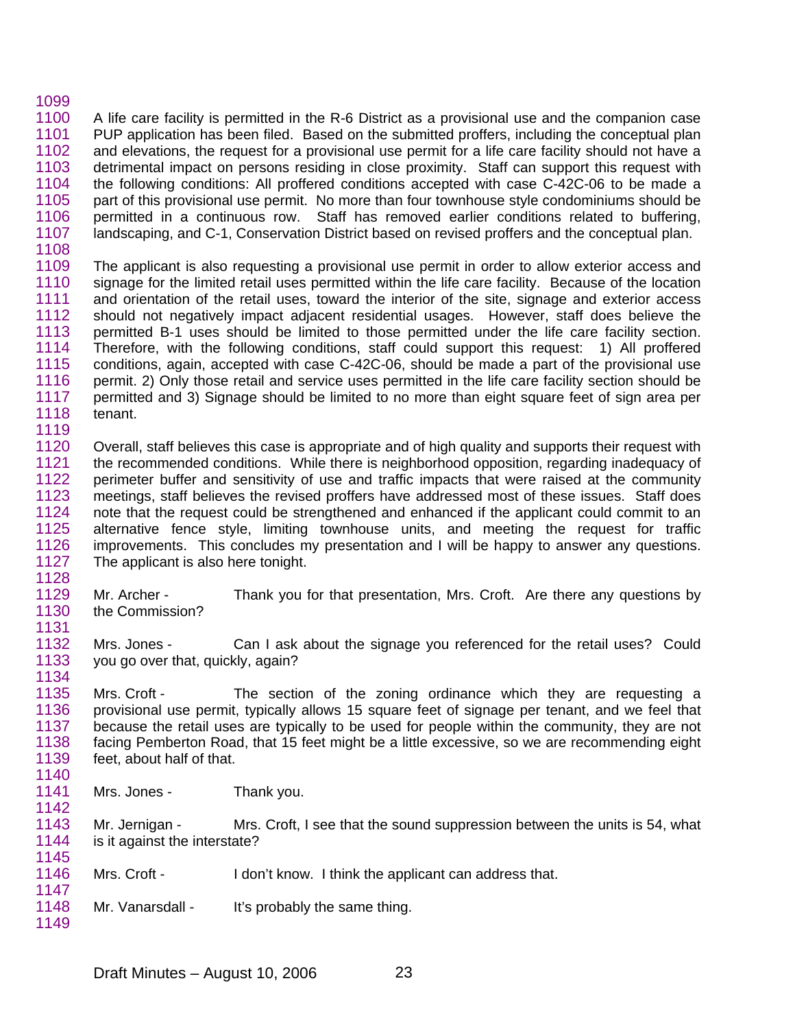A life care facility is permitted in the R-6 District as a provisional use and the companion case PUP application has been filed. Based on the submitted proffers, including the conceptual plan and elevations, the request for a provisional use permit for a life care facility should not have a detrimental impact on persons residing in close proximity. Staff can support this request with the following conditions: All proffered conditions accepted with case C-42C-06 to be made a part of this provisional use permit. No more than four townhouse style condominiums should be permitted in a continuous row. Staff has removed earlier conditions related to buffering, landscaping, and C-1, Conservation District based on revised proffers and the conceptual plan.

The applicant is also requesting a provisional use permit in order to allow exterior access and signage for the limited retail uses permitted within the life care facility. Because of the location and orientation of the retail uses, toward the interior of the site, signage and exterior access should not negatively impact adjacent residential usages. However, staff does believe the permitted B-1 uses should be limited to those permitted under the life care facility section. Therefore, with the following conditions, staff could support this request: 1) All proffered conditions, again, accepted with case C-42C-06, should be made a part of the provisional use permit. 2) Only those retail and service uses permitted in the life care facility section should be permitted and 3) Signage should be limited to no more than eight square feet of sign area per tenant.

Overall, staff believes this case is appropriate and of high quality and supports their request with the recommended conditions. While there is neighborhood opposition, regarding inadequacy of perimeter buffer and sensitivity of use and traffic impacts that were raised at the community meetings, staff believes the revised proffers have addressed most of these issues. Staff does note that the request could be strengthened and enhanced if the applicant could commit to an alternative fence style, limiting townhouse units, and meeting the request for traffic improvements. This concludes my presentation and I will be happy to answer any questions. The applicant is also here tonight.

Mr. Archer - Thank you for that presentation, Mrs. Croft. Are there any questions by the Commission?

Mrs. Jones - Can I ask about the signage you referenced for the retail uses? Could you go over that, quickly, again?

Mrs. Croft - The section of the zoning ordinance which they are requesting a provisional use permit, typically allows 15 square feet of signage per tenant, and we feel that because the retail uses are typically to be used for people within the community, they are not facing Pemberton Road, that 15 feet might be a little excessive, so we are recommending eight feet, about half of that.

Mrs. Jones - Thank you.

Mr. Jernigan - Mrs. Croft, I see that the sound suppression between the units is 54, what is it against the interstate?

Mrs. Croft - I don't know. I think the applicant can address that.

Mr. Vanarsdall - It's probably the same thing.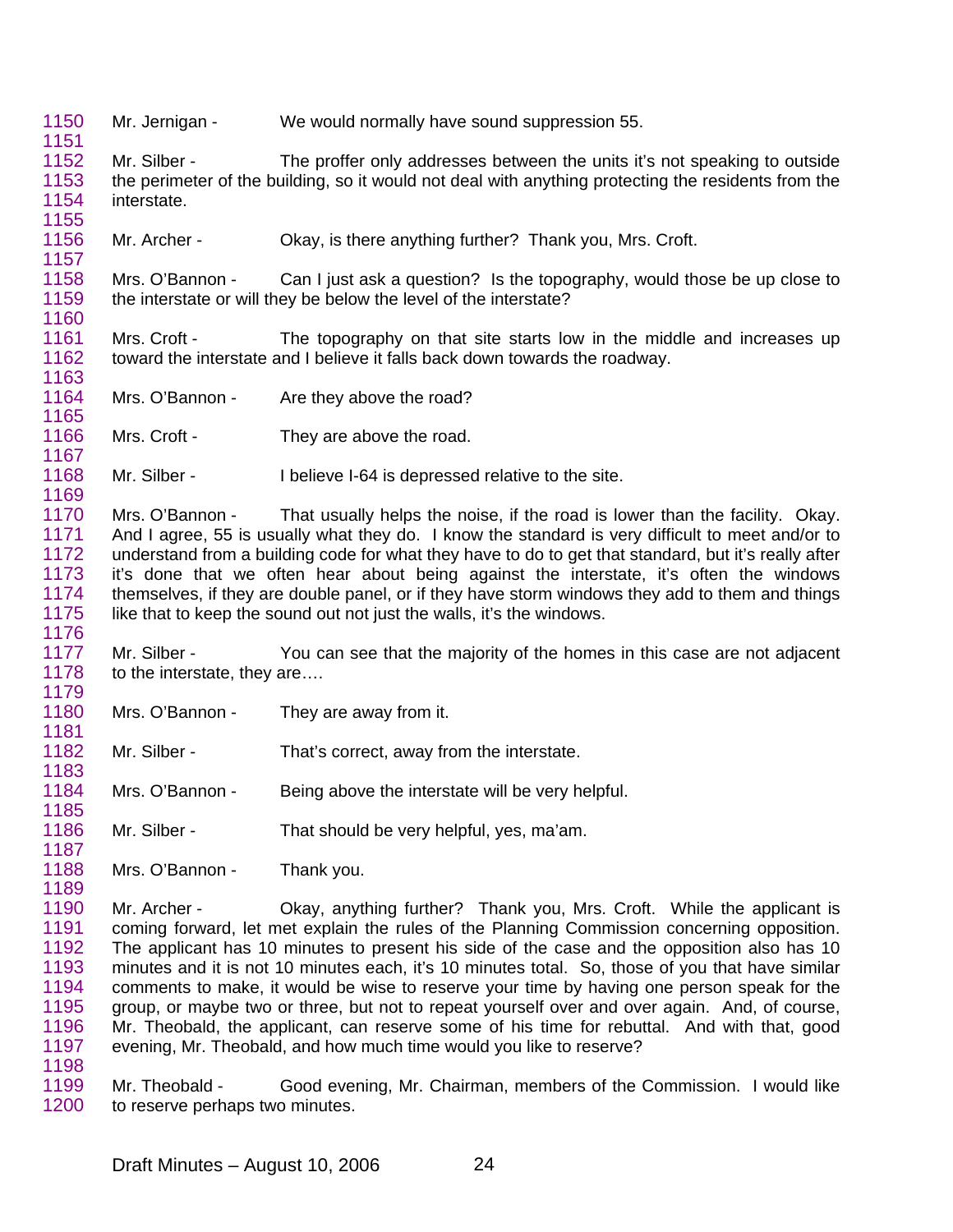1150 Mr. Jernigan - We would normally have sound suppression 55.
1151
1152 Mr. Silber - The proffer only addresses between the units it's not speaking to outside
1153 the perimeter of the building, so it would not deal with anything protecting the residents from the
1154 interstate.
1155
1156 Mr. Archer - Okay, is there anything further? Thank you, Mrs. Croft.
1157
1158 Mrs. O'Bannon - Can I just ask a question? Is the topography, would those be up close to
1159 the interstate or will they be below the level of the interstate?
1160
1161 Mrs. Croft - The topography on that site starts low in the middle and increases up
1162 toward the interstate and I believe it falls back down towards the roadway.
1163
1164 Mrs. O'Bannon - Are they above the road?
1165
1166 Mrs. Croft - They are above the road.
1167
1168 Mr. Silber - I believe I-64 is depressed relative to the site.
1169
1170 Mrs. O'Bannon - That usually helps the noise, if the road is lower than the facility. Okay.
1171 And I agree, 55 is usually what they do. I know the standard is very difficult to meet and/or to
1172 understand from a building code for what they have to do to get that standard, but it's really after
1173 it's done that we often hear about being against the interstate, it's often the windows
1174 themselves, if they are double panel, or if they have storm windows they add to them and things
1175 like that to keep the sound out not just the walls, it's the windows.
1176
1177 Mr. Silber - You can see that the majority of the homes in this case are not adjacent
1178 to the interstate, they are….
1179
1180 Mrs. O'Bannon - They are away from it.
1181
1182 Mr. Silber - That's correct, away from the interstate.
1183
1184 Mrs. O'Bannon - Being above the interstate will be very helpful.
1185
1186 Mr. Silber - That should be very helpful, yes, ma'am.
1187
1188 Mrs. O'Bannon - Thank you.
1189
1190 Mr. Archer - Okay, anything further? Thank you, Mrs. Croft. While the applicant is
1191 coming forward, let met explain the rules of the Planning Commission concerning opposition.
1192 The applicant has 10 minutes to present his side of the case and the opposition also has 10
1193 minutes and it is not 10 minutes each, it's 10 minutes total. So, those of you that have similar
1194 comments to make, it would be wise to reserve your time by having one person speak for the
1195 group, or maybe two or three, but not to repeat yourself over and over again. And, of course,
1196 Mr. Theobald, the applicant, can reserve some of his time for rebuttal. And with that, good
1197 evening, Mr. Theobald, and how much time would you like to reserve?
1198
1199 Mr. Theobald - Good evening, Mr. Chairman, members of the Commission. I would like
1200 to reserve perhaps two minutes.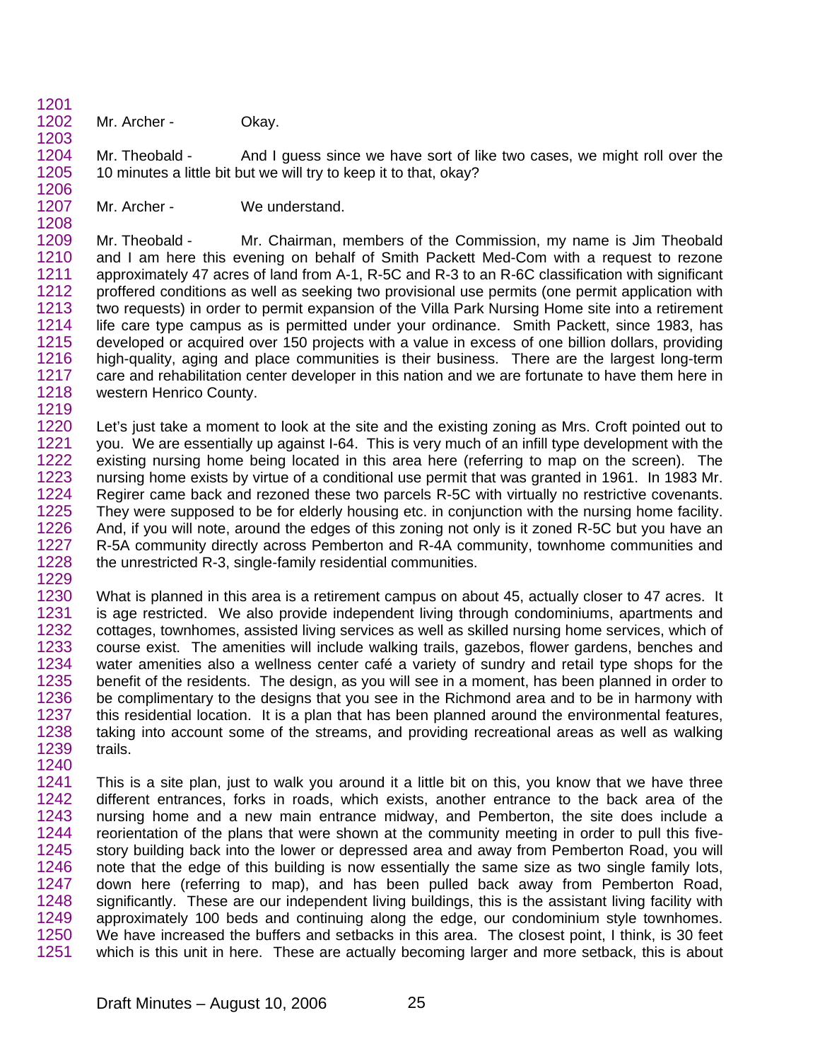Mr. Archer - Okay.

Mr. Theobald - And I guess since we have sort of like two cases, we might roll over the 10 minutes a little bit but we will try to keep it to that, okay?

Mr. Archer - We understand.

Mr. Theobald - Mr. Chairman, members of the Commission, my name is Jim Theobald and I am here this evening on behalf of Smith Packett Med-Com with a request to rezone approximately 47 acres of land from A-1, R-5C and R-3 to an R-6C classification with significant proffered conditions as well as seeking two provisional use permits (one permit application with two requests) in order to permit expansion of the Villa Park Nursing Home site into a retirement life care type campus as is permitted under your ordinance. Smith Packett, since 1983, has developed or acquired over 150 projects with a value in excess of one billion dollars, providing high-quality, aging and place communities is their business. There are the largest long-term care and rehabilitation center developer in this nation and we are fortunate to have them here in western Henrico County.

Let's just take a moment to look at the site and the existing zoning as Mrs. Croft pointed out to you. We are essentially up against I-64. This is very much of an infill type development with the existing nursing home being located in this area here (referring to map on the screen). The nursing home exists by virtue of a conditional use permit that was granted in 1961. In 1983 Mr. Regirer came back and rezoned these two parcels R-5C with virtually no restrictive covenants. They were supposed to be for elderly housing etc. in conjunction with the nursing home facility. And, if you will note, around the edges of this zoning not only is it zoned R-5C but you have an R-5A community directly across Pemberton and R-4A community, townhome communities and the unrestricted R-3, single-family residential communities.

What is planned in this area is a retirement campus on about 45, actually closer to 47 acres. It is age restricted. We also provide independent living through condominiums, apartments and cottages, townhomes, assisted living services as well as skilled nursing home services, which of course exist. The amenities will include walking trails, gazebos, flower gardens, benches and water amenities also a wellness center café a variety of sundry and retail type shops for the benefit of the residents. The design, as you will see in a moment, has been planned in order to be complimentary to the designs that you see in the Richmond area and to be in harmony with this residential location. It is a plan that has been planned around the environmental features, taking into account some of the streams, and providing recreational areas as well as walking trails.

This is a site plan, just to walk you around it a little bit on this, you know that we have three different entrances, forks in roads, which exists, another entrance to the back area of the nursing home and a new main entrance midway, and Pemberton, the site does include a reorientation of the plans that were shown at the community meeting in order to pull this five-story building back into the lower or depressed area and away from Pemberton Road, you will note that the edge of this building is now essentially the same size as two single family lots, down here (referring to map), and has been pulled back away from Pemberton Road, significantly. These are our independent living buildings, this is the assistant living facility with approximately 100 beds and continuing along the edge, our condominium style townhomes. We have increased the buffers and setbacks in this area. The closest point, I think, is 30 feet which is this unit in here. These are actually becoming larger and more setback, this is about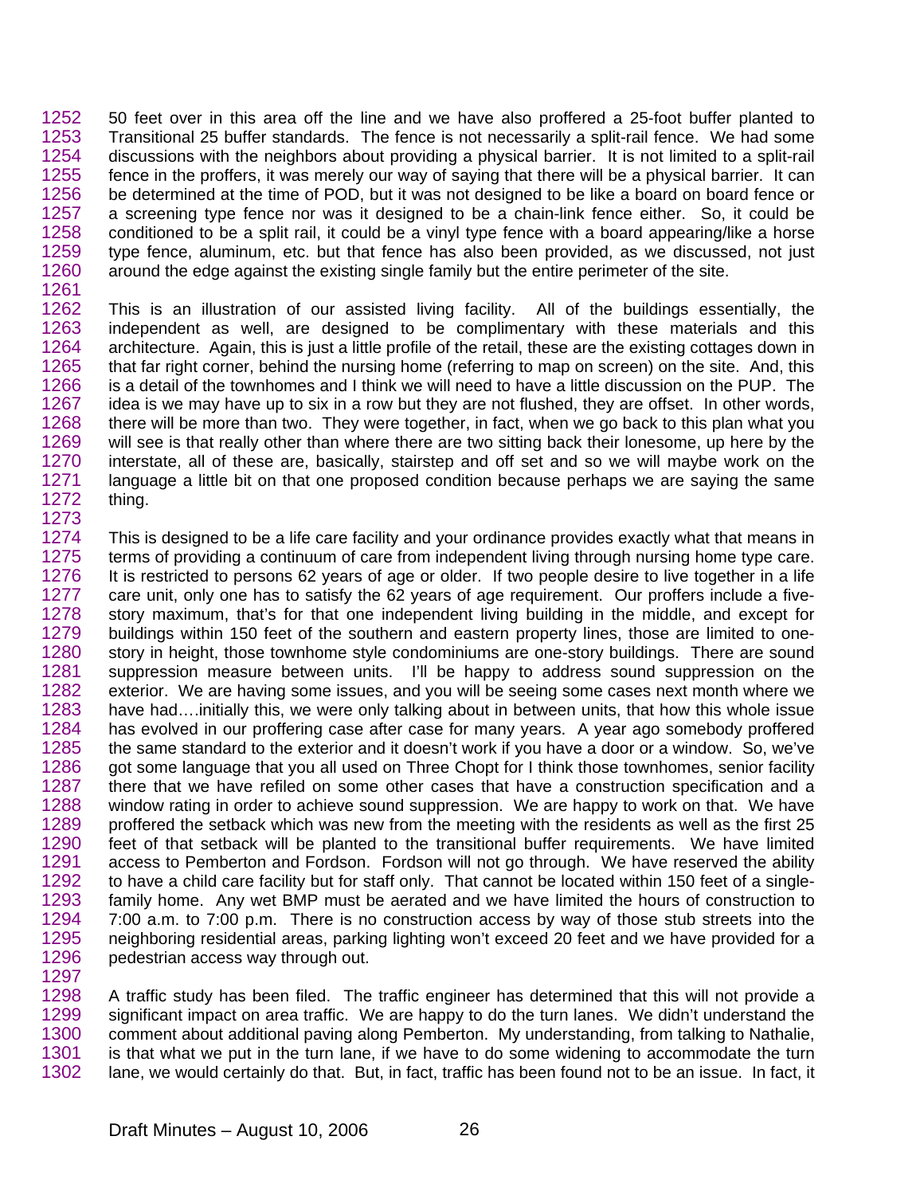50 feet over in this area off the line and we have also proffered a 25-foot buffer planted to Transitional 25 buffer standards. The fence is not necessarily a split-rail fence. We had some discussions with the neighbors about providing a physical barrier. It is not limited to a split-rail fence in the proffers, it was merely our way of saying that there will be a physical barrier. It can be determined at the time of POD, but it was not designed to be like a board on board fence or a screening type fence nor was it designed to be a chain-link fence either. So, it could be conditioned to be a split rail, it could be a vinyl type fence with a board appearing/like a horse type fence, aluminum, etc. but that fence has also been provided, as we discussed, not just around the edge against the existing single family but the entire perimeter of the site.

This is an illustration of our assisted living facility. All of the buildings essentially, the independent as well, are designed to be complimentary with these materials and this architecture. Again, this is just a little profile of the retail, these are the existing cottages down in that far right corner, behind the nursing home (referring to map on screen) on the site. And, this is a detail of the townhomes and I think we will need to have a little discussion on the PUP. The idea is we may have up to six in a row but they are not flushed, they are offset. In other words, there will be more than two. They were together, in fact, when we go back to this plan what you will see is that really other than where there are two sitting back their lonesome, up here by the interstate, all of these are, basically, stairstep and off set and so we will maybe work on the language a little bit on that one proposed condition because perhaps we are saying the same thing.

This is designed to be a life care facility and your ordinance provides exactly what that means in terms of providing a continuum of care from independent living through nursing home type care. It is restricted to persons 62 years of age or older. If two people desire to live together in a life care unit, only one has to satisfy the 62 years of age requirement. Our proffers include a five-story maximum, that's for that one independent living building in the middle, and except for buildings within 150 feet of the southern and eastern property lines, those are limited to one-story in height, those townhome style condominiums are one-story buildings. There are sound suppression measure between units. I'll be happy to address sound suppression on the exterior. We are having some issues, and you will be seeing some cases next month where we have had….initially this, we were only talking about in between units, that how this whole issue has evolved in our proffering case after case for many years. A year ago somebody proffered the same standard to the exterior and it doesn't work if you have a door or a window. So, we've got some language that you all used on Three Chopt for I think those townhomes, senior facility there that we have refiled on some other cases that have a construction specification and a window rating in order to achieve sound suppression. We are happy to work on that. We have proffered the setback which was new from the meeting with the residents as well as the first 25 feet of that setback will be planted to the transitional buffer requirements. We have limited access to Pemberton and Fordson. Fordson will not go through. We have reserved the ability to have a child care facility but for staff only. That cannot be located within 150 feet of a single-family home. Any wet BMP must be aerated and we have limited the hours of construction to 7:00 a.m. to 7:00 p.m. There is no construction access by way of those stub streets into the neighboring residential areas, parking lighting won't exceed 20 feet and we have provided for a pedestrian access way through out.

A traffic study has been filed. The traffic engineer has determined that this will not provide a significant impact on area traffic. We are happy to do the turn lanes. We didn't understand the comment about additional paving along Pemberton. My understanding, from talking to Nathalie, is that what we put in the turn lane, if we have to do some widening to accommodate the turn lane, we would certainly do that. But, in fact, traffic has been found not to be an issue. In fact, it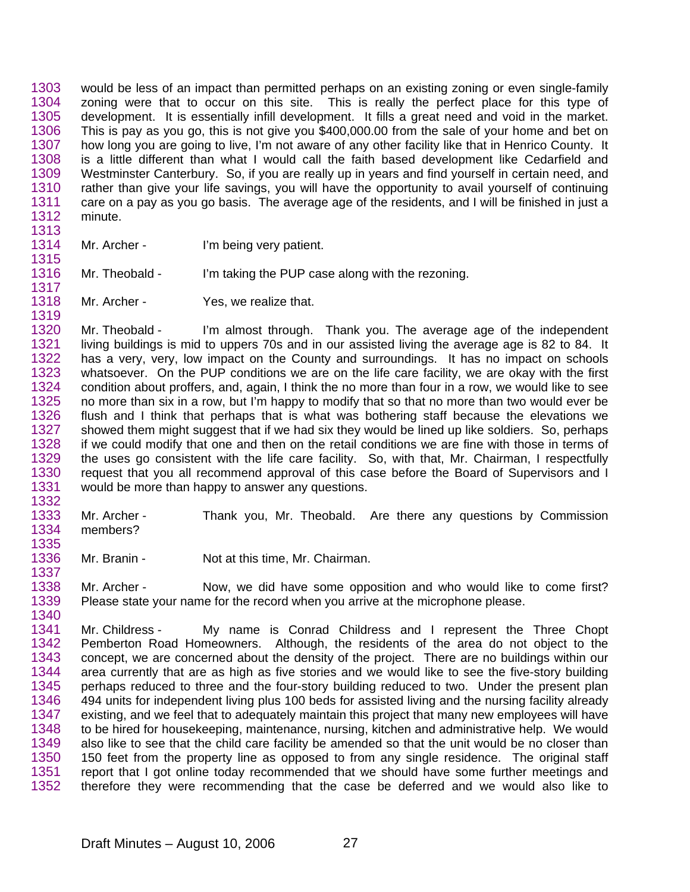would be less of an impact than permitted perhaps on an existing zoning or even single-family zoning were that to occur on this site. This is really the perfect place for this type of development. It is essentially infill development. It fills a great need and void in the market. This is pay as you go, this is not give you $400,000.00 from the sale of your home and bet on how long you are going to live, I'm not aware of any other facility like that in Henrico County. It is a little different than what I would call the faith based development like Cedarfield and Westminster Canterbury. So, if you are really up in years and find yourself in certain need, and rather than give your life savings, you will have the opportunity to avail yourself of continuing care on a pay as you go basis. The average age of the residents, and I will be finished in just a minute.

Mr. Archer - I'm being very patient.

Mr. Theobald - I'm taking the PUP case along with the rezoning.

Mr. Archer - Yes, we realize that.

Mr. Theobald - I'm almost through. Thank you. The average age of the independent living buildings is mid to uppers 70s and in our assisted living the average age is 82 to 84. It has a very, very, low impact on the County and surroundings. It has no impact on schools whatsoever. On the PUP conditions we are on the life care facility, we are okay with the first condition about proffers, and, again, I think the no more than four in a row, we would like to see no more than six in a row, but I'm happy to modify that so that no more than two would ever be flush and I think that perhaps that is what was bothering staff because the elevations we showed them might suggest that if we had six they would be lined up like soldiers. So, perhaps if we could modify that one and then on the retail conditions we are fine with those in terms of the uses go consistent with the life care facility. So, with that, Mr. Chairman, I respectfully request that you all recommend approval of this case before the Board of Supervisors and I would be more than happy to answer any questions.

Mr. Archer - Thank you, Mr. Theobald. Are there any questions by Commission members?

Mr. Branin - Not at this time, Mr. Chairman.

Mr. Archer - Now, we did have some opposition and who would like to come first? Please state your name for the record when you arrive at the microphone please.

Mr. Childress - My name is Conrad Childress and I represent the Three Chopt Pemberton Road Homeowners. Although, the residents of the area do not object to the concept, we are concerned about the density of the project. There are no buildings within our area currently that are as high as five stories and we would like to see the five-story building perhaps reduced to three and the four-story building reduced to two. Under the present plan 494 units for independent living plus 100 beds for assisted living and the nursing facility already existing, and we feel that to adequately maintain this project that many new employees will have to be hired for housekeeping, maintenance, nursing, kitchen and administrative help. We would also like to see that the child care facility be amended so that the unit would be no closer than 150 feet from the property line as opposed to from any single residence. The original staff report that I got online today recommended that we should have some further meetings and therefore they were recommending that the case be deferred and we would also like to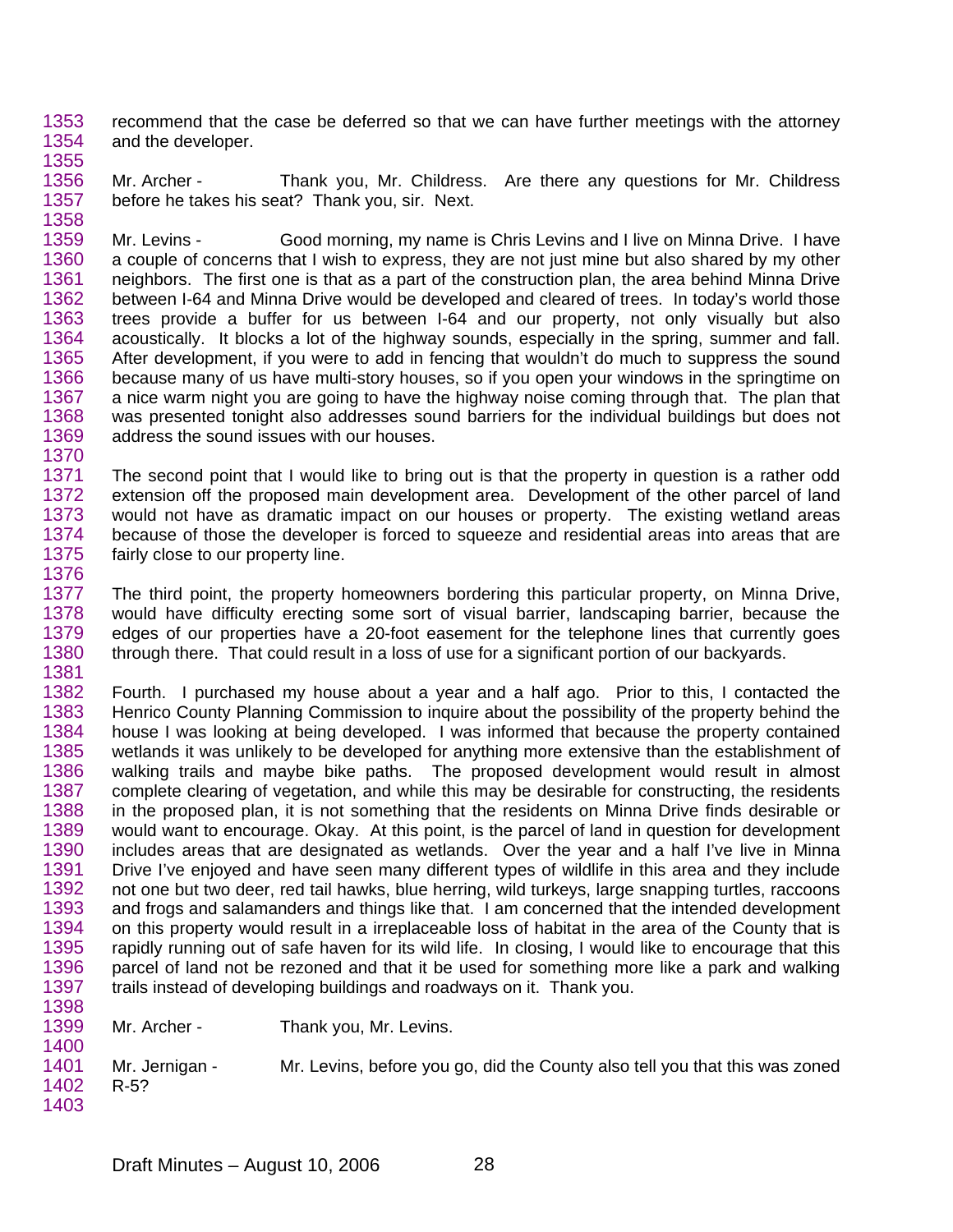recommend that the case be deferred so that we can have further meetings with the attorney and the developer.

Mr. Archer - Thank you, Mr. Childress. Are there any questions for Mr. Childress before he takes his seat? Thank you, sir. Next.

Mr. Levins - Good morning, my name is Chris Levins and I live on Minna Drive. I have a couple of concerns that I wish to express, they are not just mine but also shared by my other neighbors. The first one is that as a part of the construction plan, the area behind Minna Drive between I-64 and Minna Drive would be developed and cleared of trees. In today's world those trees provide a buffer for us between I-64 and our property, not only visually but also acoustically. It blocks a lot of the highway sounds, especially in the spring, summer and fall. After development, if you were to add in fencing that wouldn't do much to suppress the sound because many of us have multi-story houses, so if you open your windows in the springtime on a nice warm night you are going to have the highway noise coming through that. The plan that was presented tonight also addresses sound barriers for the individual buildings but does not address the sound issues with our houses.

The second point that I would like to bring out is that the property in question is a rather odd extension off the proposed main development area. Development of the other parcel of land would not have as dramatic impact on our houses or property. The existing wetland areas because of those the developer is forced to squeeze and residential areas into areas that are fairly close to our property line.

The third point, the property homeowners bordering this particular property, on Minna Drive, would have difficulty erecting some sort of visual barrier, landscaping barrier, because the edges of our properties have a 20-foot easement for the telephone lines that currently goes through there. That could result in a loss of use for a significant portion of our backyards.

Fourth. I purchased my house about a year and a half ago. Prior to this, I contacted the Henrico County Planning Commission to inquire about the possibility of the property behind the house I was looking at being developed. I was informed that because the property contained wetlands it was unlikely to be developed for anything more extensive than the establishment of walking trails and maybe bike paths. The proposed development would result in almost complete clearing of vegetation, and while this may be desirable for constructing, the residents in the proposed plan, it is not something that the residents on Minna Drive finds desirable or would want to encourage. Okay. At this point, is the parcel of land in question for development includes areas that are designated as wetlands. Over the year and a half I've live in Minna Drive I've enjoyed and have seen many different types of wildlife in this area and they include not one but two deer, red tail hawks, blue herring, wild turkeys, large snapping turtles, raccoons and frogs and salamanders and things like that. I am concerned that the intended development on this property would result in a irreplaceable loss of habitat in the area of the County that is rapidly running out of safe haven for its wild life. In closing, I would like to encourage that this parcel of land not be rezoned and that it be used for something more like a park and walking trails instead of developing buildings and roadways on it. Thank you.

Mr. Archer - Thank you, Mr. Levins.

Mr. Jernigan - Mr. Levins, before you go, did the County also tell you that this was zoned R-5?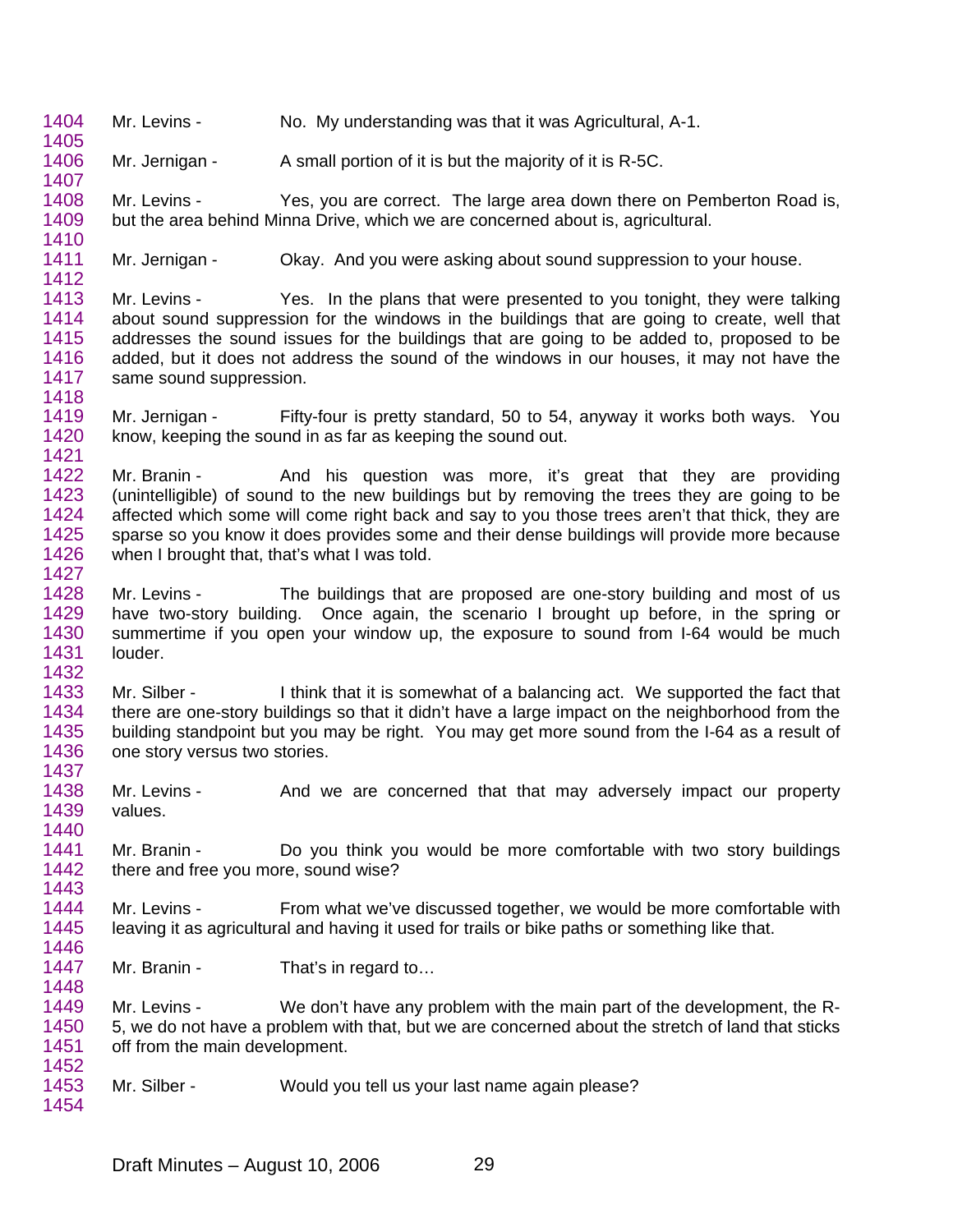1404 Mr. Levins - No. My understanding was that it was Agricultural, A-1.
1405
1406 Mr. Jernigan - A small portion of it is but the majority of it is R-5C.
1407
1408 Mr. Levins - Yes, you are correct. The large area down there on Pemberton Road is,
1409 but the area behind Minna Drive, which we are concerned about is, agricultural.
1410
1411 Mr. Jernigan - Okay. And you were asking about sound suppression to your house.
1412
1413 Mr. Levins - Yes. In the plans that were presented to you tonight, they were talking
1414 about sound suppression for the windows in the buildings that are going to create, well that
1415 addresses the sound issues for the buildings that are going to be added to, proposed to be
1416 added, but it does not address the sound of the windows in our houses, it may not have the
1417 same sound suppression.
1418
1419 Mr. Jernigan - Fifty-four is pretty standard, 50 to 54, anyway it works both ways. You
1420 know, keeping the sound in as far as keeping the sound out.
1421
1422 Mr. Branin - And his question was more, it's great that they are providing
1423 (unintelligible) of sound to the new buildings but by removing the trees they are going to be
1424 affected which some will come right back and say to you those trees aren't that thick, they are
1425 sparse so you know it does provides some and their dense buildings will provide more because
1426 when I brought that, that's what I was told.
1427
1428 Mr. Levins - The buildings that are proposed are one-story building and most of us
1429 have two-story building. Once again, the scenario I brought up before, in the spring or
1430 summertime if you open your window up, the exposure to sound from I-64 would be much
1431 louder.
1432
1433 Mr. Silber - I think that it is somewhat of a balancing act. We supported the fact that
1434 there are one-story buildings so that it didn't have a large impact on the neighborhood from the
1435 building standpoint but you may be right. You may get more sound from the I-64 as a result of
1436 one story versus two stories.
1437
1438 Mr. Levins - And we are concerned that that may adversely impact our property
1439 values.
1440
1441 Mr. Branin - Do you think you would be more comfortable with two story buildings
1442 there and free you more, sound wise?
1443
1444 Mr. Levins - From what we've discussed together, we would be more comfortable with
1445 leaving it as agricultural and having it used for trails or bike paths or something like that.
1446
1447 Mr. Branin - That's in regard to…
1448
1449 Mr. Levins - We don't have any problem with the main part of the development, the R-
1450 5, we do not have a problem with that, but we are concerned about the stretch of land that sticks
1451 off from the main development.
1452
1453 Mr. Silber - Would you tell us your last name again please?
1454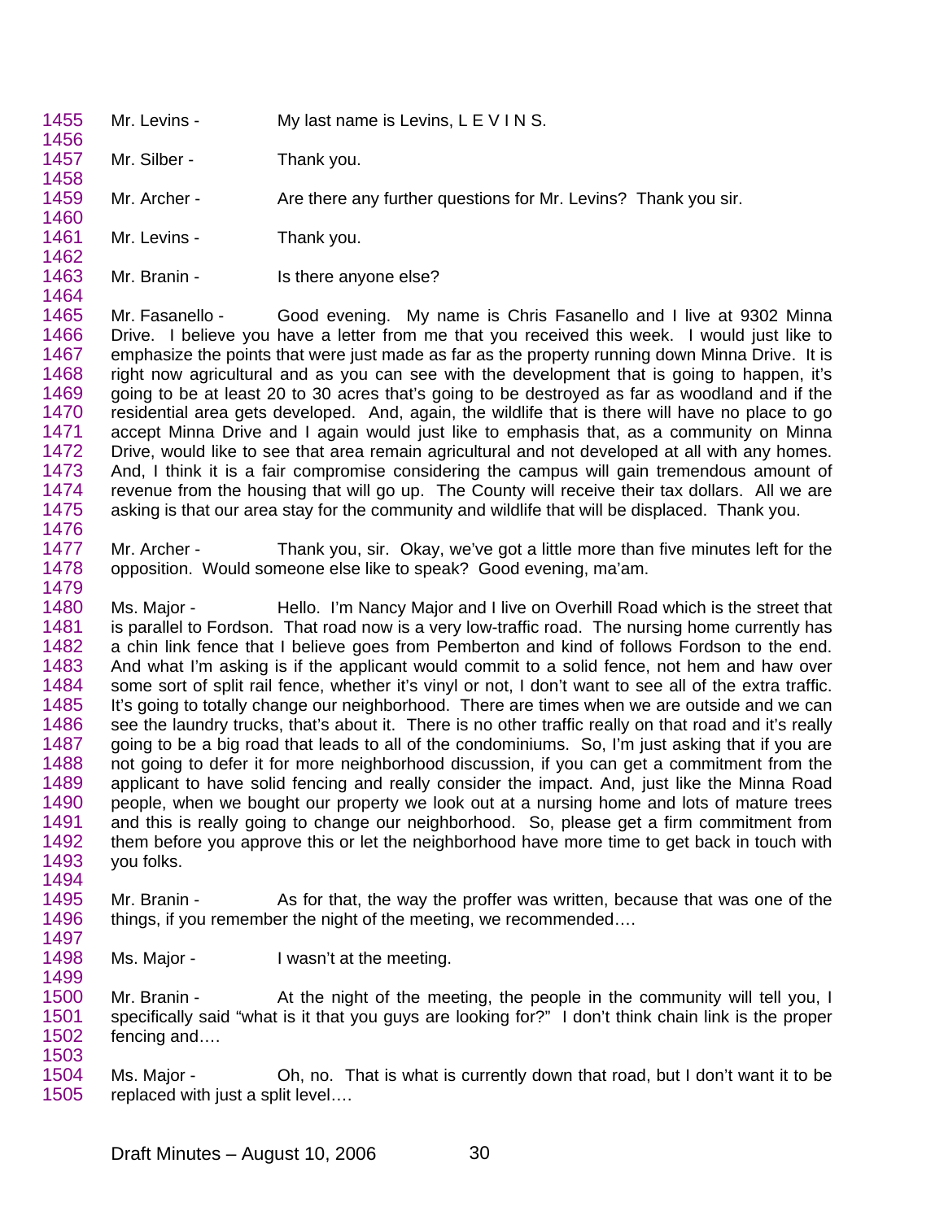1455 Mr. Levins - My last name is Levins, L E V I N S.
1456
1457 Mr. Silber - Thank you.
1458
1459 Mr. Archer - Are there any further questions for Mr. Levins? Thank you sir.
1460
1461 Mr. Levins - Thank you.
1462
1463 Mr. Branin - Is there anyone else?
1464
1465 Mr. Fasanello - Good evening. My name is Chris Fasanello and I live at 9302 Minna
1466 Drive. I believe you have a letter from me that you received this week. I would just like to
1467 emphasize the points that were just made as far as the property running down Minna Drive. It is
1468 right now agricultural and as you can see with the development that is going to happen, it's
1469 going to be at least 20 to 30 acres that's going to be destroyed as far as woodland and if the
1470 residential area gets developed. And, again, the wildlife that is there will have no place to go
1471 accept Minna Drive and I again would just like to emphasis that, as a community on Minna
1472 Drive, would like to see that area remain agricultural and not developed at all with any homes.
1473 And, I think it is a fair compromise considering the campus will gain tremendous amount of
1474 revenue from the housing that will go up. The County will receive their tax dollars. All we are
1475 asking is that our area stay for the community and wildlife that will be displaced. Thank you.
1476
1477 Mr. Archer - Thank you, sir. Okay, we've got a little more than five minutes left for the
1478 opposition. Would someone else like to speak? Good evening, ma'am.
1479
1480 Ms. Major - Hello. I'm Nancy Major and I live on Overhill Road which is the street that
1481 is parallel to Fordson. That road now is a very low-traffic road. The nursing home currently has
1482 a chin link fence that I believe goes from Pemberton and kind of follows Fordson to the end.
1483 And what I'm asking is if the applicant would commit to a solid fence, not hem and haw over
1484 some sort of split rail fence, whether it's vinyl or not, I don't want to see all of the extra traffic.
1485 It's going to totally change our neighborhood. There are times when we are outside and we can
1486 see the laundry trucks, that's about it. There is no other traffic really on that road and it's really
1487 going to be a big road that leads to all of the condominiums. So, I'm just asking that if you are
1488 not going to defer it for more neighborhood discussion, if you can get a commitment from the
1489 applicant to have solid fencing and really consider the impact. And, just like the Minna Road
1490 people, when we bought our property we look out at a nursing home and lots of mature trees
1491 and this is really going to change our neighborhood. So, please get a firm commitment from
1492 them before you approve this or let the neighborhood have more time to get back in touch with
1493 you folks.
1494
1495 Mr. Branin - As for that, the way the proffer was written, because that was one of the
1496 things, if you remember the night of the meeting, we recommended….
1497
1498 Ms. Major - I wasn't at the meeting.
1499
1500 Mr. Branin - At the night of the meeting, the people in the community will tell you, I
1501 specifically said "what is it that you guys are looking for?" I don't think chain link is the proper
1502 fencing and….
1503
1504 Ms. Major - Oh, no. That is what is currently down that road, but I don't want it to be
1505 replaced with just a split level….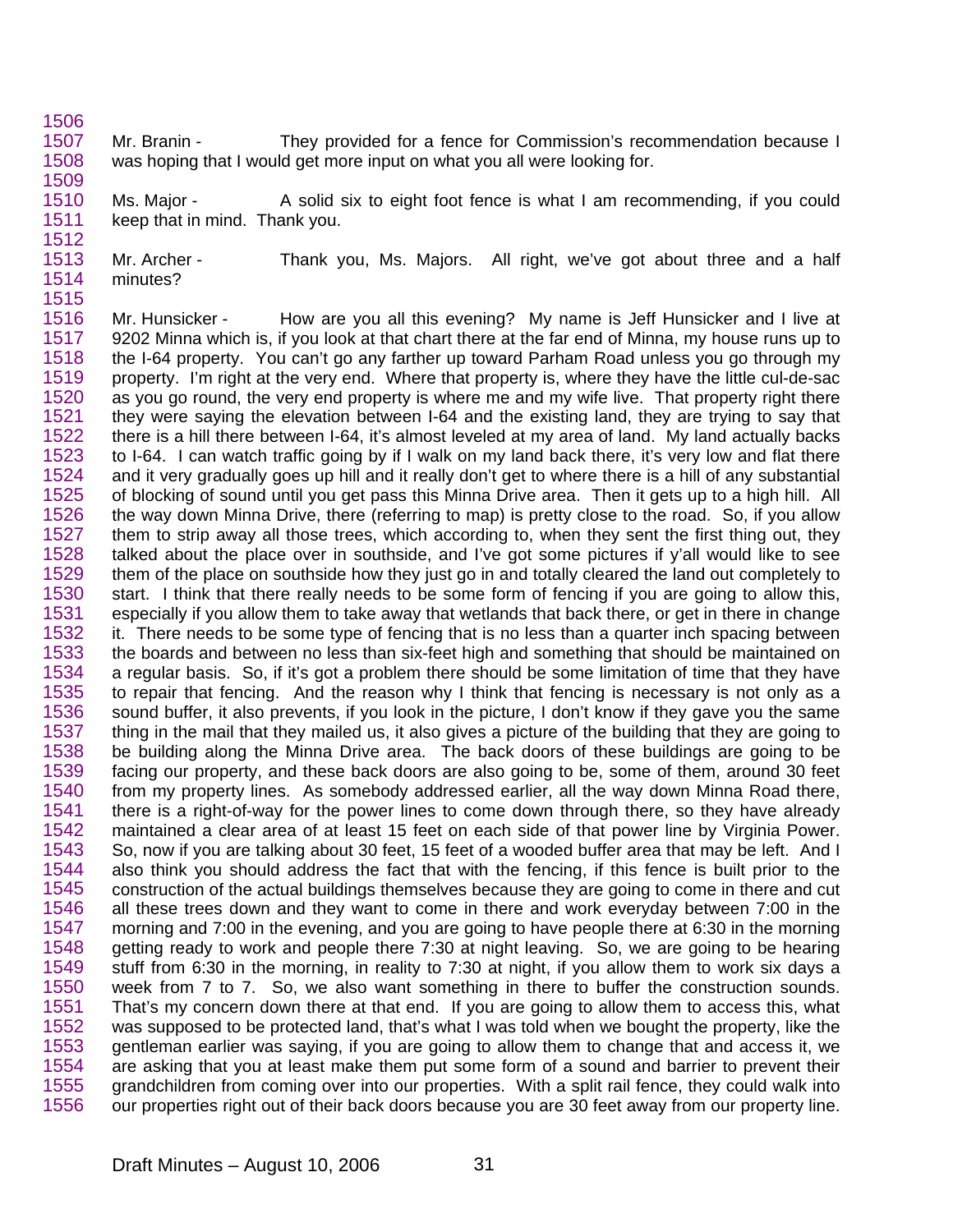Mr. Branin - They provided for a fence for Commission's recommendation because I was hoping that I would get more input on what you all were looking for.

Ms. Major - A solid six to eight foot fence is what I am recommending, if you could keep that in mind. Thank you.

Mr. Archer - Thank you, Ms. Majors. All right, we've got about three and a half minutes?

Mr. Hunsicker - How are you all this evening? My name is Jeff Hunsicker and I live at 9202 Minna which is, if you look at that chart there at the far end of Minna, my house runs up to the I-64 property. You can't go any farther up toward Parham Road unless you go through my property. I'm right at the very end. Where that property is, where they have the little cul-de-sac as you go round, the very end property is where me and my wife live. That property right there they were saying the elevation between I-64 and the existing land, they are trying to say that there is a hill there between I-64, it's almost leveled at my area of land. My land actually backs to I-64. I can watch traffic going by if I walk on my land back there, it's very low and flat there and it very gradually goes up hill and it really don't get to where there is a hill of any substantial of blocking of sound until you get pass this Minna Drive area. Then it gets up to a high hill. All the way down Minna Drive, there (referring to map) is pretty close to the road. So, if you allow them to strip away all those trees, which according to, when they sent the first thing out, they talked about the place over in southside, and I've got some pictures if y'all would like to see them of the place on southside how they just go in and totally cleared the land out completely to start. I think that there really needs to be some form of fencing if you are going to allow this, especially if you allow them to take away that wetlands that back there, or get in there in change it. There needs to be some type of fencing that is no less than a quarter inch spacing between the boards and between no less than six-feet high and something that should be maintained on a regular basis. So, if it's got a problem there should be some limitation of time that they have to repair that fencing. And the reason why I think that fencing is necessary is not only as a sound buffer, it also prevents, if you look in the picture, I don't know if they gave you the same thing in the mail that they mailed us, it also gives a picture of the building that they are going to be building along the Minna Drive area. The back doors of these buildings are going to be facing our property, and these back doors are also going to be, some of them, around 30 feet from my property lines. As somebody addressed earlier, all the way down Minna Road there, there is a right-of-way for the power lines to come down through there, so they have already maintained a clear area of at least 15 feet on each side of that power line by Virginia Power. So, now if you are talking about 30 feet, 15 feet of a wooded buffer area that may be left. And I also think you should address the fact that with the fencing, if this fence is built prior to the construction of the actual buildings themselves because they are going to come in there and cut all these trees down and they want to come in there and work everyday between 7:00 in the morning and 7:00 in the evening, and you are going to have people there at 6:30 in the morning getting ready to work and people there 7:30 at night leaving. So, we are going to be hearing stuff from 6:30 in the morning, in reality to 7:30 at night, if you allow them to work six days a week from 7 to 7. So, we also want something in there to buffer the construction sounds. That's my concern down there at that end. If you are going to allow them to access this, what was supposed to be protected land, that's what I was told when we bought the property, like the gentleman earlier was saying, if you are going to allow them to change that and access it, we are asking that you at least make them put some form of a sound and barrier to prevent their grandchildren from coming over into our properties. With a split rail fence, they could walk into our properties right out of their back doors because you are 30 feet away from our property line.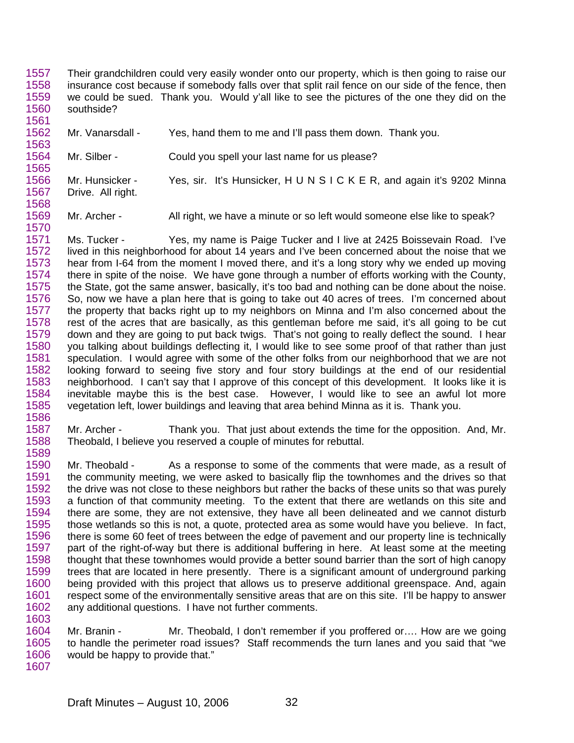Their grandchildren could very easily wonder onto our property, which is then going to raise our insurance cost because if somebody falls over that split rail fence on our side of the fence, then we could be sued. Thank you. Would y'all like to see the pictures of the one they did on the southside?

Mr. Vanarsdall - Yes, hand them to me and I'll pass them down. Thank you.

Mr. Silber - Could you spell your last name for us please?

Mr. Hunsicker - Yes, sir. It's Hunsicker, H U N S I C K E R, and again it's 9202 Minna Drive. All right.

Mr. Archer - All right, we have a minute or so left would someone else like to speak?

Ms. Tucker - Yes, my name is Paige Tucker and I live at 2425 Boissevain Road. I've lived in this neighborhood for about 14 years and I've been concerned about the noise that we hear from I-64 from the moment I moved there, and it's a long story why we ended up moving there in spite of the noise. We have gone through a number of efforts working with the County, the State, got the same answer, basically, it's too bad and nothing can be done about the noise. So, now we have a plan here that is going to take out 40 acres of trees. I'm concerned about the property that backs right up to my neighbors on Minna and I'm also concerned about the rest of the acres that are basically, as this gentleman before me said, it's all going to be cut down and they are going to put back twigs. That's not going to really deflect the sound. I hear you talking about buildings deflecting it, I would like to see some proof of that rather than just speculation. I would agree with some of the other folks from our neighborhood that we are not looking forward to seeing five story and four story buildings at the end of our residential neighborhood. I can't say that I approve of this concept of this development. It looks like it is inevitable maybe this is the best case. However, I would like to see an awful lot more vegetation left, lower buildings and leaving that area behind Minna as it is. Thank you.

Mr. Archer - Thank you. That just about extends the time for the opposition. And, Mr. Theobald, I believe you reserved a couple of minutes for rebuttal.

Mr. Theobald - As a response to some of the comments that were made, as a result of the community meeting, we were asked to basically flip the townhomes and the drives so that the drive was not close to these neighbors but rather the backs of these units so that was purely a function of that community meeting. To the extent that there are wetlands on this site and there are some, they are not extensive, they have all been delineated and we cannot disturb those wetlands so this is not, a quote, protected area as some would have you believe. In fact, there is some 60 feet of trees between the edge of pavement and our property line is technically part of the right-of-way but there is additional buffering in here. At least some at the meeting thought that these townhomes would provide a better sound barrier than the sort of high canopy trees that are located in here presently. There is a significant amount of underground parking being provided with this project that allows us to preserve additional greenspace. And, again respect some of the environmentally sensitive areas that are on this site. I'll be happy to answer any additional questions. I have not further comments.

Mr. Branin - Mr. Theobald, I don't remember if you proffered or…. How are we going to handle the perimeter road issues? Staff recommends the turn lanes and you said that "we would be happy to provide that."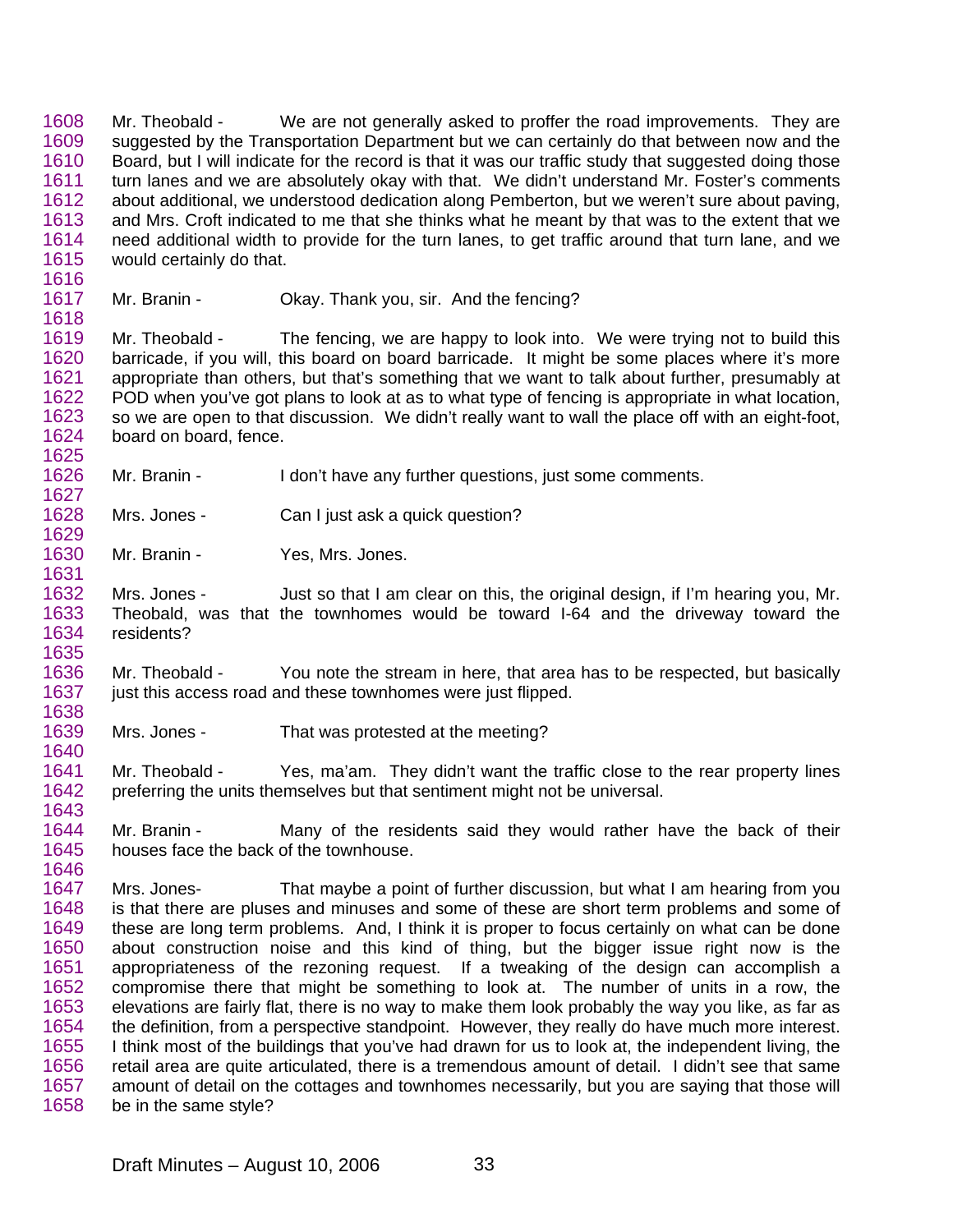Mr. Theobald - We are not generally asked to proffer the road improvements. They are suggested by the Transportation Department but we can certainly do that between now and the Board, but I will indicate for the record is that it was our traffic study that suggested doing those turn lanes and we are absolutely okay with that. We didn't understand Mr. Foster's comments about additional, we understood dedication along Pemberton, but we weren't sure about paving, and Mrs. Croft indicated to me that she thinks what he meant by that was to the extent that we need additional width to provide for the turn lanes, to get traffic around that turn lane, and we would certainly do that.

Mr. Branin - Okay. Thank you, sir. And the fencing?

Mr. Theobald - The fencing, we are happy to look into. We were trying not to build this barricade, if you will, this board on board barricade. It might be some places where it's more appropriate than others, but that's something that we want to talk about further, presumably at POD when you've got plans to look at as to what type of fencing is appropriate in what location, so we are open to that discussion. We didn't really want to wall the place off with an eight-foot, board on board, fence.

Mr. Branin - I don't have any further questions, just some comments.

Mrs. Jones - Can I just ask a quick question?

Mr. Branin - Yes, Mrs. Jones.

Mrs. Jones - Just so that I am clear on this, the original design, if I'm hearing you, Mr. Theobald, was that the townhomes would be toward I-64 and the driveway toward the residents?

Mr. Theobald - You note the stream in here, that area has to be respected, but basically just this access road and these townhomes were just flipped.

Mrs. Jones - That was protested at the meeting?

Mr. Theobald - Yes, ma'am. They didn't want the traffic close to the rear property lines preferring the units themselves but that sentiment might not be universal.

Mr. Branin - Many of the residents said they would rather have the back of their houses face the back of the townhouse.

Mrs. Jones- That maybe a point of further discussion, but what I am hearing from you is that there are pluses and minuses and some of these are short term problems and some of these are long term problems. And, I think it is proper to focus certainly on what can be done about construction noise and this kind of thing, but the bigger issue right now is the appropriateness of the rezoning request. If a tweaking of the design can accomplish a compromise there that might be something to look at. The number of units in a row, the elevations are fairly flat, there is no way to make them look probably the way you like, as far as the definition, from a perspective standpoint. However, they really do have much more interest. I think most of the buildings that you've had drawn for us to look at, the independent living, the retail area are quite articulated, there is a tremendous amount of detail. I didn't see that same amount of detail on the cottages and townhomes necessarily, but you are saying that those will be in the same style?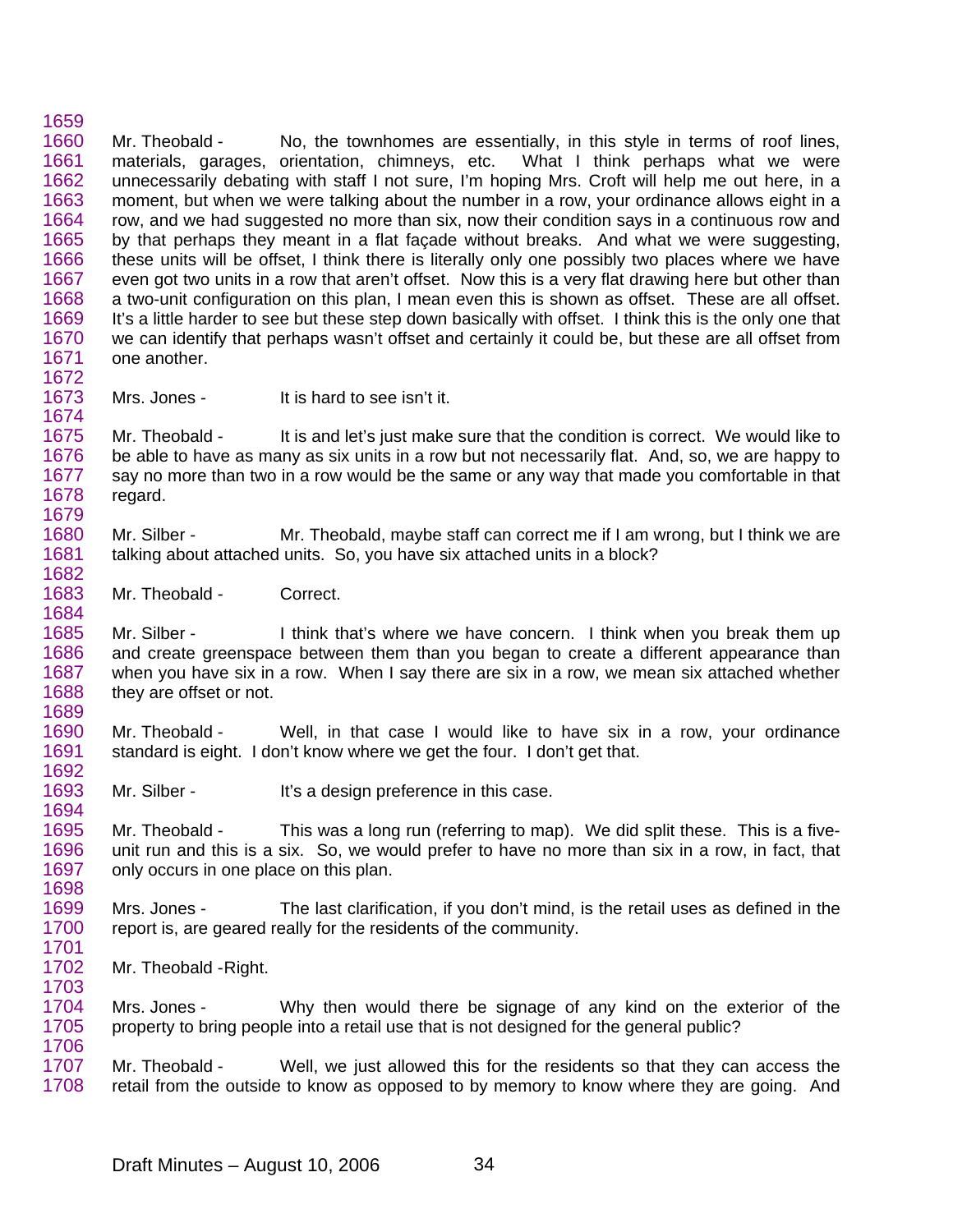Mr. Theobald - No, the townhomes are essentially, in this style in terms of roof lines, materials, garages, orientation, chimneys, etc. What I think perhaps what we were unnecessarily debating with staff I not sure, I'm hoping Mrs. Croft will help me out here, in a moment, but when we were talking about the number in a row, your ordinance allows eight in a row, and we had suggested no more than six, now their condition says in a continuous row and by that perhaps they meant in a flat façade without breaks. And what we were suggesting, these units will be offset, I think there is literally only one possibly two places where we have even got two units in a row that aren't offset. Now this is a very flat drawing here but other than a two-unit configuration on this plan, I mean even this is shown as offset. These are all offset. It's a little harder to see but these step down basically with offset. I think this is the only one that we can identify that perhaps wasn't offset and certainly it could be, but these are all offset from one another.

Mrs. Jones - It is hard to see isn't it.

Mr. Theobald - It is and let's just make sure that the condition is correct. We would like to be able to have as many as six units in a row but not necessarily flat. And, so, we are happy to say no more than two in a row would be the same or any way that made you comfortable in that regard.

Mr. Silber - Mr. Theobald, maybe staff can correct me if I am wrong, but I think we are talking about attached units. So, you have six attached units in a block?

Mr. Theobald - Correct.

Mr. Silber - I think that's where we have concern. I think when you break them up and create greenspace between them than you began to create a different appearance than when you have six in a row. When I say there are six in a row, we mean six attached whether they are offset or not.

Mr. Theobald - Well, in that case I would like to have six in a row, your ordinance standard is eight. I don't know where we get the four. I don't get that.

Mr. Silber - It's a design preference in this case.

Mr. Theobald - This was a long run (referring to map). We did split these. This is a five-unit run and this is a six. So, we would prefer to have no more than six in a row, in fact, that only occurs in one place on this plan.

Mrs. Jones - The last clarification, if you don't mind, is the retail uses as defined in the report is, are geared really for the residents of the community.

Mr. Theobald -Right.

Mrs. Jones - Why then would there be signage of any kind on the exterior of the property to bring people into a retail use that is not designed for the general public?

Mr. Theobald - Well, we just allowed this for the residents so that they can access the retail from the outside to know as opposed to by memory to know where they are going. And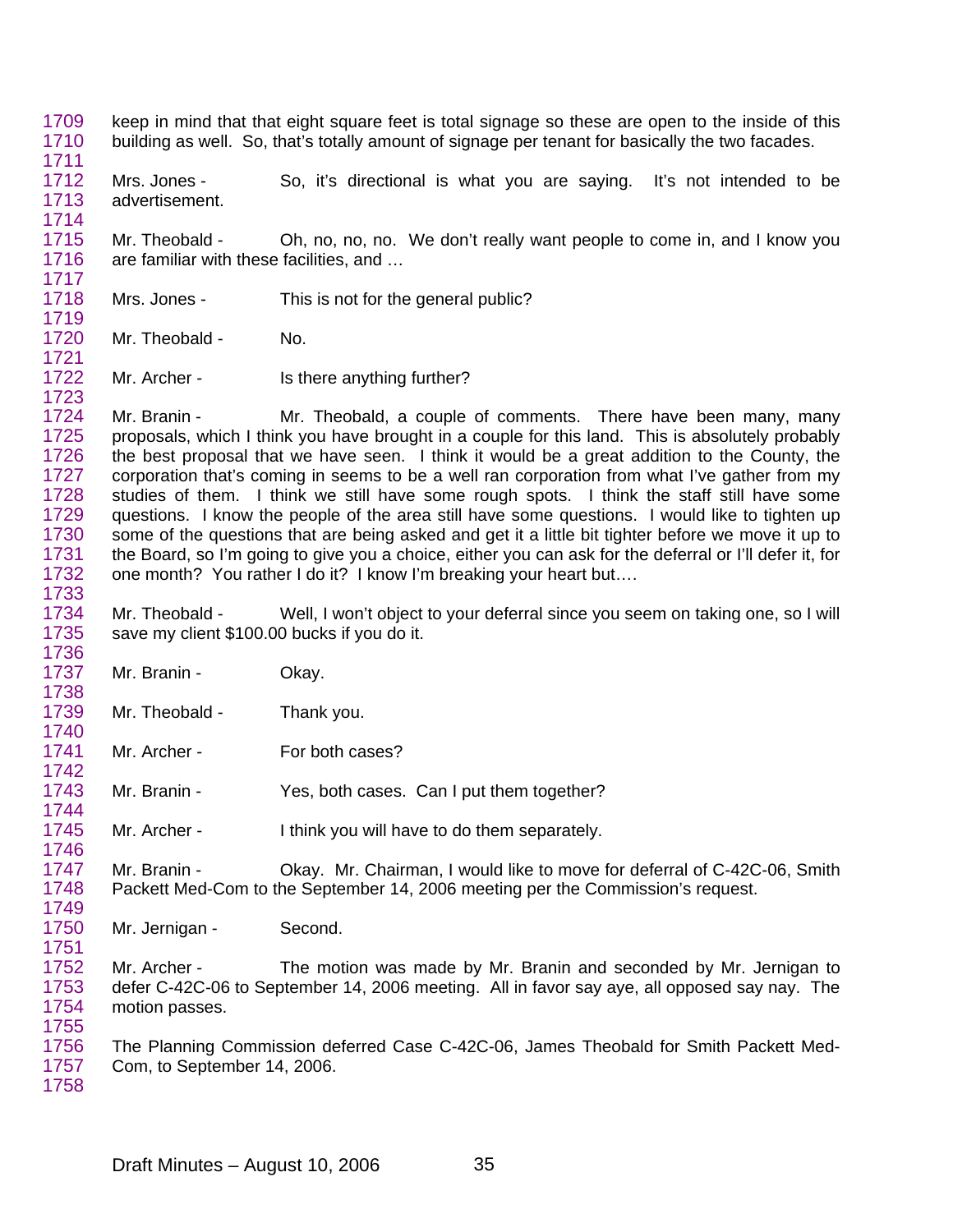keep in mind that that eight square feet is total signage so these are open to the inside of this building as well. So, that's totally amount of signage per tenant for basically the two facades.

Mrs. Jones - So, it's directional is what you are saying. It's not intended to be advertisement.

Mr. Theobald - Oh, no, no, no. We don't really want people to come in, and I know you are familiar with these facilities, and …

Mrs. Jones - This is not for the general public?

Mr. Theobald - No.

Mr. Archer - Is there anything further?

Mr. Branin - Mr. Theobald, a couple of comments. There have been many, many proposals, which I think you have brought in a couple for this land. This is absolutely probably the best proposal that we have seen. I think it would be a great addition to the County, the corporation that's coming in seems to be a well ran corporation from what I've gather from my studies of them. I think we still have some rough spots. I think the staff still have some questions. I know the people of the area still have some questions. I would like to tighten up some of the questions that are being asked and get it a little bit tighter before we move it up to the Board, so I'm going to give you a choice, either you can ask for the deferral or I'll defer it, for one month? You rather I do it? I know I'm breaking your heart but….

Mr. Theobald - Well, I won't object to your deferral since you seem on taking one, so I will save my client $100.00 bucks if you do it.

Mr. Branin - Okay.

Mr. Theobald - Thank you.

Mr. Archer - For both cases?

Mr. Branin - Yes, both cases. Can I put them together?

Mr. Archer - I think you will have to do them separately.

Mr. Branin - Okay. Mr. Chairman, I would like to move for deferral of C-42C-06, Smith Packett Med-Com to the September 14, 2006 meeting per the Commission's request.

Mr. Jernigan - Second.

Mr. Archer - The motion was made by Mr. Branin and seconded by Mr. Jernigan to defer C-42C-06 to September 14, 2006 meeting. All in favor say aye, all opposed say nay. The motion passes.

The Planning Commission deferred Case C-42C-06, James Theobald for Smith Packett Med-Com, to September 14, 2006.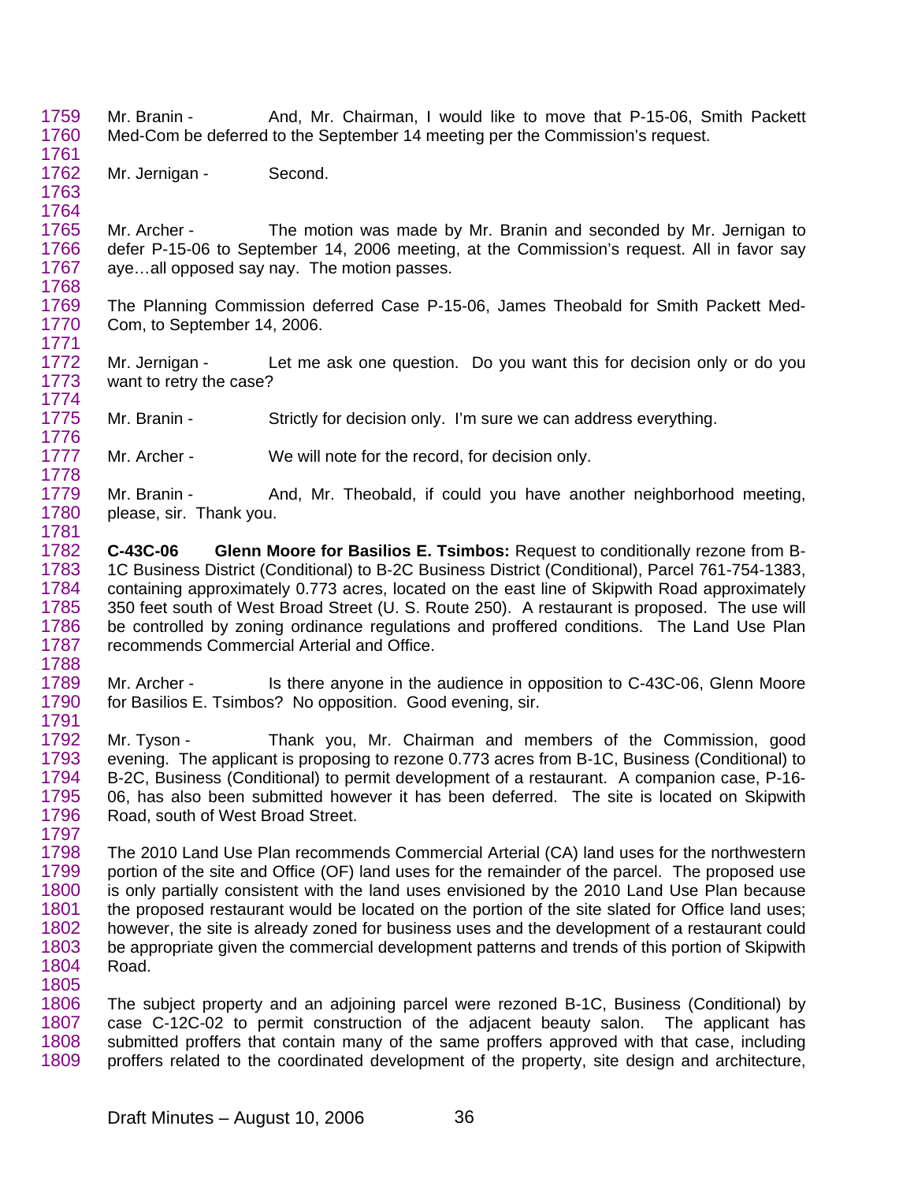Mr. Branin - And, Mr. Chairman, I would like to move that P-15-06, Smith Packett Med-Com be deferred to the September 14 meeting per the Commission's request.

Mr. Jernigan - Second.

Mr. Archer - The motion was made by Mr. Branin and seconded by Mr. Jernigan to defer P-15-06 to September 14, 2006 meeting, at the Commission's request. All in favor say aye…all opposed say nay. The motion passes.

The Planning Commission deferred Case P-15-06, James Theobald for Smith Packett Med-Com, to September 14, 2006.

Mr. Jernigan - Let me ask one question. Do you want this for decision only or do you want to retry the case?

Mr. Branin - Strictly for decision only. I'm sure we can address everything.

Mr. Archer - We will note for the record, for decision only.

Mr. Branin - And, Mr. Theobald, if could you have another neighborhood meeting, please, sir. Thank you.

**C-43C-06 Glenn Moore for Basilios E. Tsimbos:** Request to conditionally rezone from B-1C Business District (Conditional) to B-2C Business District (Conditional), Parcel 761-754-1383, containing approximately 0.773 acres, located on the east line of Skipwith Road approximately 350 feet south of West Broad Street (U. S. Route 250). A restaurant is proposed. The use will be controlled by zoning ordinance regulations and proffered conditions. The Land Use Plan recommends Commercial Arterial and Office.

Mr. Archer - Is there anyone in the audience in opposition to C-43C-06, Glenn Moore for Basilios E. Tsimbos? No opposition. Good evening, sir.

Mr. Tyson - Thank you, Mr. Chairman and members of the Commission, good evening. The applicant is proposing to rezone 0.773 acres from B-1C, Business (Conditional) to B-2C, Business (Conditional) to permit development of a restaurant. A companion case, P-16-06, has also been submitted however it has been deferred. The site is located on Skipwith Road, south of West Broad Street.

The 2010 Land Use Plan recommends Commercial Arterial (CA) land uses for the northwestern portion of the site and Office (OF) land uses for the remainder of the parcel. The proposed use is only partially consistent with the land uses envisioned by the 2010 Land Use Plan because the proposed restaurant would be located on the portion of the site slated for Office land uses; however, the site is already zoned for business uses and the development of a restaurant could be appropriate given the commercial development patterns and trends of this portion of Skipwith Road.

The subject property and an adjoining parcel were rezoned B-1C, Business (Conditional) by case C-12C-02 to permit construction of the adjacent beauty salon. The applicant has submitted proffers that contain many of the same proffers approved with that case, including proffers related to the coordinated development of the property, site design and architecture,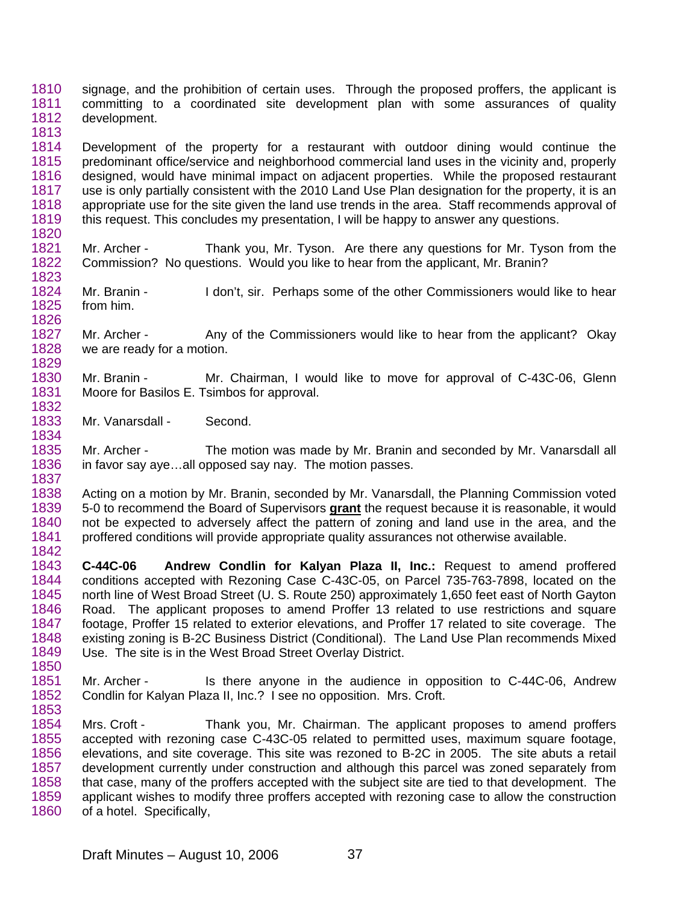signage, and the prohibition of certain uses. Through the proposed proffers, the applicant is committing to a coordinated site development plan with some assurances of quality development.

Development of the property for a restaurant with outdoor dining would continue the predominant office/service and neighborhood commercial land uses in the vicinity and, properly designed, would have minimal impact on adjacent properties. While the proposed restaurant use is only partially consistent with the 2010 Land Use Plan designation for the property, it is an appropriate use for the site given the land use trends in the area. Staff recommends approval of this request. This concludes my presentation, I will be happy to answer any questions.

Mr. Archer - Thank you, Mr. Tyson. Are there any questions for Mr. Tyson from the Commission? No questions. Would you like to hear from the applicant, Mr. Branin?

Mr. Branin - I don't, sir. Perhaps some of the other Commissioners would like to hear from him.

Mr. Archer - Any of the Commissioners would like to hear from the applicant? Okay we are ready for a motion.

Mr. Branin - Mr. Chairman, I would like to move for approval of C-43C-06, Glenn Moore for Basilos E. Tsimbos for approval.

Mr. Vanarsdall - Second.

Mr. Archer - The motion was made by Mr. Branin and seconded by Mr. Vanarsdall all in favor say aye…all opposed say nay. The motion passes.

Acting on a motion by Mr. Branin, seconded by Mr. Vanarsdall, the Planning Commission voted 5-0 to recommend the Board of Supervisors **grant** the request because it is reasonable, it would not be expected to adversely affect the pattern of zoning and land use in the area, and the proffered conditions will provide appropriate quality assurances not otherwise available.

**C-44C-06 Andrew Condlin for Kalyan Plaza II, Inc.:** Request to amend proffered conditions accepted with Rezoning Case C-43C-05, on Parcel 735-763-7898, located on the north line of West Broad Street (U. S. Route 250) approximately 1,650 feet east of North Gayton Road. The applicant proposes to amend Proffer 13 related to use restrictions and square footage, Proffer 15 related to exterior elevations, and Proffer 17 related to site coverage. The existing zoning is B-2C Business District (Conditional). The Land Use Plan recommends Mixed Use. The site is in the West Broad Street Overlay District.

Mr. Archer - Is there anyone in the audience in opposition to C-44C-06, Andrew Condlin for Kalyan Plaza II, Inc.? I see no opposition. Mrs. Croft.

Mrs. Croft - Thank you, Mr. Chairman. The applicant proposes to amend proffers accepted with rezoning case C-43C-05 related to permitted uses, maximum square footage, elevations, and site coverage. This site was rezoned to B-2C in 2005. The site abuts a retail development currently under construction and although this parcel was zoned separately from that case, many of the proffers accepted with the subject site are tied to that development. The applicant wishes to modify three proffers accepted with rezoning case to allow the construction of a hotel. Specifically,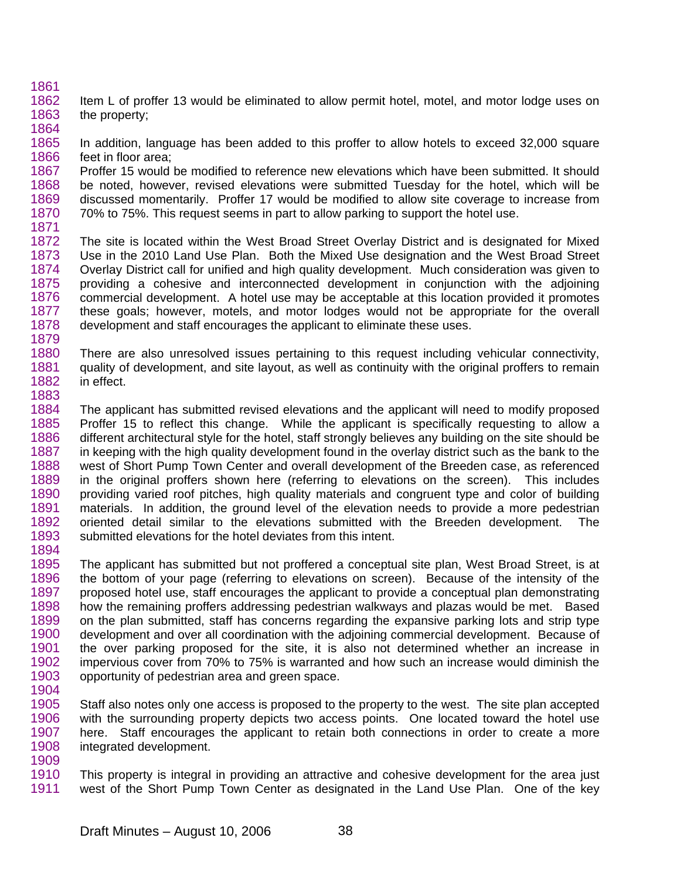Item L of proffer 13 would be eliminated to allow permit hotel, motel, and motor lodge uses on the property;

In addition, language has been added to this proffer to allow hotels to exceed 32,000 square feet in floor area;

Proffer 15 would be modified to reference new elevations which have been submitted. It should be noted, however, revised elevations were submitted Tuesday for the hotel, which will be discussed momentarily. Proffer 17 would be modified to allow site coverage to increase from 70% to 75%. This request seems in part to allow parking to support the hotel use.

The site is located within the West Broad Street Overlay District and is designated for Mixed Use in the 2010 Land Use Plan. Both the Mixed Use designation and the West Broad Street Overlay District call for unified and high quality development. Much consideration was given to providing a cohesive and interconnected development in conjunction with the adjoining commercial development. A hotel use may be acceptable at this location provided it promotes these goals; however, motels, and motor lodges would not be appropriate for the overall development and staff encourages the applicant to eliminate these uses.

There are also unresolved issues pertaining to this request including vehicular connectivity, quality of development, and site layout, as well as continuity with the original proffers to remain in effect.

The applicant has submitted revised elevations and the applicant will need to modify proposed Proffer 15 to reflect this change. While the applicant is specifically requesting to allow a different architectural style for the hotel, staff strongly believes any building on the site should be in keeping with the high quality development found in the overlay district such as the bank to the west of Short Pump Town Center and overall development of the Breeden case, as referenced in the original proffers shown here (referring to elevations on the screen). This includes providing varied roof pitches, high quality materials and congruent type and color of building materials. In addition, the ground level of the elevation needs to provide a more pedestrian oriented detail similar to the elevations submitted with the Breeden development. The submitted elevations for the hotel deviates from this intent.

The applicant has submitted but not proffered a conceptual site plan, West Broad Street, is at the bottom of your page (referring to elevations on screen). Because of the intensity of the proposed hotel use, staff encourages the applicant to provide a conceptual plan demonstrating how the remaining proffers addressing pedestrian walkways and plazas would be met. Based on the plan submitted, staff has concerns regarding the expansive parking lots and strip type development and over all coordination with the adjoining commercial development. Because of the over parking proposed for the site, it is also not determined whether an increase in impervious cover from 70% to 75% is warranted and how such an increase would diminish the opportunity of pedestrian area and green space.

Staff also notes only one access is proposed to the property to the west. The site plan accepted with the surrounding property depicts two access points. One located toward the hotel use here. Staff encourages the applicant to retain both connections in order to create a more integrated development.

This property is integral in providing an attractive and cohesive development for the area just west of the Short Pump Town Center as designated in the Land Use Plan. One of the key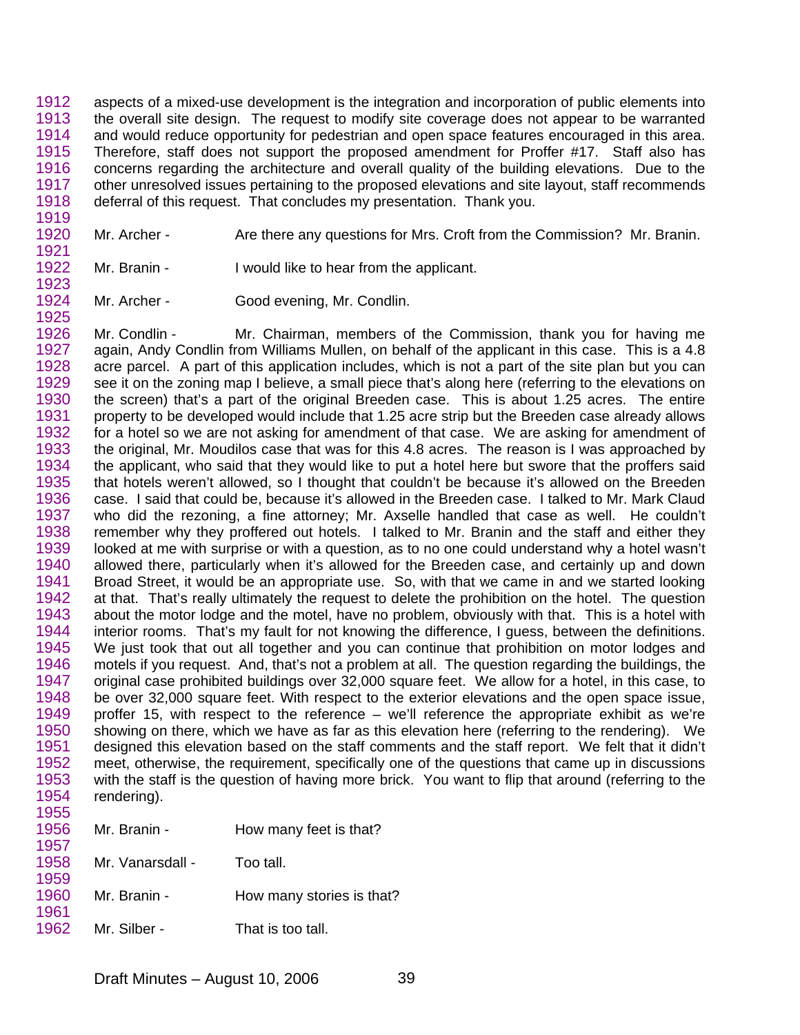aspects of a mixed-use development is the integration and incorporation of public elements into the overall site design. The request to modify site coverage does not appear to be warranted and would reduce opportunity for pedestrian and open space features encouraged in this area. Therefore, staff does not support the proposed amendment for Proffer #17. Staff also has concerns regarding the architecture and overall quality of the building elevations. Due to the other unresolved issues pertaining to the proposed elevations and site layout, staff recommends deferral of this request. That concludes my presentation. Thank you.

Mr. Archer - Are there any questions for Mrs. Croft from the Commission? Mr. Branin.

Mr. Branin - I would like to hear from the applicant.

Mr. Archer - Good evening, Mr. Condlin.

Mr. Condlin - Mr. Chairman, members of the Commission, thank you for having me again, Andy Condlin from Williams Mullen, on behalf of the applicant in this case. This is a 4.8 acre parcel. A part of this application includes, which is not a part of the site plan but you can see it on the zoning map I believe, a small piece that's along here (referring to the elevations on the screen) that's a part of the original Breeden case. This is about 1.25 acres. The entire property to be developed would include that 1.25 acre strip but the Breeden case already allows for a hotel so we are not asking for amendment of that case. We are asking for amendment of the original, Mr. Moudilos case that was for this 4.8 acres. The reason is I was approached by the applicant, who said that they would like to put a hotel here but swore that the proffers said that hotels weren't allowed, so I thought that couldn't be because it's allowed on the Breeden case. I said that could be, because it's allowed in the Breeden case. I talked to Mr. Mark Claud who did the rezoning, a fine attorney; Mr. Axselle handled that case as well. He couldn't remember why they proffered out hotels. I talked to Mr. Branin and the staff and either they looked at me with surprise or with a question, as to no one could understand why a hotel wasn't allowed there, particularly when it's allowed for the Breeden case, and certainly up and down Broad Street, it would be an appropriate use. So, with that we came in and we started looking at that. That's really ultimately the request to delete the prohibition on the hotel. The question about the motor lodge and the motel, have no problem, obviously with that. This is a hotel with interior rooms. That's my fault for not knowing the difference, I guess, between the definitions. We just took that out all together and you can continue that prohibition on motor lodges and motels if you request. And, that's not a problem at all. The question regarding the buildings, the original case prohibited buildings over 32,000 square feet. We allow for a hotel, in this case, to be over 32,000 square feet. With respect to the exterior elevations and the open space issue, proffer 15, with respect to the reference – we'll reference the appropriate exhibit as we're showing on there, which we have as far as this elevation here (referring to the rendering). We designed this elevation based on the staff comments and the staff report. We felt that it didn't meet, otherwise, the requirement, specifically one of the questions that came up in discussions with the staff is the question of having more brick. You want to flip that around (referring to the rendering).

Mr. Branin - How many feet is that?

Mr. Vanarsdall - Too tall.

Mr. Branin - How many stories is that?

Mr. Silber - That is too tall.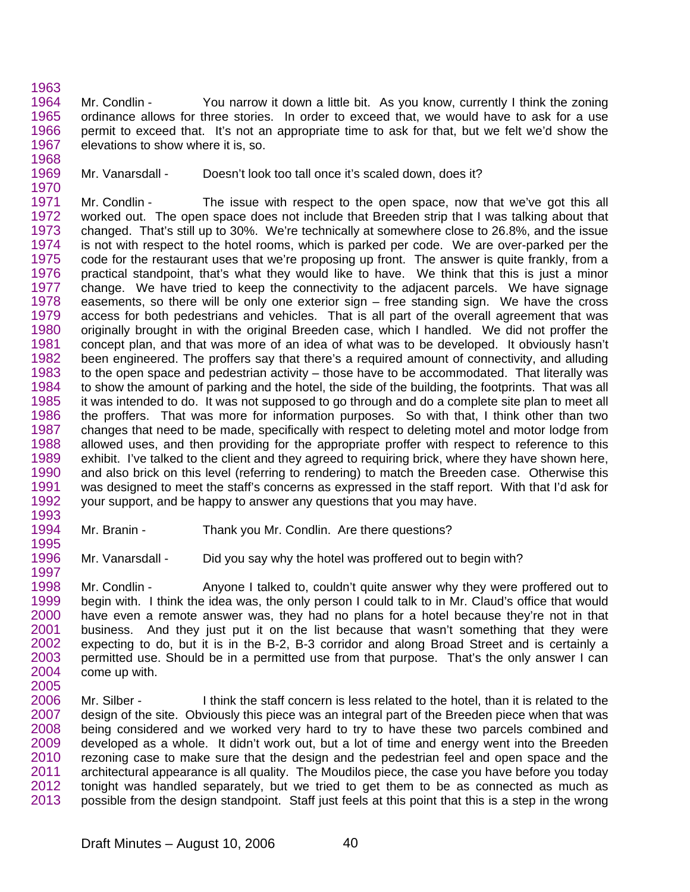Mr. Condlin - You narrow it down a little bit. As you know, currently I think the zoning ordinance allows for three stories. In order to exceed that, we would have to ask for a use permit to exceed that. It's not an appropriate time to ask for that, but we felt we'd show the elevations to show where it is, so.

Mr. Vanarsdall - Doesn't look too tall once it's scaled down, does it?

Mr. Condlin - The issue with respect to the open space, now that we've got this all worked out. The open space does not include that Breeden strip that I was talking about that changed. That's still up to 30%. We're technically at somewhere close to 26.8%, and the issue is not with respect to the hotel rooms, which is parked per code. We are over-parked per the code for the restaurant uses that we're proposing up front. The answer is quite frankly, from a practical standpoint, that's what they would like to have. We think that this is just a minor change. We have tried to keep the connectivity to the adjacent parcels. We have signage easements, so there will be only one exterior sign – free standing sign. We have the cross access for both pedestrians and vehicles. That is all part of the overall agreement that was originally brought in with the original Breeden case, which I handled. We did not proffer the concept plan, and that was more of an idea of what was to be developed. It obviously hasn't been engineered. The proffers say that there's a required amount of connectivity, and alluding to the open space and pedestrian activity – those have to be accommodated. That literally was to show the amount of parking and the hotel, the side of the building, the footprints. That was all it was intended to do. It was not supposed to go through and do a complete site plan to meet all the proffers. That was more for information purposes. So with that, I think other than two changes that need to be made, specifically with respect to deleting motel and motor lodge from allowed uses, and then providing for the appropriate proffer with respect to reference to this exhibit. I've talked to the client and they agreed to requiring brick, where they have shown here, and also brick on this level (referring to rendering) to match the Breeden case. Otherwise this was designed to meet the staff's concerns as expressed in the staff report. With that I'd ask for your support, and be happy to answer any questions that you may have.

Mr. Branin - Thank you Mr. Condlin. Are there questions?

Mr. Vanarsdall - Did you say why the hotel was proffered out to begin with?

Mr. Condlin - Anyone I talked to, couldn't quite answer why they were proffered out to begin with. I think the idea was, the only person I could talk to in Mr. Claud's office that would have even a remote answer was, they had no plans for a hotel because they're not in that business. And they just put it on the list because that wasn't something that they were expecting to do, but it is in the B-2, B-3 corridor and along Broad Street and is certainly a permitted use. Should be in a permitted use from that purpose. That's the only answer I can come up with.

Mr. Silber - I think the staff concern is less related to the hotel, than it is related to the design of the site. Obviously this piece was an integral part of the Breeden piece when that was being considered and we worked very hard to try to have these two parcels combined and developed as a whole. It didn't work out, but a lot of time and energy went into the Breeden rezoning case to make sure that the design and the pedestrian feel and open space and the architectural appearance is all quality. The Moudilos piece, the case you have before you today tonight was handled separately, but we tried to get them to be as connected as much as possible from the design standpoint. Staff just feels at this point that this is a step in the wrong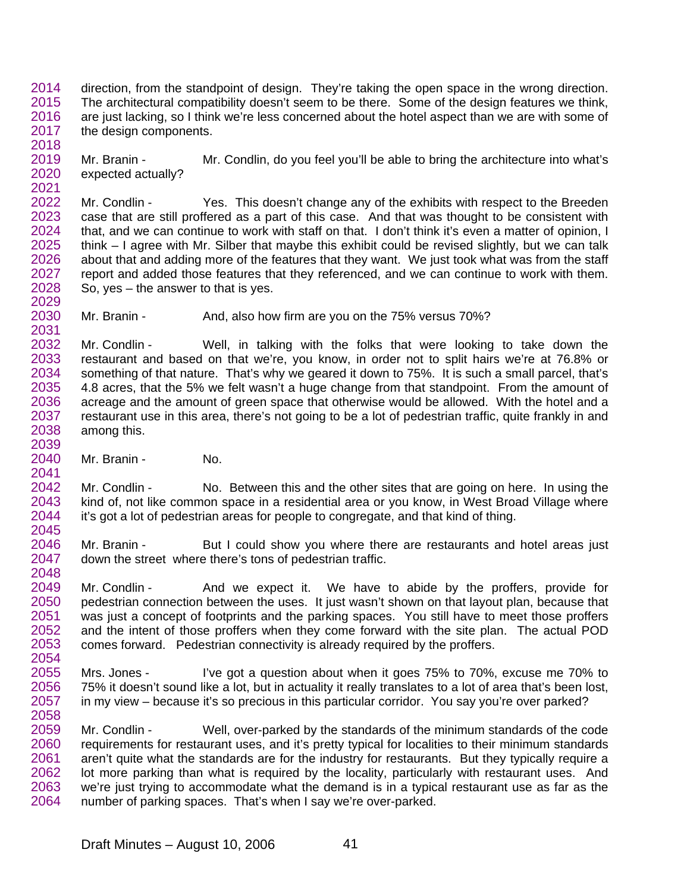direction, from the standpoint of design. They're taking the open space in the wrong direction. The architectural compatibility doesn't seem to be there. Some of the design features we think, are just lacking, so I think we're less concerned about the hotel aspect than we are with some of the design components.

Mr. Branin - Mr. Condlin, do you feel you'll be able to bring the architecture into what's expected actually?

Mr. Condlin - Yes. This doesn't change any of the exhibits with respect to the Breeden case that are still proffered as a part of this case. And that was thought to be consistent with that, and we can continue to work with staff on that. I don't think it's even a matter of opinion, I think – I agree with Mr. Silber that maybe this exhibit could be revised slightly, but we can talk about that and adding more of the features that they want. We just took what was from the staff report and added those features that they referenced, and we can continue to work with them. So, yes – the answer to that is yes.

Mr. Branin - And, also how firm are you on the 75% versus 70%?

Mr. Condlin - Well, in talking with the folks that were looking to take down the restaurant and based on that we're, you know, in order not to split hairs we're at 76.8% or something of that nature. That's why we geared it down to 75%. It is such a small parcel, that's 4.8 acres, that the 5% we felt wasn't a huge change from that standpoint. From the amount of acreage and the amount of green space that otherwise would be allowed. With the hotel and a restaurant use in this area, there's not going to be a lot of pedestrian traffic, quite frankly in and among this.

Mr. Branin - No.

Mr. Condlin - No. Between this and the other sites that are going on here. In using the kind of, not like common space in a residential area or you know, in West Broad Village where it's got a lot of pedestrian areas for people to congregate, and that kind of thing.

Mr. Branin - But I could show you where there are restaurants and hotel areas just down the street where there's tons of pedestrian traffic.

Mr. Condlin - And we expect it. We have to abide by the proffers, provide for pedestrian connection between the uses. It just wasn't shown on that layout plan, because that was just a concept of footprints and the parking spaces. You still have to meet those proffers and the intent of those proffers when they come forward with the site plan. The actual POD comes forward. Pedestrian connectivity is already required by the proffers.

Mrs. Jones - I've got a question about when it goes 75% to 70%, excuse me 70% to 75% it doesn't sound like a lot, but in actuality it really translates to a lot of area that's been lost, in my view – because it's so precious in this particular corridor. You say you're over parked?

Mr. Condlin - Well, over-parked by the standards of the minimum standards of the code requirements for restaurant uses, and it's pretty typical for localities to their minimum standards aren't quite what the standards are for the industry for restaurants. But they typically require a lot more parking than what is required by the locality, particularly with restaurant uses. And we're just trying to accommodate what the demand is in a typical restaurant use as far as the number of parking spaces. That's when I say we're over-parked.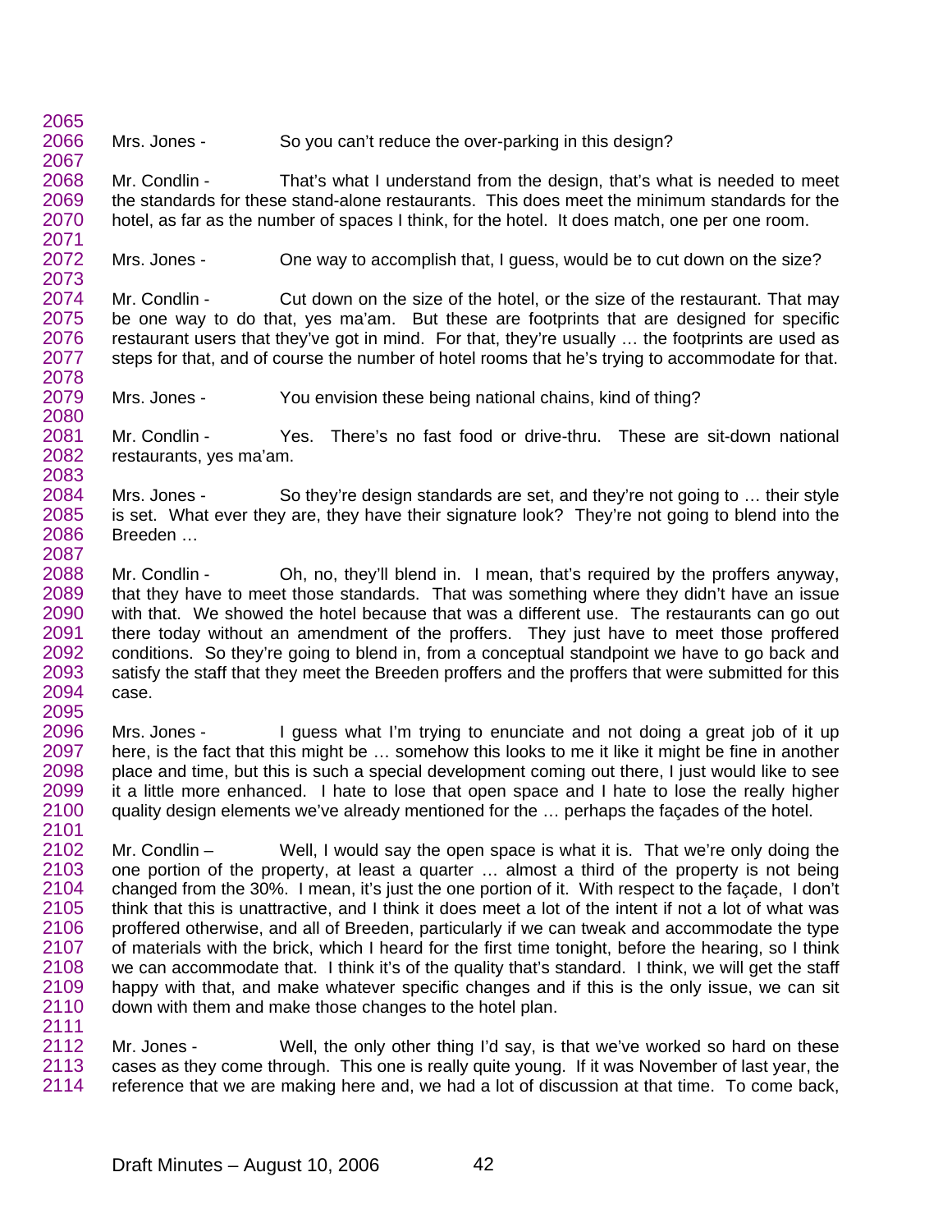Mrs. Jones - So you can't reduce the over-parking in this design?

Mr. Condlin - That's what I understand from the design, that's what is needed to meet the standards for these stand-alone restaurants. This does meet the minimum standards for the hotel, as far as the number of spaces I think, for the hotel. It does match, one per one room.

Mrs. Jones - One way to accomplish that, I guess, would be to cut down on the size?

Mr. Condlin - Cut down on the size of the hotel, or the size of the restaurant. That may be one way to do that, yes ma'am. But these are footprints that are designed for specific restaurant users that they've got in mind. For that, they're usually … the footprints are used as steps for that, and of course the number of hotel rooms that he's trying to accommodate for that.

Mrs. Jones - You envision these being national chains, kind of thing?

Mr. Condlin - Yes. There's no fast food or drive-thru. These are sit-down national restaurants, yes ma'am.

Mrs. Jones - So they're design standards are set, and they're not going to … their style is set. What ever they are, they have their signature look? They're not going to blend into the Breeden …

Mr. Condlin - Oh, no, they'll blend in. I mean, that's required by the proffers anyway, that they have to meet those standards. That was something where they didn't have an issue with that. We showed the hotel because that was a different use. The restaurants can go out there today without an amendment of the proffers. They just have to meet those proffered conditions. So they're going to blend in, from a conceptual standpoint we have to go back and satisfy the staff that they meet the Breeden proffers and the proffers that were submitted for this case.

Mrs. Jones - I guess what I'm trying to enunciate and not doing a great job of it up here, is the fact that this might be … somehow this looks to me it like it might be fine in another place and time, but this is such a special development coming out there, I just would like to see it a little more enhanced. I hate to lose that open space and I hate to lose the really higher quality design elements we've already mentioned for the … perhaps the façades of the hotel.

Mr. Condlin – Well, I would say the open space is what it is. That we're only doing the one portion of the property, at least a quarter … almost a third of the property is not being changed from the 30%. I mean, it's just the one portion of it. With respect to the façade, I don't think that this is unattractive, and I think it does meet a lot of the intent if not a lot of what was proffered otherwise, and all of Breeden, particularly if we can tweak and accommodate the type of materials with the brick, which I heard for the first time tonight, before the hearing, so I think we can accommodate that. I think it's of the quality that's standard. I think, we will get the staff happy with that, and make whatever specific changes and if this is the only issue, we can sit down with them and make those changes to the hotel plan.

Mr. Jones - Well, the only other thing I'd say, is that we've worked so hard on these cases as they come through. This one is really quite young. If it was November of last year, the reference that we are making here and, we had a lot of discussion at that time. To come back,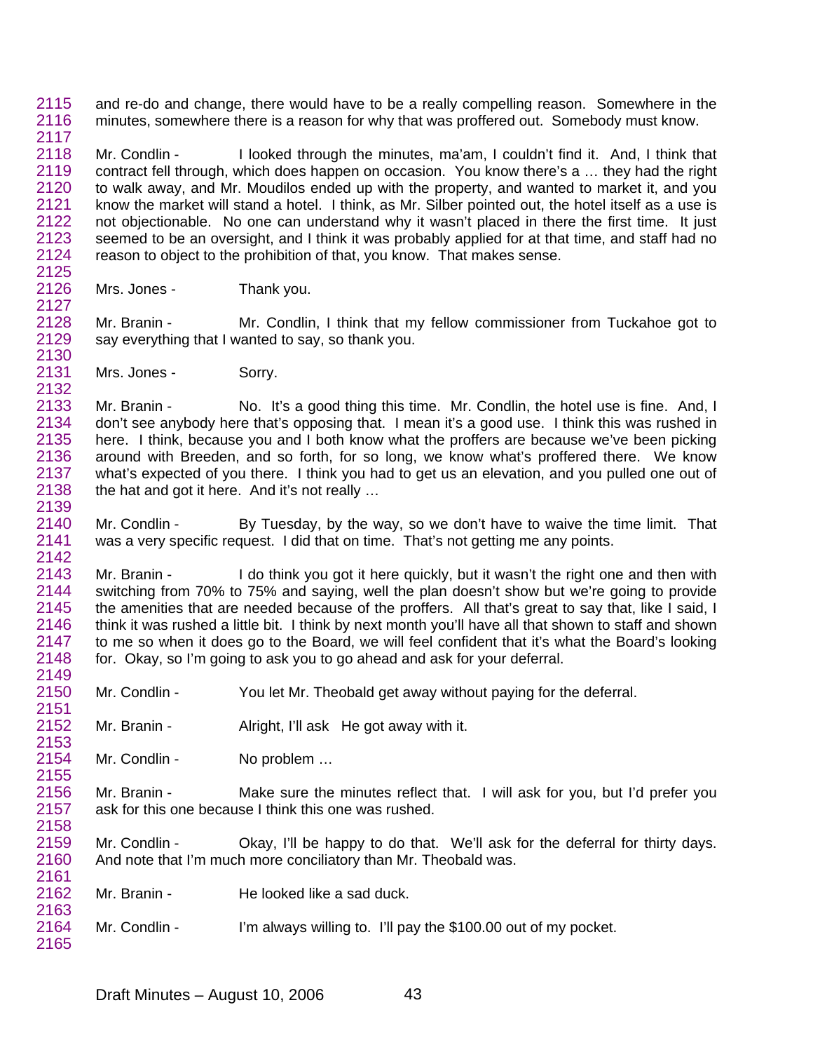and re-do and change, there would have to be a really compelling reason. Somewhere in the minutes, somewhere there is a reason for why that was proffered out. Somebody must know.

Mr. Condlin - I looked through the minutes, ma'am, I couldn't find it. And, I think that contract fell through, which does happen on occasion. You know there's a … they had the right to walk away, and Mr. Moudilos ended up with the property, and wanted to market it, and you know the market will stand a hotel. I think, as Mr. Silber pointed out, the hotel itself as a use is not objectionable. No one can understand why it wasn't placed in there the first time. It just seemed to be an oversight, and I think it was probably applied for at that time, and staff had no reason to object to the prohibition of that, you know. That makes sense.

Mrs. Jones - Thank you.

Mr. Branin - Mr. Condlin, I think that my fellow commissioner from Tuckahoe got to say everything that I wanted to say, so thank you.

Mrs. Jones - Sorry.

Mr. Branin - No. It's a good thing this time. Mr. Condlin, the hotel use is fine. And, I don't see anybody here that's opposing that. I mean it's a good use. I think this was rushed in here. I think, because you and I both know what the proffers are because we've been picking around with Breeden, and so forth, for so long, we know what's proffered there. We know what's expected of you there. I think you had to get us an elevation, and you pulled one out of the hat and got it here. And it's not really …

Mr. Condlin - By Tuesday, by the way, so we don't have to waive the time limit. That was a very specific request. I did that on time. That's not getting me any points.

Mr. Branin - I do think you got it here quickly, but it wasn't the right one and then with switching from 70% to 75% and saying, well the plan doesn't show but we're going to provide the amenities that are needed because of the proffers. All that's great to say that, like I said, I think it was rushed a little bit. I think by next month you'll have all that shown to staff and shown to me so when it does go to the Board, we will feel confident that it's what the Board's looking for. Okay, so I'm going to ask you to go ahead and ask for your deferral.

Mr. Condlin - You let Mr. Theobald get away without paying for the deferral.

Mr. Branin - Alright, I'll ask He got away with it.

Mr. Condlin - No problem …

Mr. Branin - Make sure the minutes reflect that. I will ask for you, but I'd prefer you ask for this one because I think this one was rushed.

Mr. Condlin - Okay, I'll be happy to do that. We'll ask for the deferral for thirty days. And note that I'm much more conciliatory than Mr. Theobald was.

Mr. Branin - He looked like a sad duck.

Mr. Condlin - I'm always willing to. I'll pay the $100.00 out of my pocket.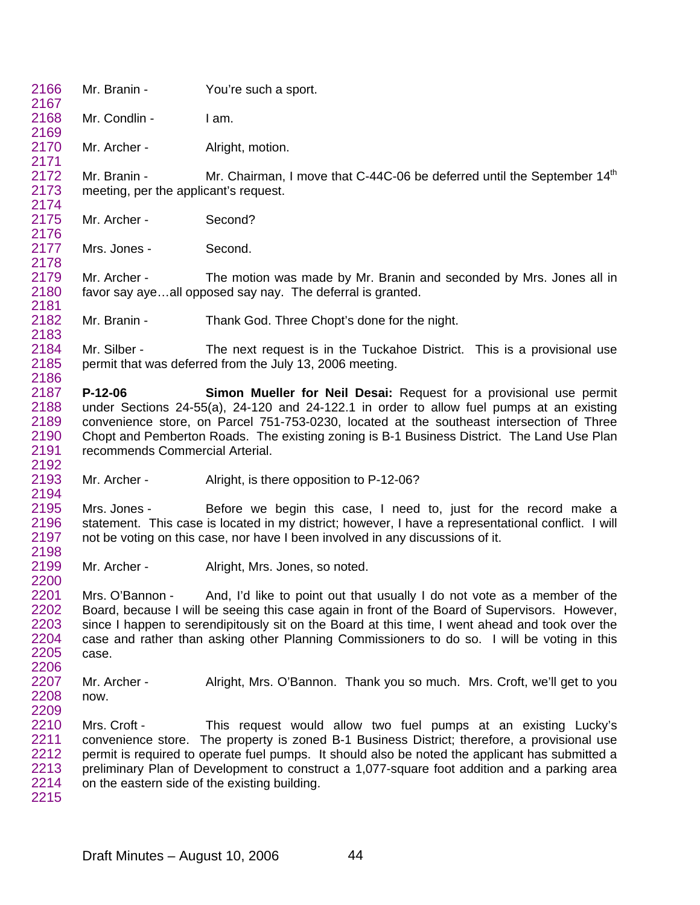Mr. Branin - You're such a sport.

Mr. Condlin - I am.

Mr. Archer - Alright, motion.

Mr. Branin - Mr. Chairman, I move that C-44C-06 be deferred until the September 14th meeting, per the applicant's request.

Mr. Archer - Second?

Mrs. Jones - Second.

Mr. Archer - The motion was made by Mr. Branin and seconded by Mrs. Jones all in favor say aye…all opposed say nay. The deferral is granted.

Mr. Branin - Thank God. Three Chopt's done for the night.

Mr. Silber - The next request is in the Tuckahoe District. This is a provisional use permit that was deferred from the July 13, 2006 meeting.

**P-12-06 Simon Mueller for Neil Desai:** Request for a provisional use permit under Sections 24-55(a), 24-120 and 24-122.1 in order to allow fuel pumps at an existing convenience store, on Parcel 751-753-0230, located at the southeast intersection of Three Chopt and Pemberton Roads. The existing zoning is B-1 Business District. The Land Use Plan recommends Commercial Arterial.

Mr. Archer - Alright, is there opposition to P-12-06?

Mrs. Jones - Before we begin this case, I need to, just for the record make a statement. This case is located in my district; however, I have a representational conflict. I will not be voting on this case, nor have I been involved in any discussions of it.

Mr. Archer - Alright, Mrs. Jones, so noted.

Mrs. O'Bannon - And, I'd like to point out that usually I do not vote as a member of the Board, because I will be seeing this case again in front of the Board of Supervisors. However, since I happen to serendipitously sit on the Board at this time, I went ahead and took over the case and rather than asking other Planning Commissioners to do so. I will be voting in this case.

Mr. Archer - Alright, Mrs. O'Bannon. Thank you so much. Mrs. Croft, we'll get to you now.

Mrs. Croft - This request would allow two fuel pumps at an existing Lucky's convenience store. The property is zoned B-1 Business District; therefore, a provisional use permit is required to operate fuel pumps. It should also be noted the applicant has submitted a preliminary Plan of Development to construct a 1,077-square foot addition and a parking area on the eastern side of the existing building.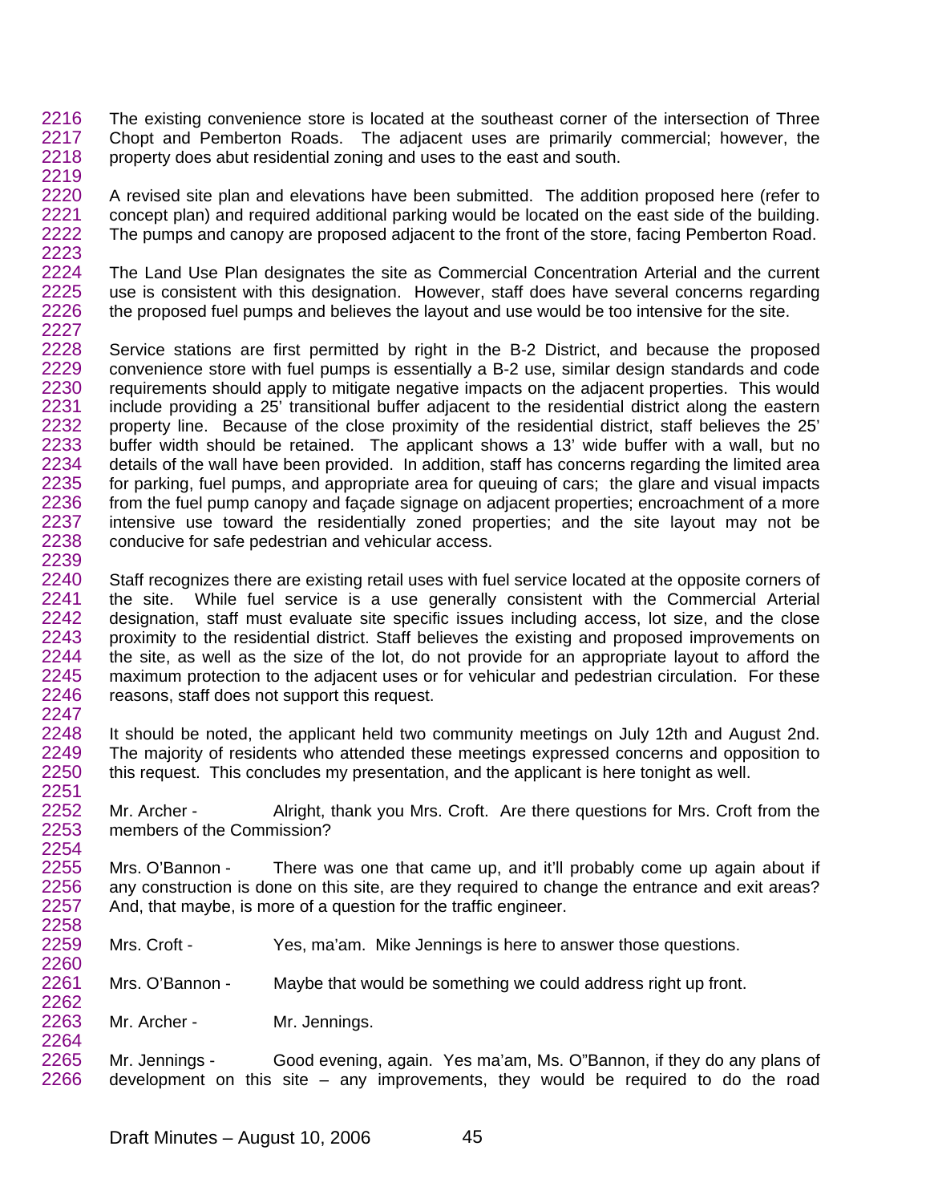The existing convenience store is located at the southeast corner of the intersection of Three Chopt and Pemberton Roads. The adjacent uses are primarily commercial; however, the property does abut residential zoning and uses to the east and south.

A revised site plan and elevations have been submitted. The addition proposed here (refer to concept plan) and required additional parking would be located on the east side of the building. The pumps and canopy are proposed adjacent to the front of the store, facing Pemberton Road.

The Land Use Plan designates the site as Commercial Concentration Arterial and the current use is consistent with this designation. However, staff does have several concerns regarding the proposed fuel pumps and believes the layout and use would be too intensive for the site.

Service stations are first permitted by right in the B-2 District, and because the proposed convenience store with fuel pumps is essentially a B-2 use, similar design standards and code requirements should apply to mitigate negative impacts on the adjacent properties. This would include providing a 25' transitional buffer adjacent to the residential district along the eastern property line. Because of the close proximity of the residential district, staff believes the 25' buffer width should be retained. The applicant shows a 13' wide buffer with a wall, but no details of the wall have been provided. In addition, staff has concerns regarding the limited area for parking, fuel pumps, and appropriate area for queuing of cars; the glare and visual impacts from the fuel pump canopy and façade signage on adjacent properties; encroachment of a more intensive use toward the residentially zoned properties; and the site layout may not be conducive for safe pedestrian and vehicular access.

Staff recognizes there are existing retail uses with fuel service located at the opposite corners of the site. While fuel service is a use generally consistent with the Commercial Arterial designation, staff must evaluate site specific issues including access, lot size, and the close proximity to the residential district. Staff believes the existing and proposed improvements on the site, as well as the size of the lot, do not provide for an appropriate layout to afford the maximum protection to the adjacent uses or for vehicular and pedestrian circulation. For these reasons, staff does not support this request.

It should be noted, the applicant held two community meetings on July 12th and August 2nd. The majority of residents who attended these meetings expressed concerns and opposition to this request. This concludes my presentation, and the applicant is here tonight as well.

Mr. Archer - Alright, thank you Mrs. Croft. Are there questions for Mrs. Croft from the members of the Commission?

Mrs. O'Bannon - There was one that came up, and it'll probably come up again about if any construction is done on this site, are they required to change the entrance and exit areas? And, that maybe, is more of a question for the traffic engineer.

Mrs. Croft - Yes, ma'am. Mike Jennings is here to answer those questions.

Mrs. O'Bannon - Maybe that would be something we could address right up front.

Mr. Archer - Mr. Jennings.

Mr. Jennings - Good evening, again. Yes ma'am, Ms. O"Bannon, if they do any plans of development on this site – any improvements, they would be required to do the road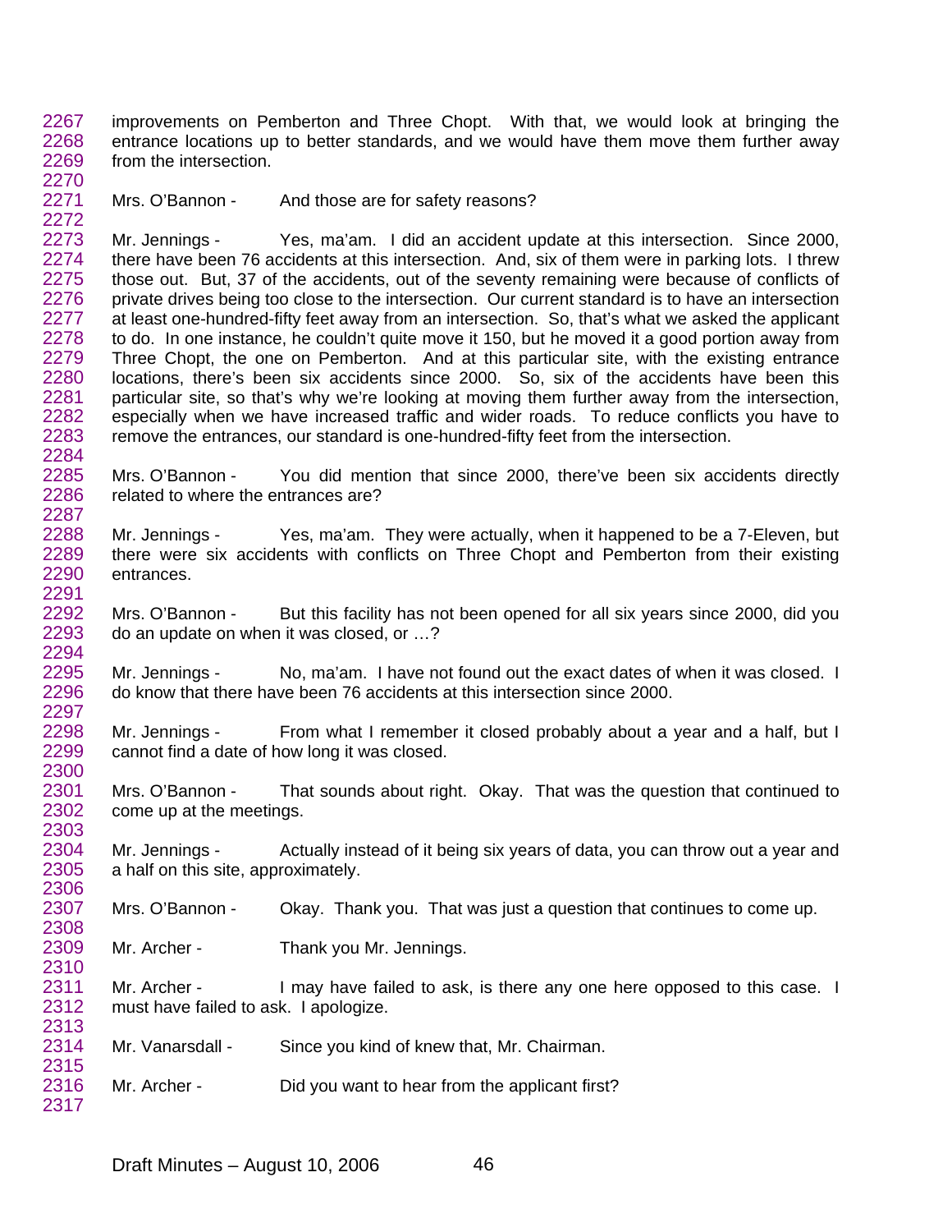improvements on Pemberton and Three Chopt. With that, we would look at bringing the entrance locations up to better standards, and we would have them move them further away from the intersection.

Mrs. O'Bannon - And those are for safety reasons?

Mr. Jennings - Yes, ma'am. I did an accident update at this intersection. Since 2000, there have been 76 accidents at this intersection. And, six of them were in parking lots. I threw those out. But, 37 of the accidents, out of the seventy remaining were because of conflicts of private drives being too close to the intersection. Our current standard is to have an intersection at least one-hundred-fifty feet away from an intersection. So, that's what we asked the applicant to do. In one instance, he couldn't quite move it 150, but he moved it a good portion away from Three Chopt, the one on Pemberton. And at this particular site, with the existing entrance locations, there's been six accidents since 2000. So, six of the accidents have been this particular site, so that's why we're looking at moving them further away from the intersection, especially when we have increased traffic and wider roads. To reduce conflicts you have to remove the entrances, our standard is one-hundred-fifty feet from the intersection.

Mrs. O'Bannon - You did mention that since 2000, there've been six accidents directly related to where the entrances are?

Mr. Jennings - Yes, ma'am. They were actually, when it happened to be a 7-Eleven, but there were six accidents with conflicts on Three Chopt and Pemberton from their existing entrances.

Mrs. O'Bannon - But this facility has not been opened for all six years since 2000, did you do an update on when it was closed, or …?

Mr. Jennings - No, ma'am. I have not found out the exact dates of when it was closed. I do know that there have been 76 accidents at this intersection since 2000.

Mr. Jennings - From what I remember it closed probably about a year and a half, but I cannot find a date of how long it was closed.

Mrs. O'Bannon - That sounds about right. Okay. That was the question that continued to come up at the meetings.

Mr. Jennings - Actually instead of it being six years of data, you can throw out a year and a half on this site, approximately.

Mrs. O'Bannon - Okay. Thank you. That was just a question that continues to come up.

Mr. Archer - Thank you Mr. Jennings.

Mr. Archer - I may have failed to ask, is there any one here opposed to this case. I must have failed to ask. I apologize.

Mr. Vanarsdall - Since you kind of knew that, Mr. Chairman.

Mr. Archer - Did you want to hear from the applicant first?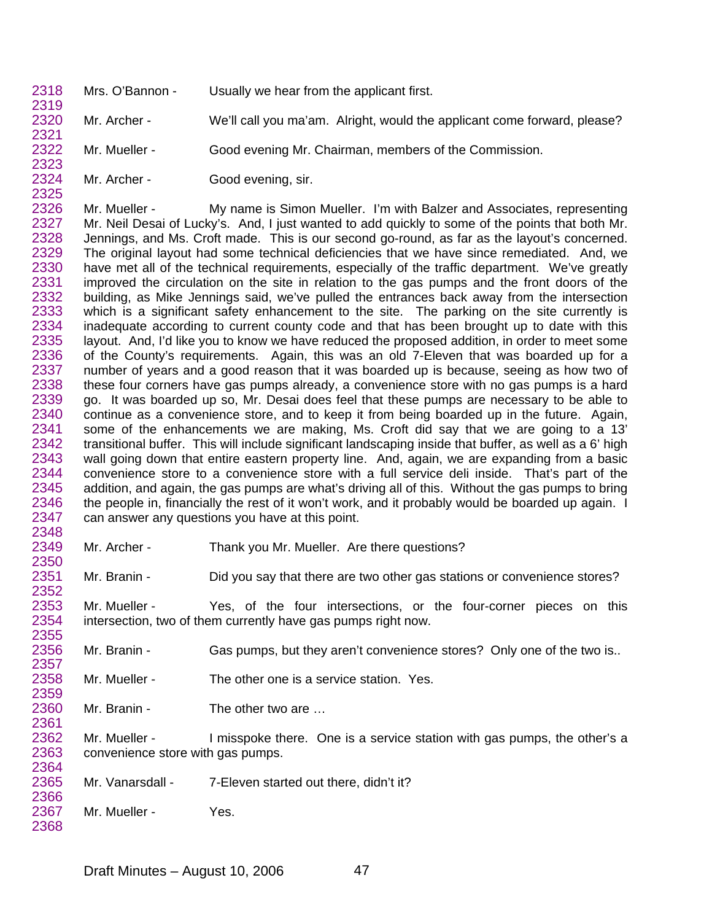Mrs. O'Bannon - Usually we hear from the applicant first.

Mr. Archer - We'll call you ma'am. Alright, would the applicant come forward, please?

Mr. Mueller - Good evening Mr. Chairman, members of the Commission.

Mr. Archer - Good evening, sir.

Mr. Mueller - My name is Simon Mueller. I'm with Balzer and Associates, representing Mr. Neil Desai of Lucky's. And, I just wanted to add quickly to some of the points that both Mr. Jennings, and Ms. Croft made. This is our second go-round, as far as the layout's concerned. The original layout had some technical deficiencies that we have since remediated. And, we have met all of the technical requirements, especially of the traffic department. We've greatly improved the circulation on the site in relation to the gas pumps and the front doors of the building, as Mike Jennings said, we've pulled the entrances back away from the intersection which is a significant safety enhancement to the site. The parking on the site currently is inadequate according to current county code and that has been brought up to date with this layout. And, I'd like you to know we have reduced the proposed addition, in order to meet some of the County's requirements. Again, this was an old 7-Eleven that was boarded up for a number of years and a good reason that it was boarded up is because, seeing as how two of these four corners have gas pumps already, a convenience store with no gas pumps is a hard go. It was boarded up so, Mr. Desai does feel that these pumps are necessary to be able to continue as a convenience store, and to keep it from being boarded up in the future. Again, some of the enhancements we are making, Ms. Croft did say that we are going to a 13' transitional buffer. This will include significant landscaping inside that buffer, as well as a 6' high wall going down that entire eastern property line. And, again, we are expanding from a basic convenience store to a convenience store with a full service deli inside. That's part of the addition, and again, the gas pumps are what's driving all of this. Without the gas pumps to bring the people in, financially the rest of it won't work, and it probably would be boarded up again. I can answer any questions you have at this point.

Mr. Archer - Thank you Mr. Mueller. Are there questions?

Mr. Branin - Did you say that there are two other gas stations or convenience stores?

Mr. Mueller - Yes, of the four intersections, or the four-corner pieces on this intersection, two of them currently have gas pumps right now.

Mr. Branin - Gas pumps, but they aren't convenience stores? Only one of the two is..

Mr. Mueller - The other one is a service station. Yes.

Mr. Branin - The other two are …

Mr. Mueller - I misspoke there. One is a service station with gas pumps, the other's a convenience store with gas pumps.

Mr. Vanarsdall - 7-Eleven started out there, didn't it?

Mr. Mueller - Yes.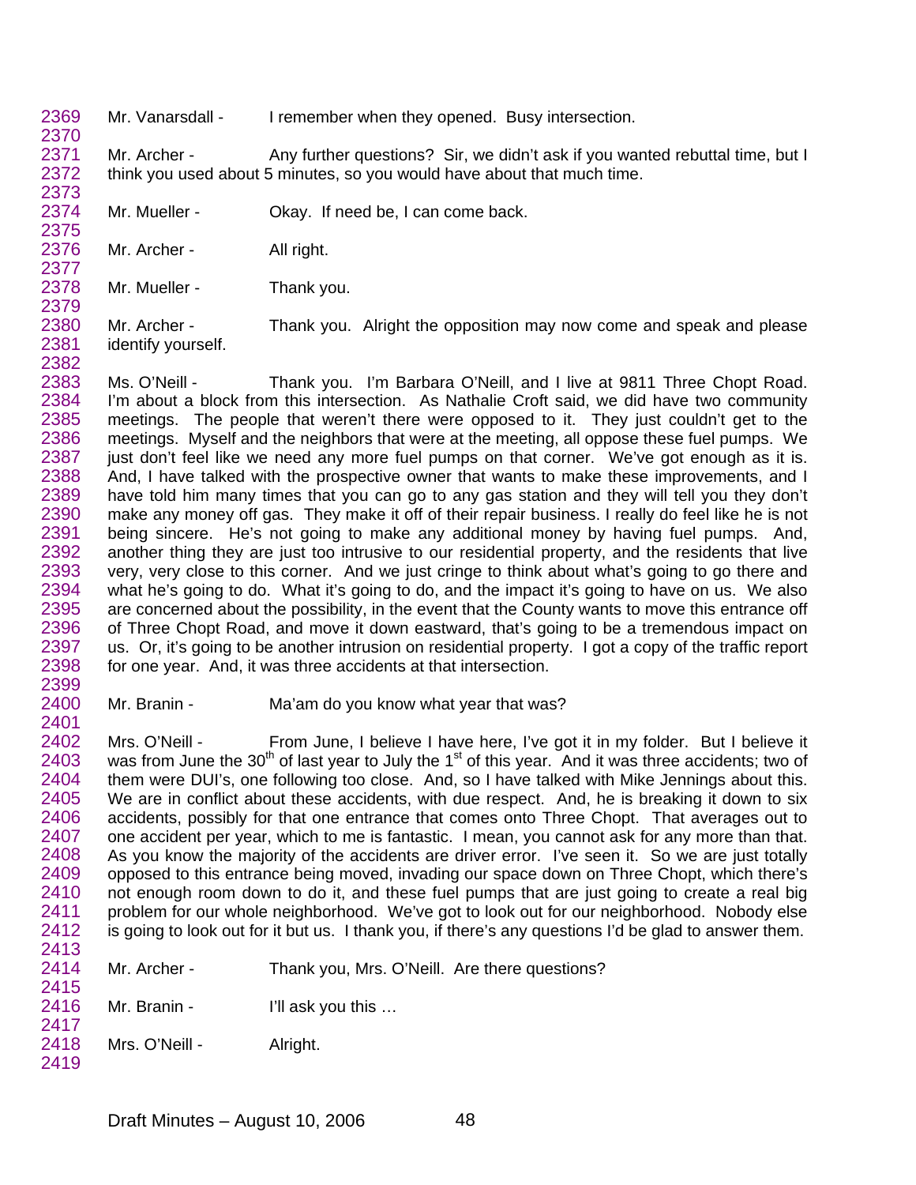Mr. Vanarsdall - I remember when they opened. Busy intersection.

Mr. Archer - Any further questions? Sir, we didn't ask if you wanted rebuttal time, but I think you used about 5 minutes, so you would have about that much time.

Mr. Mueller - Okay. If need be, I can come back.

Mr. Archer - All right.

Mr. Mueller - Thank you.

Mr. Archer - Thank you. Alright the opposition may now come and speak and please identify yourself.

Ms. O'Neill - Thank you. I'm Barbara O'Neill, and I live at 9811 Three Chopt Road. I'm about a block from this intersection. As Nathalie Croft said, we did have two community meetings. The people that weren't there were opposed to it. They just couldn't get to the meetings. Myself and the neighbors that were at the meeting, all oppose these fuel pumps. We just don't feel like we need any more fuel pumps on that corner. We've got enough as it is. And, I have talked with the prospective owner that wants to make these improvements, and I have told him many times that you can go to any gas station and they will tell you they don't make any money off gas. They make it off of their repair business. I really do feel like he is not being sincere. He's not going to make any additional money by having fuel pumps. And, another thing they are just too intrusive to our residential property, and the residents that live very, very close to this corner. And we just cringe to think about what's going to go there and what he's going to do. What it's going to do, and the impact it's going to have on us. We also are concerned about the possibility, in the event that the County wants to move this entrance off of Three Chopt Road, and move it down eastward, that's going to be a tremendous impact on us. Or, it's going to be another intrusion on residential property. I got a copy of the traffic report for one year. And, it was three accidents at that intersection.

Mr. Branin - Ma'am do you know what year that was?

Mrs. O'Neill - From June, I believe I have here, I've got it in my folder. But I believe it was from June the 30th of last year to July the 1st of this year. And it was three accidents; two of them were DUI's, one following too close. And, so I have talked with Mike Jennings about this. We are in conflict about these accidents, with due respect. And, he is breaking it down to six accidents, possibly for that one entrance that comes onto Three Chopt. That averages out to one accident per year, which to me is fantastic. I mean, you cannot ask for any more than that. As you know the majority of the accidents are driver error. I've seen it. So we are just totally opposed to this entrance being moved, invading our space down on Three Chopt, which there's not enough room down to do it, and these fuel pumps that are just going to create a real big problem for our whole neighborhood. We've got to look out for our neighborhood. Nobody else is going to look out for it but us. I thank you, if there's any questions I'd be glad to answer them.

Mr. Archer - Thank you, Mrs. O'Neill. Are there questions?

Mr. Branin - I'll ask you this …

Mrs. O'Neill - Alright.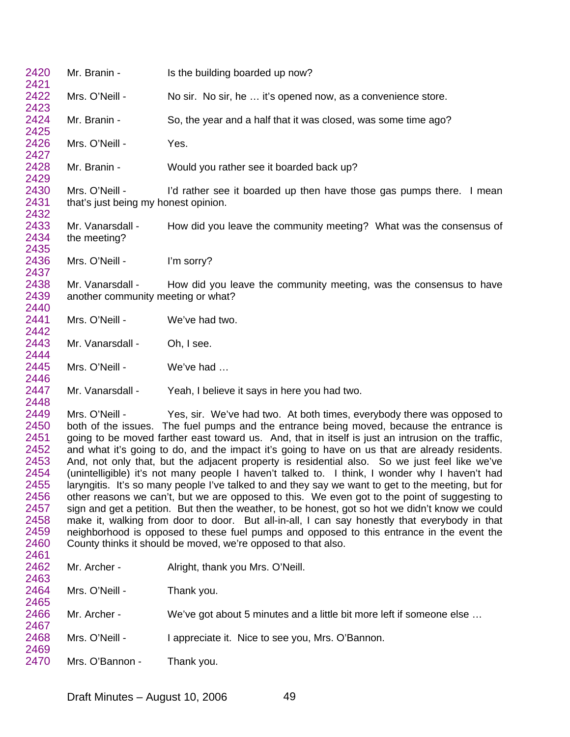2420 Mr. Branin - Is the building boarded up now?
2421
2422 Mrs. O'Neill - No sir. No sir, he … it's opened now, as a convenience store.
2423
2424 Mr. Branin - So, the year and a half that it was closed, was some time ago?
2425
2426 Mrs. O'Neill - Yes.
2427
2428 Mr. Branin - Would you rather see it boarded back up?
2429
2430 Mrs. O'Neill - I'd rather see it boarded up then have those gas pumps there. I mean
2431 that's just being my honest opinion.
2432
2433 Mr. Vanarsdall - How did you leave the community meeting? What was the consensus of
2434 the meeting?
2435
2436 Mrs. O'Neill - I'm sorry?
2437
2438 Mr. Vanarsdall - How did you leave the community meeting, was the consensus to have
2439 another community meeting or what?
2440
2441 Mrs. O'Neill - We've had two.
2442
2443 Mr. Vanarsdall - Oh, I see.
2444
2445 Mrs. O'Neill - We've had …
2446
2447 Mr. Vanarsdall - Yeah, I believe it says in here you had two.
2448
2449 Mrs. O'Neill - Yes, sir. We've had two. At both times, everybody there was opposed to
2450 both of the issues. The fuel pumps and the entrance being moved, because the entrance is
2451 going to be moved farther east toward us. And, that in itself is just an intrusion on the traffic,
2452 and what it's going to do, and the impact it's going to have on us that are already residents.
2453 And, not only that, but the adjacent property is residential also. So we just feel like we've
2454 (unintelligible) it's not many people I haven't talked to. I think, I wonder why I haven't had
2455 laryngitis. It's so many people I've talked to and they say we want to get to the meeting, but for
2456 other reasons we can't, but we are opposed to this. We even got to the point of suggesting to
2457 sign and get a petition. But then the weather, to be honest, got so hot we didn't know we could
2458 make it, walking from door to door. But all-in-all, I can say honestly that everybody in that
2459 neighborhood is opposed to these fuel pumps and opposed to this entrance in the event the
2460 County thinks it should be moved, we're opposed to that also.
2461
2462 Mr. Archer - Alright, thank you Mrs. O'Neill.
2463
2464 Mrs. O'Neill - Thank you.
2465
2466 Mr. Archer - We've got about 5 minutes and a little bit more left if someone else …
2467
2468 Mrs. O'Neill - I appreciate it. Nice to see you, Mrs. O'Bannon.
2469
2470 Mrs. O'Bannon - Thank you.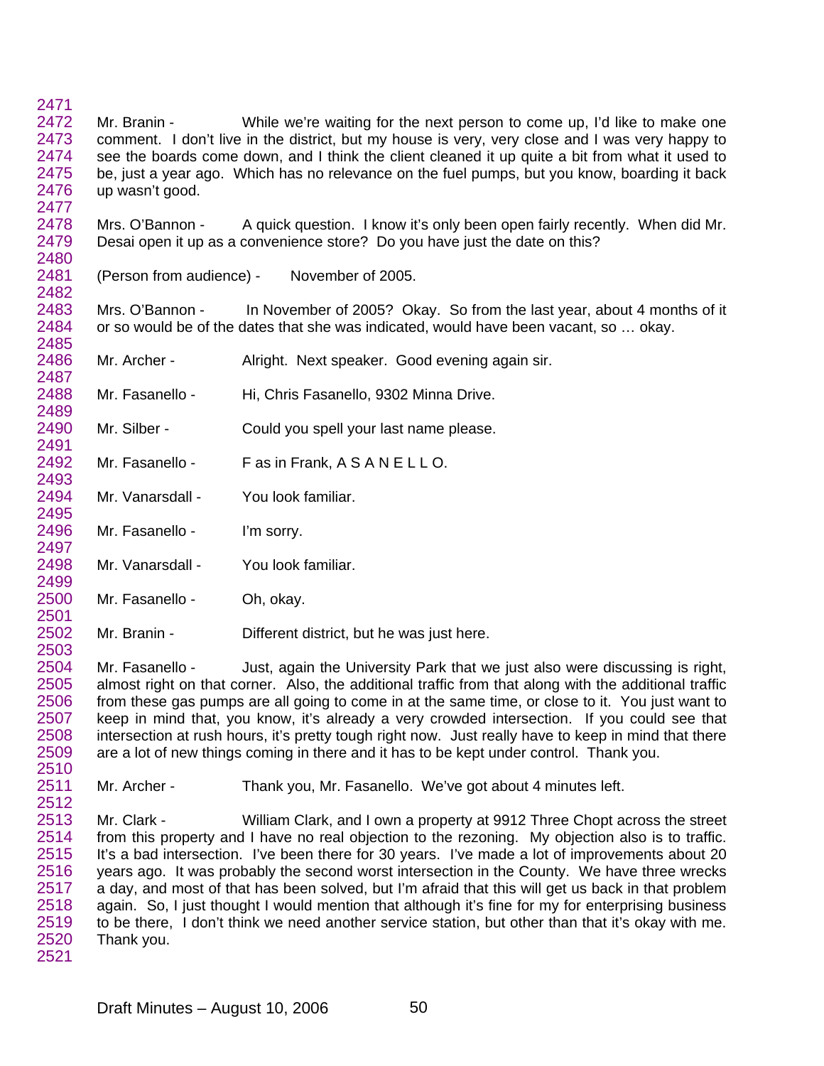Mr. Branin - While we're waiting for the next person to come up, I'd like to make one comment. I don't live in the district, but my house is very, very close and I was very happy to see the boards come down, and I think the client cleaned it up quite a bit from what it used to be, just a year ago. Which has no relevance on the fuel pumps, but you know, boarding it back up wasn't good.

Mrs. O'Bannon - A quick question. I know it's only been open fairly recently. When did Mr. Desai open it up as a convenience store? Do you have just the date on this?

(Person from audience) - November of 2005.

Mrs. O'Bannon - In November of 2005? Okay. So from the last year, about 4 months of it or so would be of the dates that she was indicated, would have been vacant, so … okay.

Mr. Archer - Alright. Next speaker. Good evening again sir.

Mr. Fasanello - Hi, Chris Fasanello, 9302 Minna Drive.

Mr. Silber - Could you spell your last name please.

Mr. Fasanello - F as in Frank, A S A N E L L O.

Mr. Vanarsdall - You look familiar.

Mr. Fasanello - I'm sorry.

Mr. Vanarsdall - You look familiar.

Mr. Fasanello - Oh, okay.

Mr. Branin - Different district, but he was just here.

Mr. Fasanello - Just, again the University Park that we just also were discussing is right, almost right on that corner. Also, the additional traffic from that along with the additional traffic from these gas pumps are all going to come in at the same time, or close to it. You just want to keep in mind that, you know, it's already a very crowded intersection. If you could see that intersection at rush hours, it's pretty tough right now. Just really have to keep in mind that there are a lot of new things coming in there and it has to be kept under control. Thank you.

Mr. Archer - Thank you, Mr. Fasanello. We've got about 4 minutes left.

Mr. Clark - William Clark, and I own a property at 9912 Three Chopt across the street from this property and I have no real objection to the rezoning. My objection also is to traffic. It's a bad intersection. I've been there for 30 years. I've made a lot of improvements about 20 years ago. It was probably the second worst intersection in the County. We have three wrecks a day, and most of that has been solved, but I'm afraid that this will get us back in that problem again. So, I just thought I would mention that although it's fine for my for enterprising business to be there, I don't think we need another service station, but other than that it's okay with me. Thank you.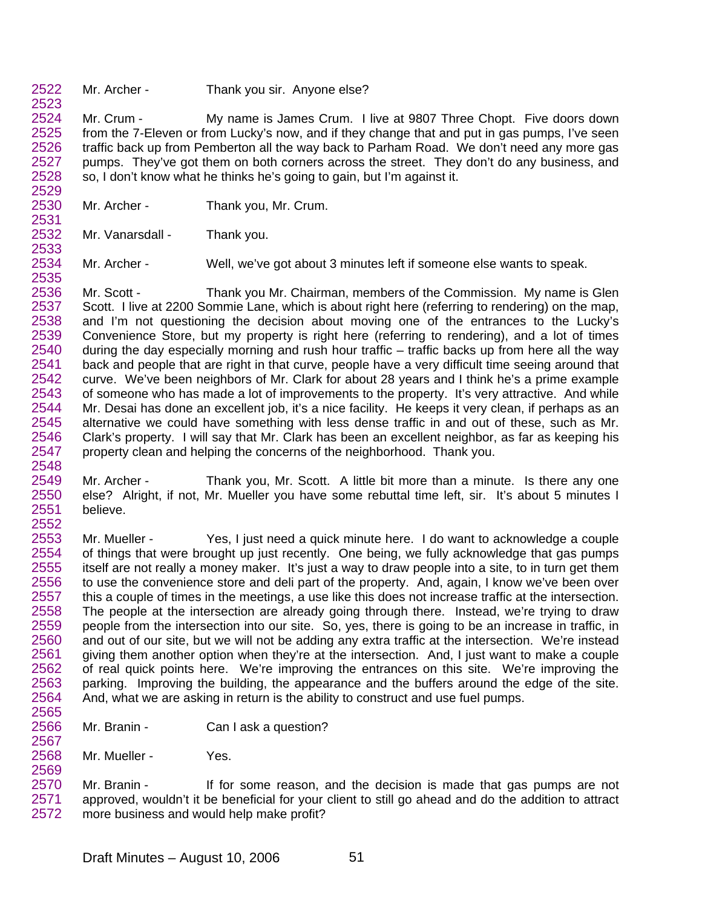Mr. Archer - Thank you sir. Anyone else?

Mr. Crum - My name is James Crum. I live at 9807 Three Chopt. Five doors down from the 7-Eleven or from Lucky's now, and if they change that and put in gas pumps, I've seen traffic back up from Pemberton all the way back to Parham Road. We don't need any more gas pumps. They've got them on both corners across the street. They don't do any business, and so, I don't know what he thinks he's going to gain, but I'm against it.

Mr. Archer - Thank you, Mr. Crum.

Mr. Vanarsdall - Thank you.

Mr. Archer - Well, we've got about 3 minutes left if someone else wants to speak.

Mr. Scott - Thank you Mr. Chairman, members of the Commission. My name is Glen Scott. I live at 2200 Sommie Lane, which is about right here (referring to rendering) on the map, and I'm not questioning the decision about moving one of the entrances to the Lucky's Convenience Store, but my property is right here (referring to rendering), and a lot of times during the day especially morning and rush hour traffic – traffic backs up from here all the way back and people that are right in that curve, people have a very difficult time seeing around that curve. We've been neighbors of Mr. Clark for about 28 years and I think he's a prime example of someone who has made a lot of improvements to the property. It's very attractive. And while Mr. Desai has done an excellent job, it's a nice facility. He keeps it very clean, if perhaps as an alternative we could have something with less dense traffic in and out of these, such as Mr. Clark's property. I will say that Mr. Clark has been an excellent neighbor, as far as keeping his property clean and helping the concerns of the neighborhood. Thank you.

Mr. Archer - Thank you, Mr. Scott. A little bit more than a minute. Is there any one else? Alright, if not, Mr. Mueller you have some rebuttal time left, sir. It's about 5 minutes I believe.

Mr. Mueller - Yes, I just need a quick minute here. I do want to acknowledge a couple of things that were brought up just recently. One being, we fully acknowledge that gas pumps itself are not really a money maker. It's just a way to draw people into a site, to in turn get them to use the convenience store and deli part of the property. And, again, I know we've been over this a couple of times in the meetings, a use like this does not increase traffic at the intersection. The people at the intersection are already going through there. Instead, we're trying to draw people from the intersection into our site. So, yes, there is going to be an increase in traffic, in and out of our site, but we will not be adding any extra traffic at the intersection. We're instead giving them another option when they're at the intersection. And, I just want to make a couple of real quick points here. We're improving the entrances on this site. We're improving the parking. Improving the building, the appearance and the buffers around the edge of the site. And, what we are asking in return is the ability to construct and use fuel pumps.

Mr. Branin - Can I ask a question?

Mr. Mueller - Yes.

Mr. Branin - If for some reason, and the decision is made that gas pumps are not approved, wouldn't it be beneficial for your client to still go ahead and do the addition to attract more business and would help make profit?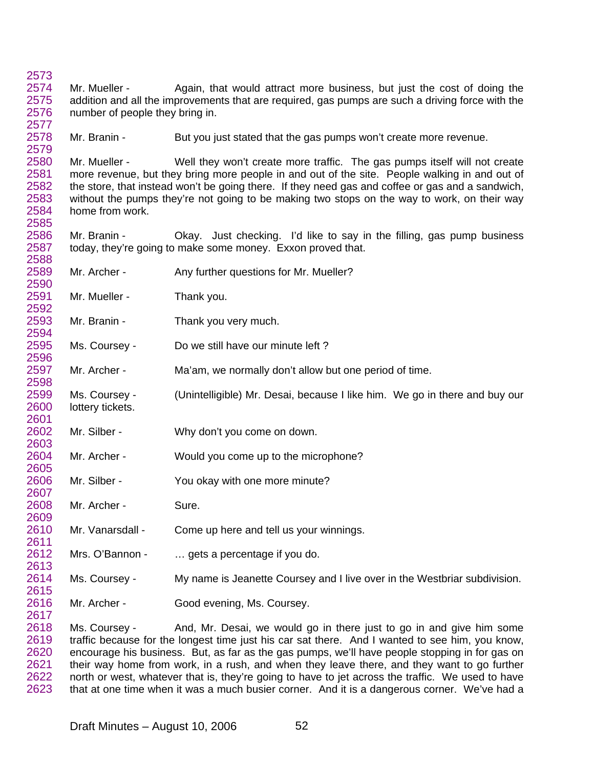Mr. Mueller - Again, that would attract more business, but just the cost of doing the addition and all the improvements that are required, gas pumps are such a driving force with the number of people they bring in.

Mr. Branin - But you just stated that the gas pumps won't create more revenue.

Mr. Mueller - Well they won't create more traffic. The gas pumps itself will not create more revenue, but they bring more people in and out of the site. People walking in and out of the store, that instead won't be going there. If they need gas and coffee or gas and a sandwich, without the pumps they're not going to be making two stops on the way to work, on their way home from work.

Mr. Branin - Okay. Just checking. I'd like to say in the filling, gas pump business today, they're going to make some money. Exxon proved that.

Mr. Archer - Any further questions for Mr. Mueller?

Mr. Mueller - Thank you.

Mr. Branin - Thank you very much.

Ms. Coursey - Do we still have our minute left ?

Mr. Archer - Ma'am, we normally don't allow but one period of time.

Ms. Coursey - (Unintelligible) Mr. Desai, because I like him. We go in there and buy our lottery tickets.

Mr. Silber - Why don't you come on down.

Mr. Archer - Would you come up to the microphone?

Mr. Silber - You okay with one more minute?

Mr. Archer - Sure.

Mr. Vanarsdall - Come up here and tell us your winnings.

Mrs. O'Bannon - … gets a percentage if you do.

Ms. Coursey - My name is Jeanette Coursey and I live over in the Westbriar subdivision.

Mr. Archer - Good evening, Ms. Coursey.

Ms. Coursey - And, Mr. Desai, we would go in there just to go in and give him some traffic because for the longest time just his car sat there. And I wanted to see him, you know, encourage his business. But, as far as the gas pumps, we'll have people stopping in for gas on their way home from work, in a rush, and when they leave there, and they want to go further north or west, whatever that is, they're going to have to jet across the traffic. We used to have that at one time when it was a much busier corner. And it is a dangerous corner. We've had a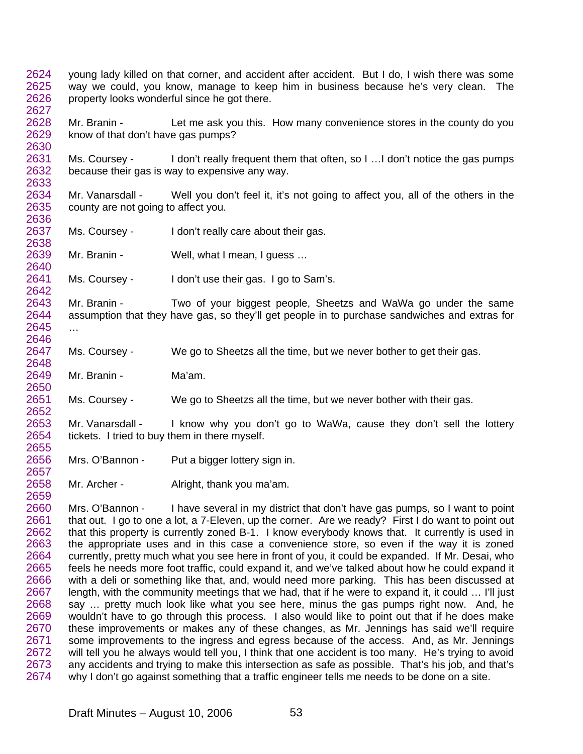young lady killed on that corner, and accident after accident. But I do, I wish there was some way we could, you know, manage to keep him in business because he's very clean. The property looks wonderful since he got there.

Mr. Branin - Let me ask you this. How many convenience stores in the county do you know of that don't have gas pumps?

Ms. Coursey - I don't really frequent them that often, so I …I don't notice the gas pumps because their gas is way to expensive any way.

Mr. Vanarsdall - Well you don't feel it, it's not going to affect you, all of the others in the county are not going to affect you.

Ms. Coursey - I don't really care about their gas.

Mr. Branin - Well, what I mean, I guess …

Ms. Coursey - I don't use their gas. I go to Sam's.

Mr. Branin - Two of your biggest people, Sheetzs and WaWa go under the same assumption that they have gas, so they'll get people in to purchase sandwiches and extras for …

Ms. Coursey - We go to Sheetzs all the time, but we never bother to get their gas.

Mr. Branin - Ma'am.

Ms. Coursey - We go to Sheetzs all the time, but we never bother with their gas.

Mr. Vanarsdall - I know why you don't go to WaWa, cause they don't sell the lottery tickets. I tried to buy them in there myself.

Mrs. O'Bannon - Put a bigger lottery sign in.

Mr. Archer - Alright, thank you ma'am.

Mrs. O'Bannon - I have several in my district that don't have gas pumps, so I want to point that out. I go to one a lot, a 7-Eleven, up the corner. Are we ready? First I do want to point out that this property is currently zoned B-1. I know everybody knows that. It currently is used in the appropriate uses and in this case a convenience store, so even if the way it is zoned currently, pretty much what you see here in front of you, it could be expanded. If Mr. Desai, who feels he needs more foot traffic, could expand it, and we've talked about how he could expand it with a deli or something like that, and, would need more parking. This has been discussed at length, with the community meetings that we had, that if he were to expand it, it could … I'll just say … pretty much look like what you see here, minus the gas pumps right now. And, he wouldn't have to go through this process. I also would like to point out that if he does make these improvements or makes any of these changes, as Mr. Jennings has said we'll require some improvements to the ingress and egress because of the access. And, as Mr. Jennings will tell you he always would tell you, I think that one accident is too many. He's trying to avoid any accidents and trying to make this intersection as safe as possible. That's his job, and that's why I don't go against something that a traffic engineer tells me needs to be done on a site.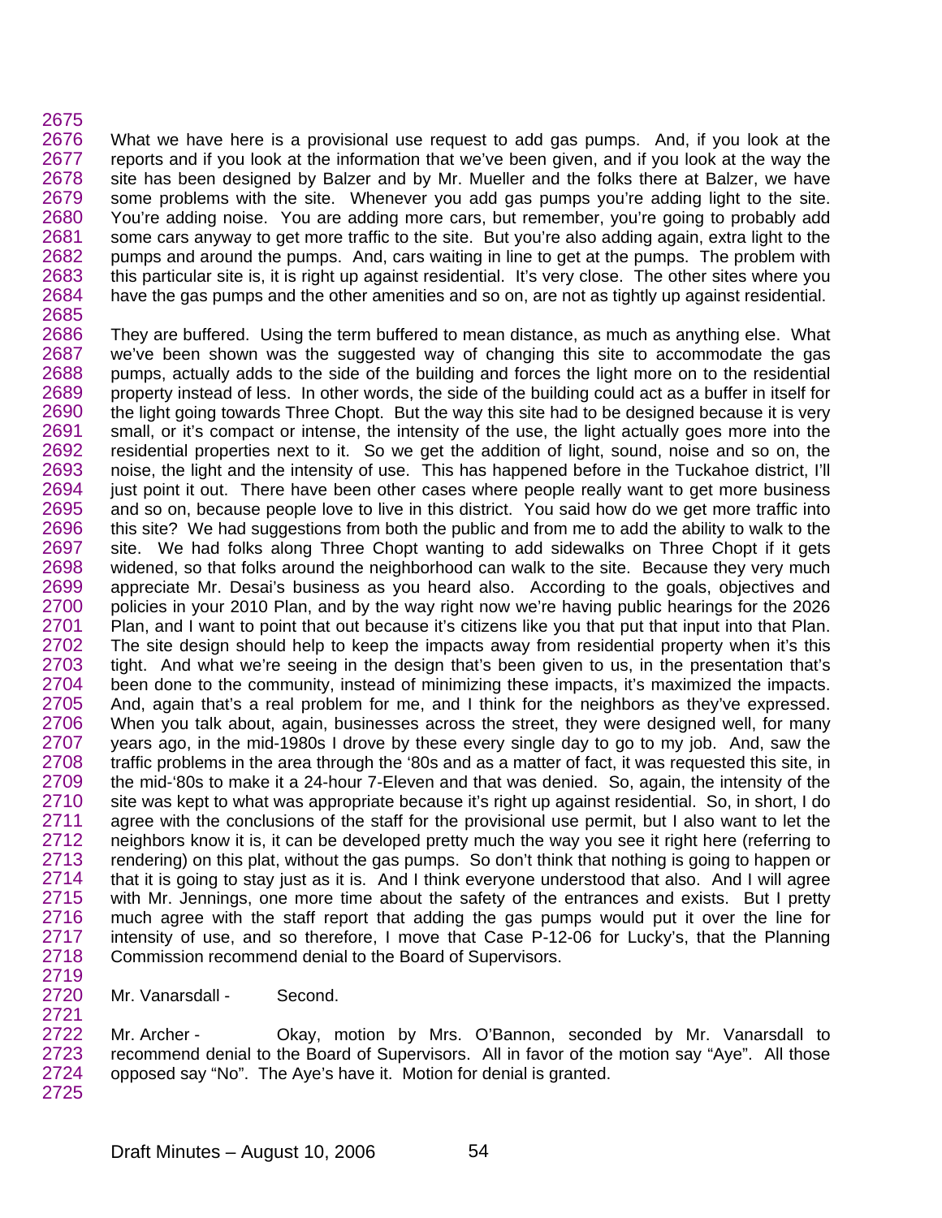What we have here is a provisional use request to add gas pumps. And, if you look at the reports and if you look at the information that we've been given, and if you look at the way the site has been designed by Balzer and by Mr. Mueller and the folks there at Balzer, we have some problems with the site. Whenever you add gas pumps you're adding light to the site. You're adding noise. You are adding more cars, but remember, you're going to probably add some cars anyway to get more traffic to the site. But you're also adding again, extra light to the pumps and around the pumps. And, cars waiting in line to get at the pumps. The problem with this particular site is, it is right up against residential. It's very close. The other sites where you have the gas pumps and the other amenities and so on, are not as tightly up against residential.

They are buffered. Using the term buffered to mean distance, as much as anything else. What we've been shown was the suggested way of changing this site to accommodate the gas pumps, actually adds to the side of the building and forces the light more on to the residential property instead of less. In other words, the side of the building could act as a buffer in itself for the light going towards Three Chopt. But the way this site had to be designed because it is very small, or it's compact or intense, the intensity of the use, the light actually goes more into the residential properties next to it. So we get the addition of light, sound, noise and so on, the noise, the light and the intensity of use. This has happened before in the Tuckahoe district, I'll just point it out. There have been other cases where people really want to get more business and so on, because people love to live in this district. You said how do we get more traffic into this site? We had suggestions from both the public and from me to add the ability to walk to the site. We had folks along Three Chopt wanting to add sidewalks on Three Chopt if it gets widened, so that folks around the neighborhood can walk to the site. Because they very much appreciate Mr. Desai's business as you heard also. According to the goals, objectives and policies in your 2010 Plan, and by the way right now we're having public hearings for the 2026 Plan, and I want to point that out because it's citizens like you that put that input into that Plan. The site design should help to keep the impacts away from residential property when it's this tight. And what we're seeing in the design that's been given to us, in the presentation that's been done to the community, instead of minimizing these impacts, it's maximized the impacts. And, again that's a real problem for me, and I think for the neighbors as they've expressed. When you talk about, again, businesses across the street, they were designed well, for many years ago, in the mid-1980s I drove by these every single day to go to my job. And, saw the traffic problems in the area through the '80s and as a matter of fact, it was requested this site, in the mid-'80s to make it a 24-hour 7-Eleven and that was denied. So, again, the intensity of the site was kept to what was appropriate because it's right up against residential. So, in short, I do agree with the conclusions of the staff for the provisional use permit, but I also want to let the neighbors know it is, it can be developed pretty much the way you see it right here (referring to rendering) on this plat, without the gas pumps. So don't think that nothing is going to happen or that it is going to stay just as it is. And I think everyone understood that also. And I will agree with Mr. Jennings, one more time about the safety of the entrances and exists. But I pretty much agree with the staff report that adding the gas pumps would put it over the line for intensity of use, and so therefore, I move that Case P-12-06 for Lucky's, that the Planning Commission recommend denial to the Board of Supervisors.

Mr. Vanarsdall - Second.

Mr. Archer - Okay, motion by Mrs. O'Bannon, seconded by Mr. Vanarsdall to recommend denial to the Board of Supervisors. All in favor of the motion say "Aye". All those opposed say "No". The Aye's have it. Motion for denial is granted.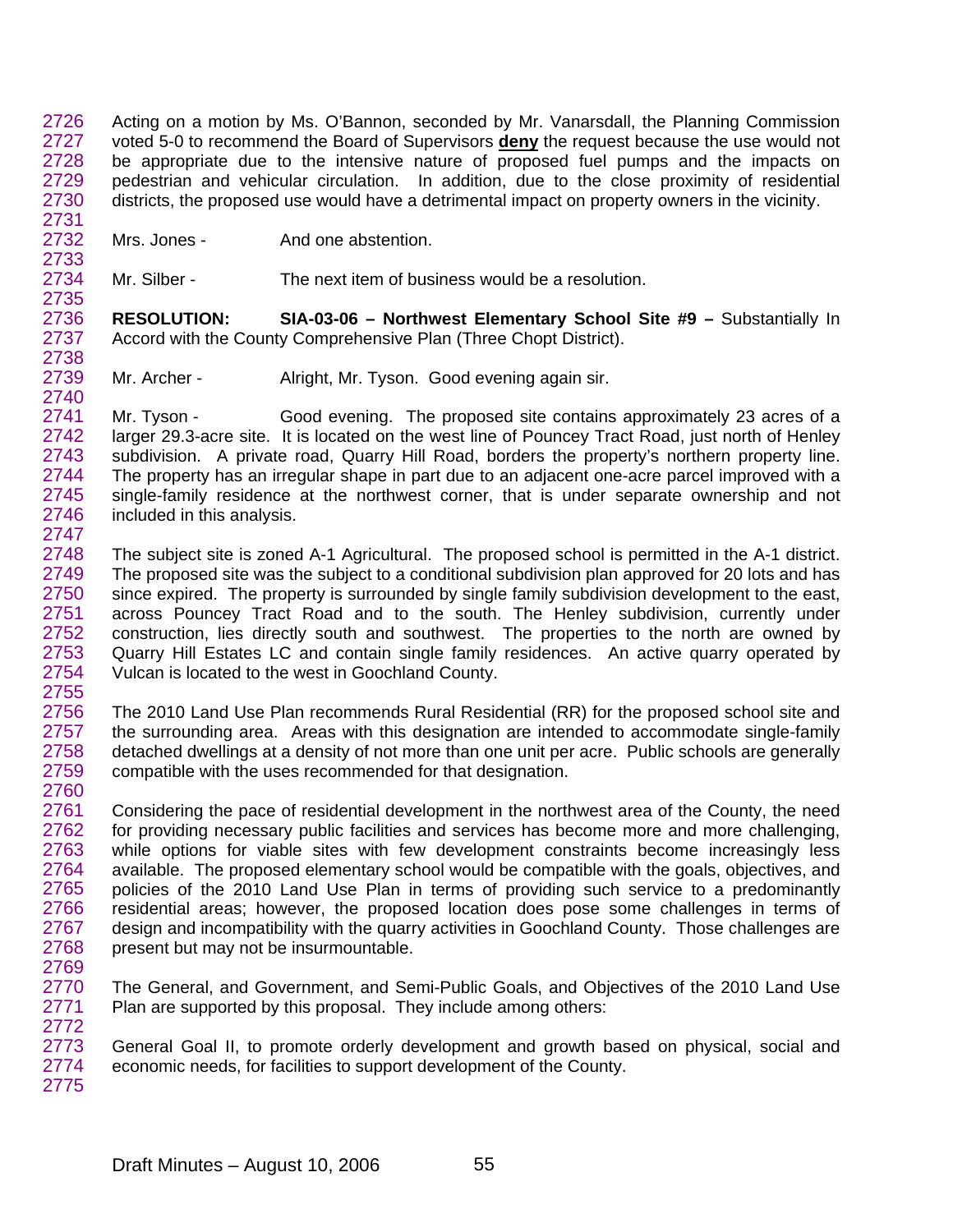Acting on a motion by Ms. O'Bannon, seconded by Mr. Vanarsdall, the Planning Commission voted 5-0 to recommend the Board of Supervisors **deny** the request because the use would not be appropriate due to the intensive nature of proposed fuel pumps and the impacts on pedestrian and vehicular circulation. In addition, due to the close proximity of residential districts, the proposed use would have a detrimental impact on property owners in the vicinity.

Mrs. Jones - And one abstention.

Mr. Silber - The next item of business would be a resolution.

**RESOLUTION: SIA-03-06 – Northwest Elementary School Site #9 –** Substantially In Accord with the County Comprehensive Plan (Three Chopt District).

Mr. Archer - Alright, Mr. Tyson. Good evening again sir.

Mr. Tyson - Good evening. The proposed site contains approximately 23 acres of a larger 29.3-acre site. It is located on the west line of Pouncey Tract Road, just north of Henley subdivision. A private road, Quarry Hill Road, borders the property's northern property line. The property has an irregular shape in part due to an adjacent one-acre parcel improved with a single-family residence at the northwest corner, that is under separate ownership and not included in this analysis.

The subject site is zoned A-1 Agricultural. The proposed school is permitted in the A-1 district. The proposed site was the subject to a conditional subdivision plan approved for 20 lots and has since expired. The property is surrounded by single family subdivision development to the east, across Pouncey Tract Road and to the south. The Henley subdivision, currently under construction, lies directly south and southwest. The properties to the north are owned by Quarry Hill Estates LC and contain single family residences. An active quarry operated by Vulcan is located to the west in Goochland County.

The 2010 Land Use Plan recommends Rural Residential (RR) for the proposed school site and the surrounding area. Areas with this designation are intended to accommodate single-family detached dwellings at a density of not more than one unit per acre. Public schools are generally compatible with the uses recommended for that designation.

Considering the pace of residential development in the northwest area of the County, the need for providing necessary public facilities and services has become more and more challenging, while options for viable sites with few development constraints become increasingly less available. The proposed elementary school would be compatible with the goals, objectives, and policies of the 2010 Land Use Plan in terms of providing such service to a predominantly residential areas; however, the proposed location does pose some challenges in terms of design and incompatibility with the quarry activities in Goochland County. Those challenges are present but may not be insurmountable.

The General, and Government, and Semi-Public Goals, and Objectives of the 2010 Land Use Plan are supported by this proposal. They include among others:

General Goal II, to promote orderly development and growth based on physical, social and economic needs, for facilities to support development of the County.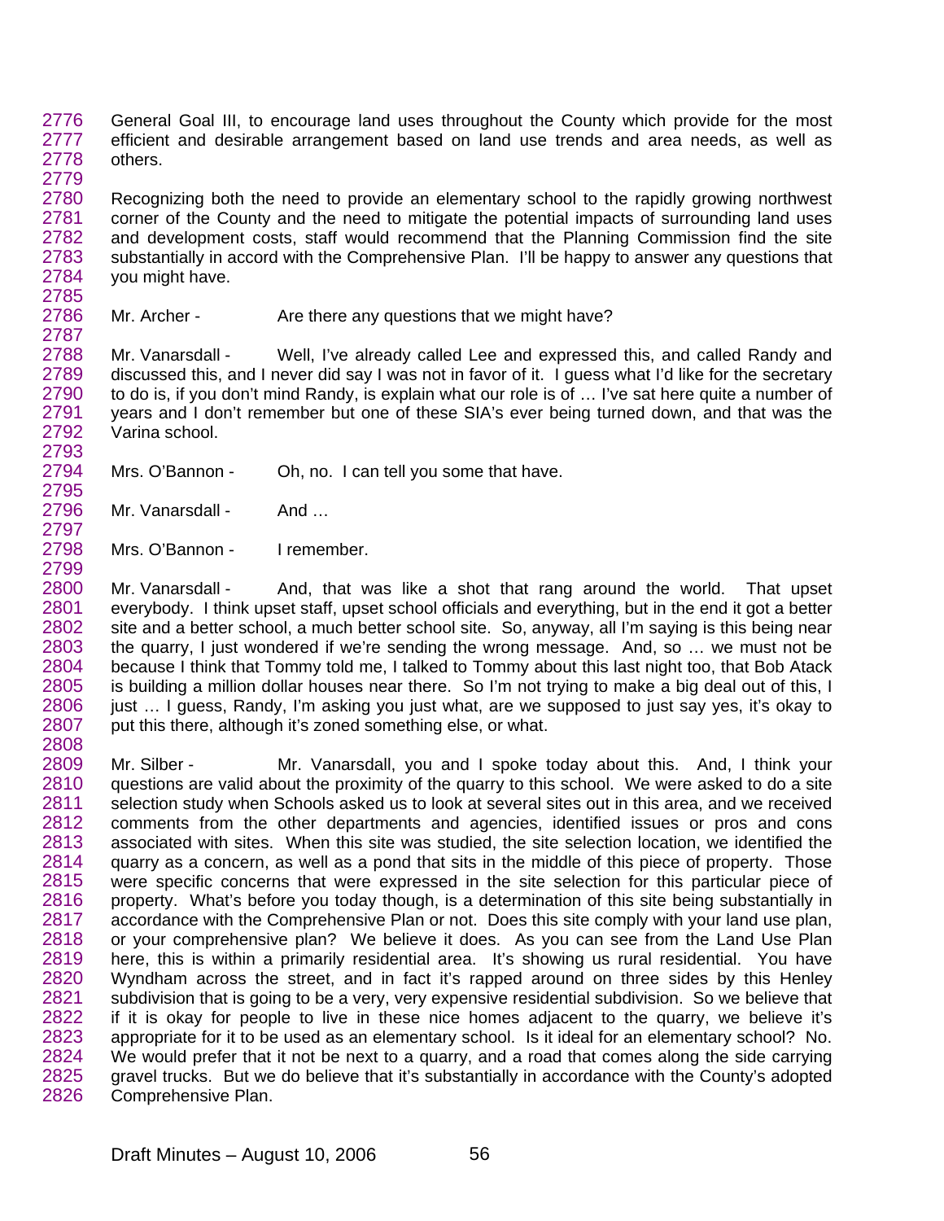General Goal III, to encourage land uses throughout the County which provide for the most efficient and desirable arrangement based on land use trends and area needs, as well as others.

Recognizing both the need to provide an elementary school to the rapidly growing northwest corner of the County and the need to mitigate the potential impacts of surrounding land uses and development costs, staff would recommend that the Planning Commission find the site substantially in accord with the Comprehensive Plan. I'll be happy to answer any questions that you might have.

Mr. Archer - Are there any questions that we might have?

Mr. Vanarsdall - Well, I've already called Lee and expressed this, and called Randy and discussed this, and I never did say I was not in favor of it. I guess what I'd like for the secretary to do is, if you don't mind Randy, is explain what our role is of … I've sat here quite a number of years and I don't remember but one of these SIA's ever being turned down, and that was the Varina school.

Mrs. O'Bannon - Oh, no. I can tell you some that have.

Mr. Vanarsdall - And …

Mrs. O'Bannon - I remember.

Mr. Vanarsdall - And, that was like a shot that rang around the world. That upset everybody. I think upset staff, upset school officials and everything, but in the end it got a better site and a better school, a much better school site. So, anyway, all I'm saying is this being near the quarry, I just wondered if we're sending the wrong message. And, so … we must not be because I think that Tommy told me, I talked to Tommy about this last night too, that Bob Atack is building a million dollar houses near there. So I'm not trying to make a big deal out of this, I just … I guess, Randy, I'm asking you just what, are we supposed to just say yes, it's okay to put this there, although it's zoned something else, or what.

Mr. Silber - Mr. Vanarsdall, you and I spoke today about this. And, I think your questions are valid about the proximity of the quarry to this school. We were asked to do a site selection study when Schools asked us to look at several sites out in this area, and we received comments from the other departments and agencies, identified issues or pros and cons associated with sites. When this site was studied, the site selection location, we identified the quarry as a concern, as well as a pond that sits in the middle of this piece of property. Those were specific concerns that were expressed in the site selection for this particular piece of property. What's before you today though, is a determination of this site being substantially in accordance with the Comprehensive Plan or not. Does this site comply with your land use plan, or your comprehensive plan? We believe it does. As you can see from the Land Use Plan here, this is within a primarily residential area. It's showing us rural residential. You have Wyndham across the street, and in fact it's rapped around on three sides by this Henley subdivision that is going to be a very, very expensive residential subdivision. So we believe that if it is okay for people to live in these nice homes adjacent to the quarry, we believe it's appropriate for it to be used as an elementary school. Is it ideal for an elementary school? No. We would prefer that it not be next to a quarry, and a road that comes along the side carrying gravel trucks. But we do believe that it's substantially in accordance with the County's adopted Comprehensive Plan.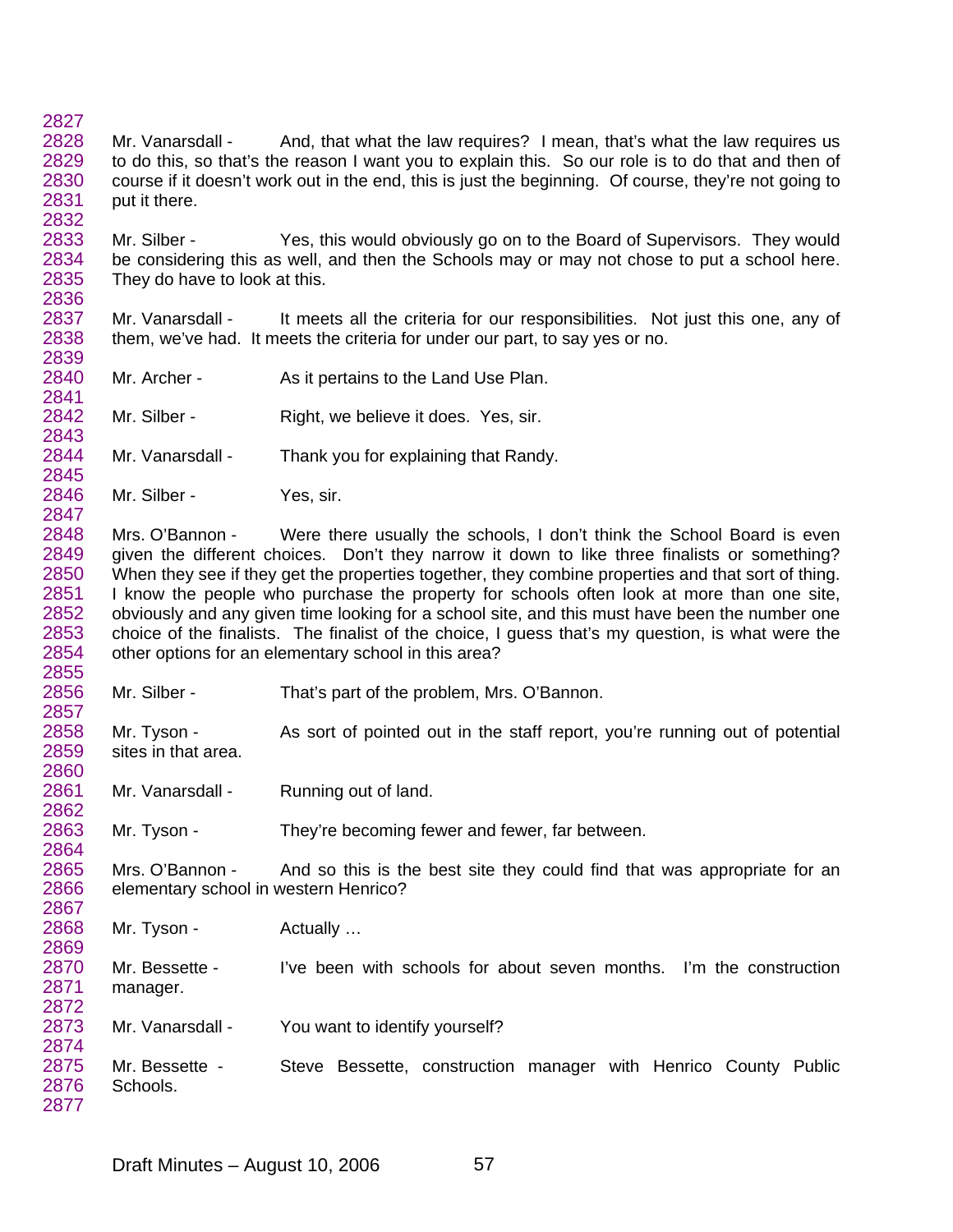Mr. Vanarsdall - And, that what the law requires? I mean, that's what the law requires us to do this, so that's the reason I want you to explain this. So our role is to do that and then of course if it doesn't work out in the end, this is just the beginning. Of course, they're not going to put it there.

Mr. Silber - Yes, this would obviously go on to the Board of Supervisors. They would be considering this as well, and then the Schools may or may not chose to put a school here. They do have to look at this.

Mr. Vanarsdall - It meets all the criteria for our responsibilities. Not just this one, any of them, we've had. It meets the criteria for under our part, to say yes or no.

Mr. Archer - As it pertains to the Land Use Plan.

Mr. Silber - Right, we believe it does. Yes, sir.

Mr. Vanarsdall - Thank you for explaining that Randy.

Mr. Silber - Yes, sir.

Mrs. O'Bannon - Were there usually the schools, I don't think the School Board is even given the different choices. Don't they narrow it down to like three finalists or something? When they see if they get the properties together, they combine properties and that sort of thing. I know the people who purchase the property for schools often look at more than one site, obviously and any given time looking for a school site, and this must have been the number one choice of the finalists. The finalist of the choice, I guess that's my question, is what were the other options for an elementary school in this area?

Mr. Silber - That's part of the problem, Mrs. O'Bannon.

Mr. Tyson - As sort of pointed out in the staff report, you're running out of potential sites in that area.

Mr. Vanarsdall - Running out of land.

Mr. Tyson - They're becoming fewer and fewer, far between.

Mrs. O'Bannon - And so this is the best site they could find that was appropriate for an elementary school in western Henrico?

Mr. Tyson - Actually …

Mr. Bessette - I've been with schools for about seven months. I'm the construction manager.

Mr. Vanarsdall - You want to identify yourself?

Mr. Bessette - Steve Bessette, construction manager with Henrico County Public Schools.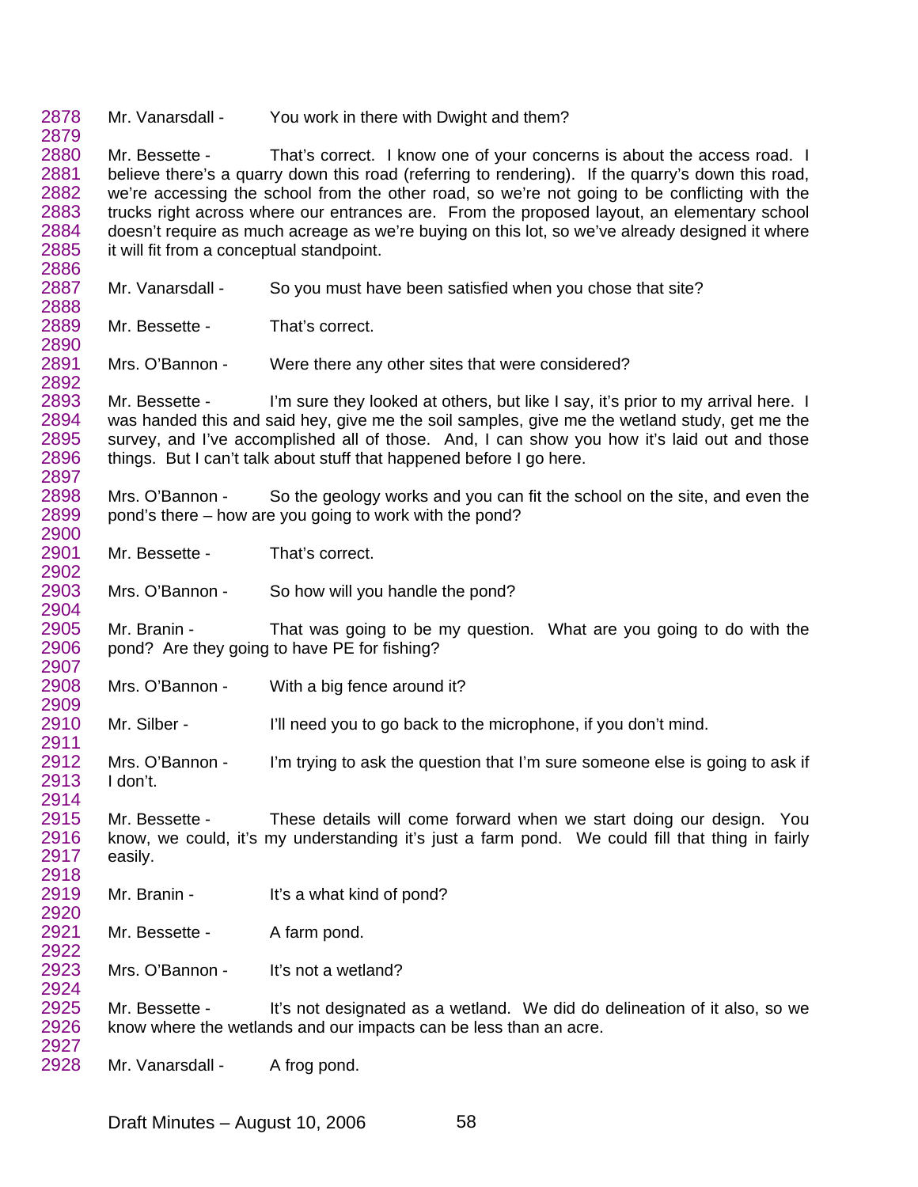Mr. Vanarsdall - You work in there with Dwight and them?

Mr. Bessette - That's correct. I know one of your concerns is about the access road. I believe there's a quarry down this road (referring to rendering). If the quarry's down this road, we're accessing the school from the other road, so we're not going to be conflicting with the trucks right across where our entrances are. From the proposed layout, an elementary school doesn't require as much acreage as we're buying on this lot, so we've already designed it where it will fit from a conceptual standpoint.

Mr. Vanarsdall - So you must have been satisfied when you chose that site?

Mr. Bessette - That's correct.

Mrs. O'Bannon - Were there any other sites that were considered?

Mr. Bessette - I'm sure they looked at others, but like I say, it's prior to my arrival here. I was handed this and said hey, give me the soil samples, give me the wetland study, get me the survey, and I've accomplished all of those. And, I can show you how it's laid out and those things. But I can't talk about stuff that happened before I go here.

Mrs. O'Bannon - So the geology works and you can fit the school on the site, and even the pond's there – how are you going to work with the pond?

Mr. Bessette - That's correct.

Mrs. O'Bannon - So how will you handle the pond?

Mr. Branin - That was going to be my question. What are you going to do with the pond? Are they going to have PE for fishing?

Mrs. O'Bannon - With a big fence around it?

Mr. Silber - I'll need you to go back to the microphone, if you don't mind.

Mrs. O'Bannon - I'm trying to ask the question that I'm sure someone else is going to ask if I don't.

Mr. Bessette - These details will come forward when we start doing our design. You know, we could, it's my understanding it's just a farm pond. We could fill that thing in fairly easily.

Mr. Branin - It's a what kind of pond?

Mr. Bessette - A farm pond.

Mrs. O'Bannon - It's not a wetland?

Mr. Bessette - It's not designated as a wetland. We did do delineation of it also, so we know where the wetlands and our impacts can be less than an acre.

Mr. Vanarsdall - A frog pond.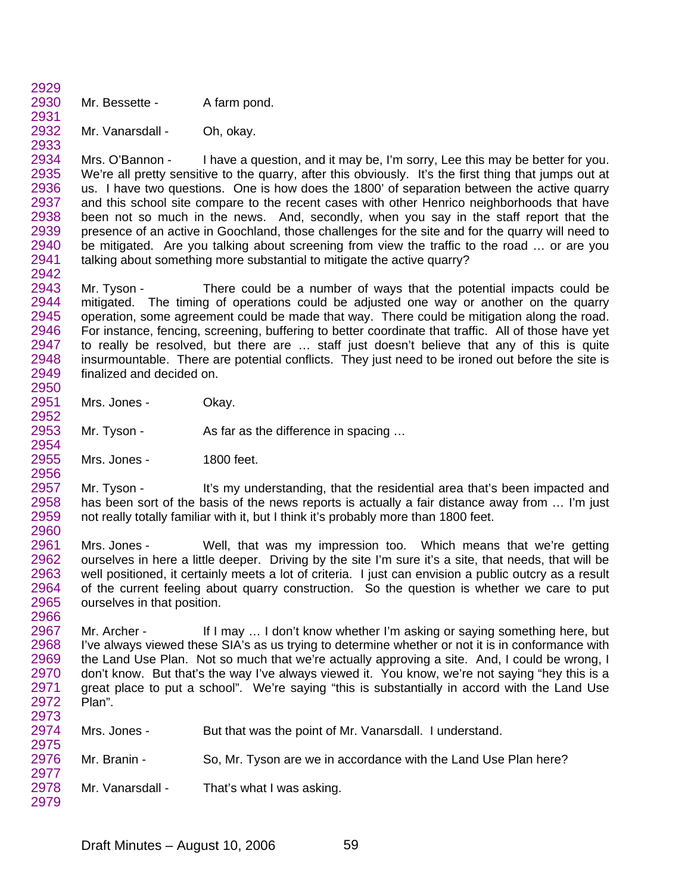Mr. Bessette - A farm pond.

Mr. Vanarsdall - Oh, okay.

Mrs. O'Bannon - I have a question, and it may be, I'm sorry, Lee this may be better for you. We're all pretty sensitive to the quarry, after this obviously. It's the first thing that jumps out at us. I have two questions. One is how does the 1800' of separation between the active quarry and this school site compare to the recent cases with other Henrico neighborhoods that have been not so much in the news. And, secondly, when you say in the staff report that the presence of an active in Goochland, those challenges for the site and for the quarry will need to be mitigated. Are you talking about screening from view the traffic to the road … or are you talking about something more substantial to mitigate the active quarry?

Mr. Tyson - There could be a number of ways that the potential impacts could be mitigated. The timing of operations could be adjusted one way or another on the quarry operation, some agreement could be made that way. There could be mitigation along the road. For instance, fencing, screening, buffering to better coordinate that traffic. All of those have yet to really be resolved, but there are … staff just doesn't believe that any of this is quite insurmountable. There are potential conflicts. They just need to be ironed out before the site is finalized and decided on.

Mrs. Jones - Okay.

Mr. Tyson - As far as the difference in spacing …

Mrs. Jones - 1800 feet.

Mr. Tyson - It's my understanding, that the residential area that's been impacted and has been sort of the basis of the news reports is actually a fair distance away from … I'm just not really totally familiar with it, but I think it's probably more than 1800 feet.

Mrs. Jones - Well, that was my impression too. Which means that we're getting ourselves in here a little deeper. Driving by the site I'm sure it's a site, that needs, that will be well positioned, it certainly meets a lot of criteria. I just can envision a public outcry as a result of the current feeling about quarry construction. So the question is whether we care to put ourselves in that position.

Mr. Archer - If I may … I don't know whether I'm asking or saying something here, but I've always viewed these SIA's as us trying to determine whether or not it is in conformance with the Land Use Plan. Not so much that we're actually approving a site. And, I could be wrong, I don't know. But that's the way I've always viewed it. You know, we're not saying "hey this is a great place to put a school". We're saying "this is substantially in accord with the Land Use Plan".

Mrs. Jones - But that was the point of Mr. Vanarsdall. I understand.

Mr. Branin - So, Mr. Tyson are we in accordance with the Land Use Plan here?

Mr. Vanarsdall - That's what I was asking.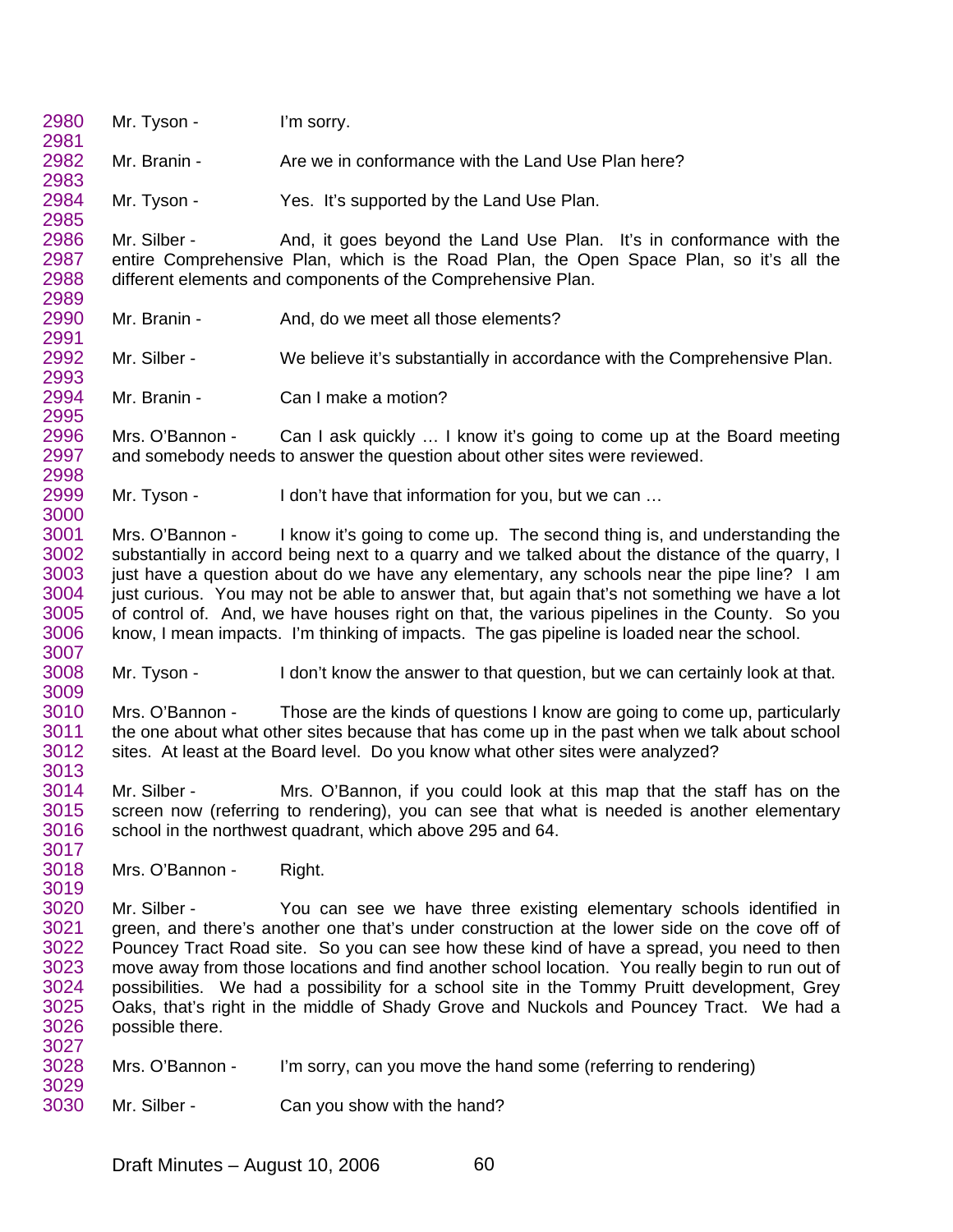2980 Mr. Tyson - I'm sorry.
2981
2982 Mr. Branin - Are we in conformance with the Land Use Plan here?
2983
2984 Mr. Tyson - Yes. It's supported by the Land Use Plan.
2985
2986 Mr. Silber - And, it goes beyond the Land Use Plan. It's in conformance with the
2987 entire Comprehensive Plan, which is the Road Plan, the Open Space Plan, so it's all the
2988 different elements and components of the Comprehensive Plan.
2989
2990 Mr. Branin - And, do we meet all those elements?
2991
2992 Mr. Silber - We believe it's substantially in accordance with the Comprehensive Plan.
2993
2994 Mr. Branin - Can I make a motion?
2995
2996 Mrs. O'Bannon - Can I ask quickly … I know it's going to come up at the Board meeting
2997 and somebody needs to answer the question about other sites were reviewed.
2998
2999 Mr. Tyson - I don't have that information for you, but we can …
3000
3001 Mrs. O'Bannon - I know it's going to come up. The second thing is, and understanding the
3002 substantially in accord being next to a quarry and we talked about the distance of the quarry, I
3003 just have a question about do we have any elementary, any schools near the pipe line? I am
3004 just curious. You may not be able to answer that, but again that's not something we have a lot
3005 of control of. And, we have houses right on that, the various pipelines in the County. So you
3006 know, I mean impacts. I'm thinking of impacts. The gas pipeline is loaded near the school.
3007
3008 Mr. Tyson - I don't know the answer to that question, but we can certainly look at that.
3009
3010 Mrs. O'Bannon - Those are the kinds of questions I know are going to come up, particularly
3011 the one about what other sites because that has come up in the past when we talk about school
3012 sites. At least at the Board level. Do you know what other sites were analyzed?
3013
3014 Mr. Silber - Mrs. O'Bannon, if you could look at this map that the staff has on the
3015 screen now (referring to rendering), you can see that what is needed is another elementary
3016 school in the northwest quadrant, which above 295 and 64.
3017
3018 Mrs. O'Bannon - Right.
3019
3020 Mr. Silber - You can see we have three existing elementary schools identified in
3021 green, and there's another one that's under construction at the lower side on the cove off of
3022 Pouncey Tract Road site. So you can see how these kind of have a spread, you need to then
3023 move away from those locations and find another school location. You really begin to run out of
3024 possibilities. We had a possibility for a school site in the Tommy Pruitt development, Grey
3025 Oaks, that's right in the middle of Shady Grove and Nuckols and Pouncey Tract. We had a
3026 possible there.
3027
3028 Mrs. O'Bannon - I'm sorry, can you move the hand some (referring to rendering)
3029
3030 Mr. Silber - Can you show with the hand?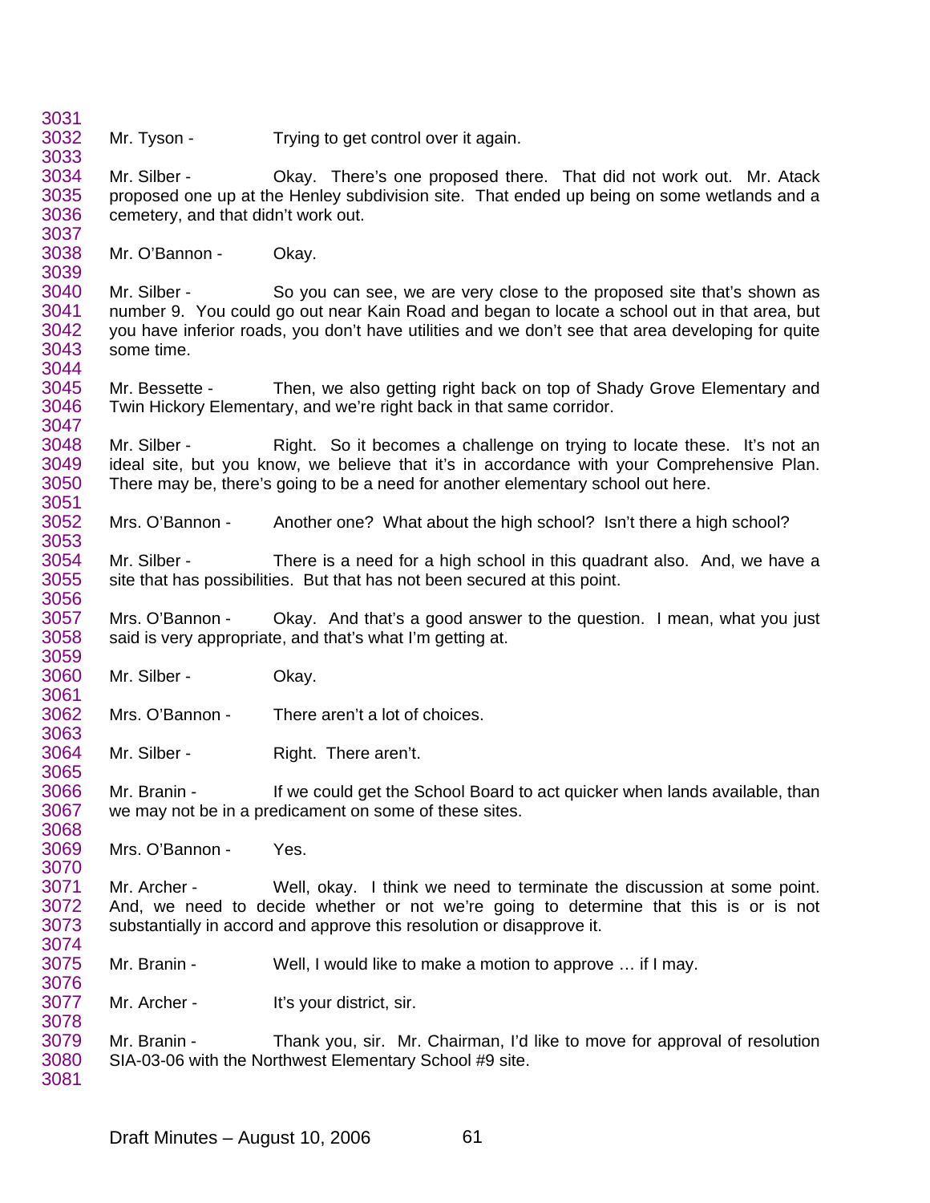Mr. Tyson - Trying to get control over it again.

Mr. Silber - Okay. There's one proposed there. That did not work out. Mr. Atack proposed one up at the Henley subdivision site. That ended up being on some wetlands and a cemetery, and that didn't work out.

Mr. O'Bannon - Okay.

Mr. Silber - So you can see, we are very close to the proposed site that's shown as number 9. You could go out near Kain Road and began to locate a school out in that area, but you have inferior roads, you don't have utilities and we don't see that area developing for quite some time.

Mr. Bessette - Then, we also getting right back on top of Shady Grove Elementary and Twin Hickory Elementary, and we're right back in that same corridor.

Mr. Silber - Right. So it becomes a challenge on trying to locate these. It's not an ideal site, but you know, we believe that it's in accordance with your Comprehensive Plan. There may be, there's going to be a need for another elementary school out here.

Mrs. O'Bannon - Another one? What about the high school? Isn't there a high school?

Mr. Silber - There is a need for a high school in this quadrant also. And, we have a site that has possibilities. But that has not been secured at this point.

Mrs. O'Bannon - Okay. And that's a good answer to the question. I mean, what you just said is very appropriate, and that's what I'm getting at.

Mr. Silber - Okay.

Mrs. O'Bannon - There aren't a lot of choices.

Mr. Silber - Right. There aren't.

Mr. Branin - If we could get the School Board to act quicker when lands available, than we may not be in a predicament on some of these sites.

Mrs. O'Bannon - Yes.

Mr. Archer - Well, okay. I think we need to terminate the discussion at some point. And, we need to decide whether or not we're going to determine that this is or is not substantially in accord and approve this resolution or disapprove it.

Mr. Branin - Well, I would like to make a motion to approve … if I may.

Mr. Archer - It's your district, sir.

Mr. Branin - Thank you, sir. Mr. Chairman, I'd like to move for approval of resolution SIA-03-06 with the Northwest Elementary School #9 site.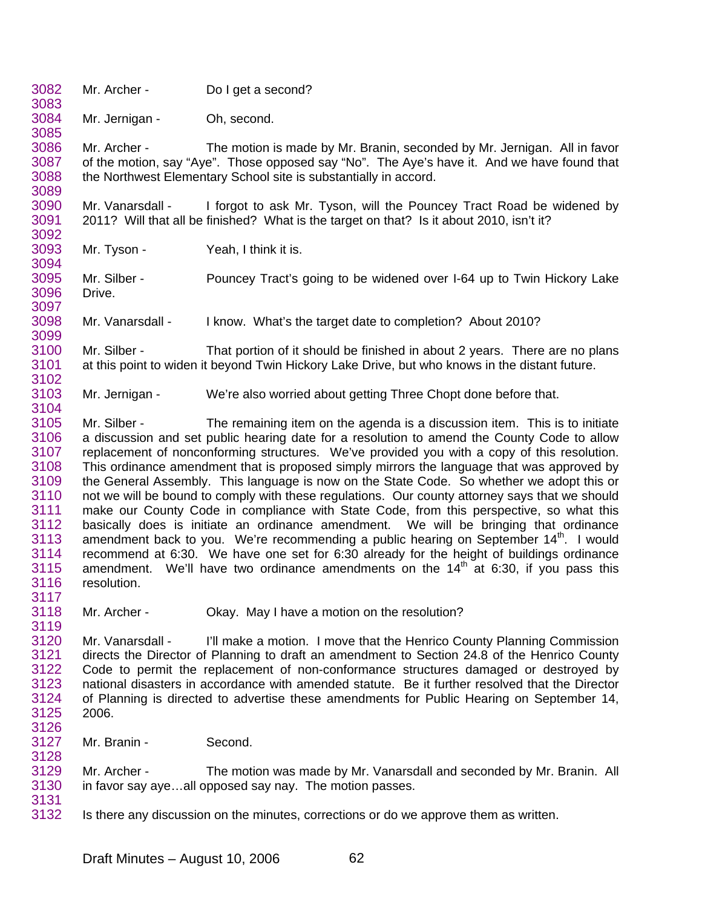Mr. Archer - Do I get a second?

Mr. Jernigan - Oh, second.

Mr. Archer - The motion is made by Mr. Branin, seconded by Mr. Jernigan. All in favor of the motion, say “Aye”. Those opposed say “No”. The Aye’s have it. And we have found that the Northwest Elementary School site is substantially in accord.

Mr. Vanarsdall - I forgot to ask Mr. Tyson, will the Pouncey Tract Road be widened by 2011? Will that all be finished? What is the target on that? Is it about 2010, isn’t it?

Mr. Tyson - Yeah, I think it is.

Mr. Silber - Pouncey Tract’s going to be widened over I-64 up to Twin Hickory Lake Drive.

Mr. Vanarsdall - I know. What’s the target date to completion? About 2010?

Mr. Silber - That portion of it should be finished in about 2 years. There are no plans at this point to widen it beyond Twin Hickory Lake Drive, but who knows in the distant future.

Mr. Jernigan - We’re also worried about getting Three Chopt done before that.

Mr. Silber - The remaining item on the agenda is a discussion item. This is to initiate a discussion and set public hearing date for a resolution to amend the County Code to allow replacement of nonconforming structures. We’ve provided you with a copy of this resolution. This ordinance amendment that is proposed simply mirrors the language that was approved by the General Assembly. This language is now on the State Code. So whether we adopt this or not we will be bound to comply with these regulations. Our county attorney says that we should make our County Code in compliance with State Code, from this perspective, so what this basically does is initiate an ordinance amendment. We will be bringing that ordinance amendment back to you. We’re recommending a public hearing on September 14th. I would recommend at 6:30. We have one set for 6:30 already for the height of buildings ordinance amendment. We’ll have two ordinance amendments on the 14th at 6:30, if you pass this resolution.

Mr. Archer - Okay. May I have a motion on the resolution?

Mr. Vanarsdall - I’ll make a motion. I move that the Henrico County Planning Commission directs the Director of Planning to draft an amendment to Section 24.8 of the Henrico County Code to permit the replacement of non-conformance structures damaged or destroyed by national disasters in accordance with amended statute. Be it further resolved that the Director of Planning is directed to advertise these amendments for Public Hearing on September 14, 2006.

Mr. Branin - Second.

Mr. Archer - The motion was made by Mr. Vanarsdall and seconded by Mr. Branin. All in favor say aye…all opposed say nay. The motion passes.

Is there any discussion on the minutes, corrections or do we approve them as written.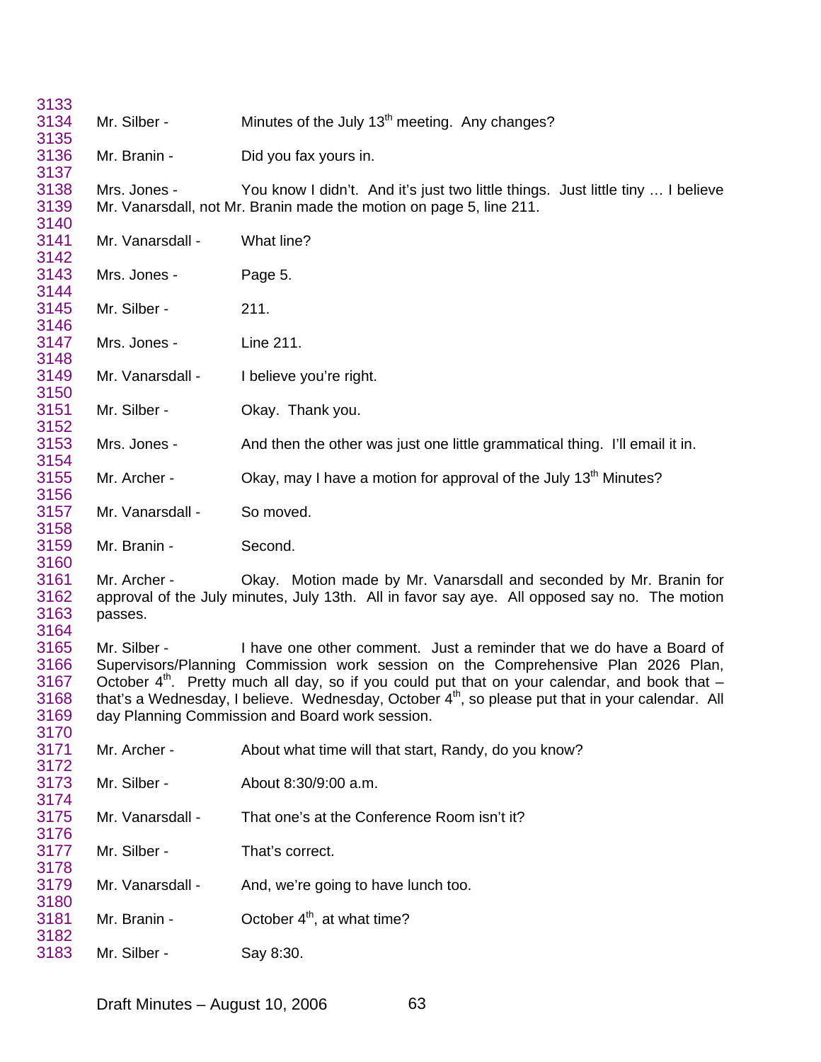3133
3134 Mr. Silber - Minutes of the July 13th meeting. Any changes?
3135
3136 Mr. Branin - Did you fax yours in.
3137
3138 Mrs. Jones - You know I didn't. And it's just two little things. Just little tiny … I believe
3139 Mr. Vanarsdall, not Mr. Branin made the motion on page 5, line 211.
3140
3141 Mr. Vanarsdall - What line?
3142
3143 Mrs. Jones - Page 5.
3144
3145 Mr. Silber - 211.
3146
3147 Mrs. Jones - Line 211.
3148
3149 Mr. Vanarsdall - I believe you're right.
3150
3151 Mr. Silber - Okay. Thank you.
3152
3153 Mrs. Jones - And then the other was just one little grammatical thing. I'll email it in.
3154
3155 Mr. Archer - Okay, may I have a motion for approval of the July 13th Minutes?
3156
3157 Mr. Vanarsdall - So moved.
3158
3159 Mr. Branin - Second.
3160
3161 Mr. Archer - Okay. Motion made by Mr. Vanarsdall and seconded by Mr. Branin for
3162 approval of the July minutes, July 13th. All in favor say aye. All opposed say no. The motion
3163 passes.
3164
3165 Mr. Silber - I have one other comment. Just a reminder that we do have a Board of
3166 Supervisors/Planning Commission work session on the Comprehensive Plan 2026 Plan,
3167 October 4th. Pretty much all day, so if you could put that on your calendar, and book that –
3168 that's a Wednesday, I believe. Wednesday, October 4th, so please put that in your calendar. All
3169 day Planning Commission and Board work session.
3170
3171 Mr. Archer - About what time will that start, Randy, do you know?
3172
3173 Mr. Silber - About 8:30/9:00 a.m.
3174
3175 Mr. Vanarsdall - That one's at the Conference Room isn't it?
3176
3177 Mr. Silber - That's correct.
3178
3179 Mr. Vanarsdall - And, we're going to have lunch too.
3180
3181 Mr. Branin - October 4th, at what time?
3182
3183 Mr. Silber - Say 8:30.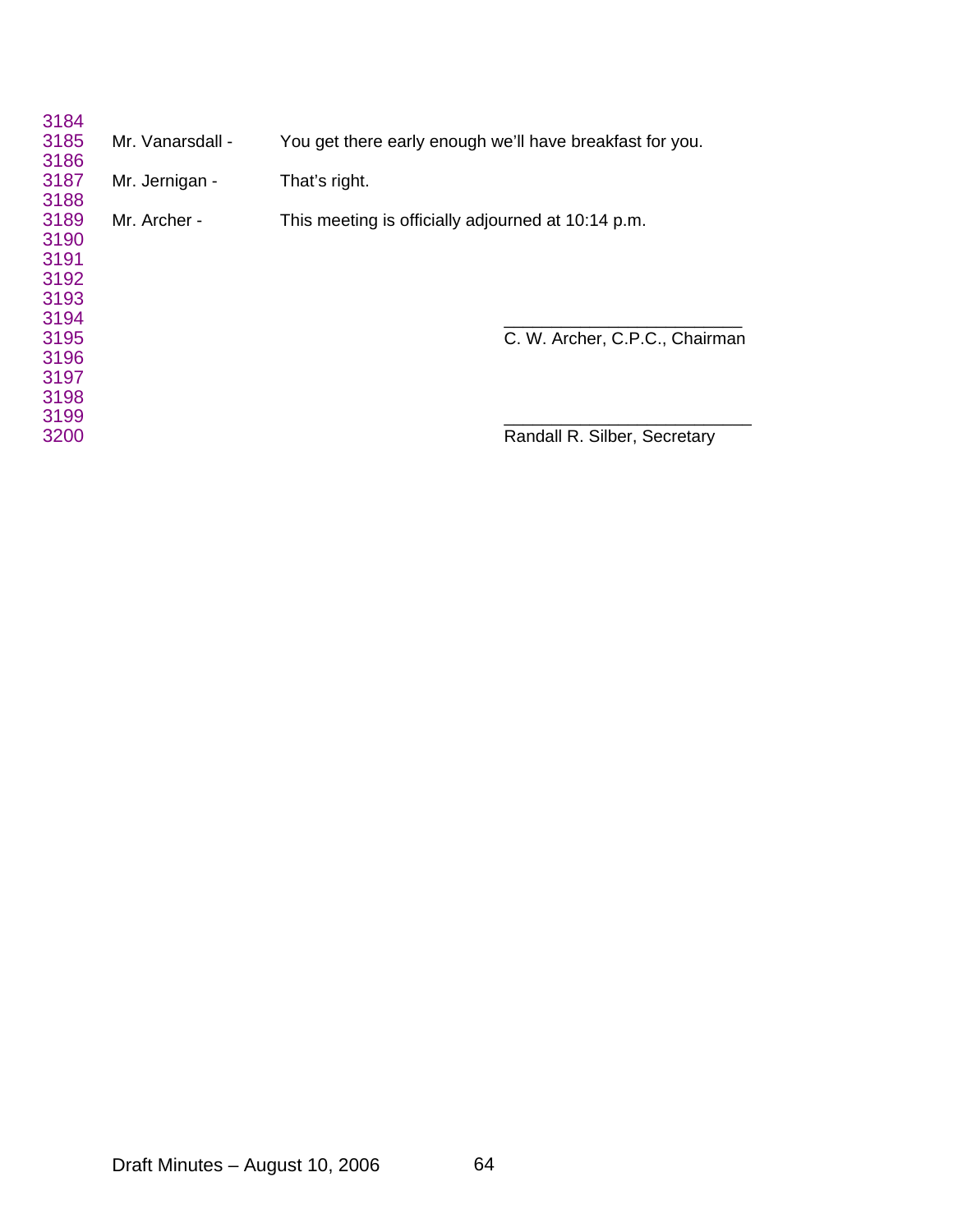Mr. Vanarsdall - You get there early enough we'll have breakfast for you.

Mr. Jernigan - That's right.

Mr. Archer - This meeting is officially adjourned at 10:14 p.m.

________________________
C. W. Archer, C.P.C., Chairman

________________________
Randall R. Silber, Secretary